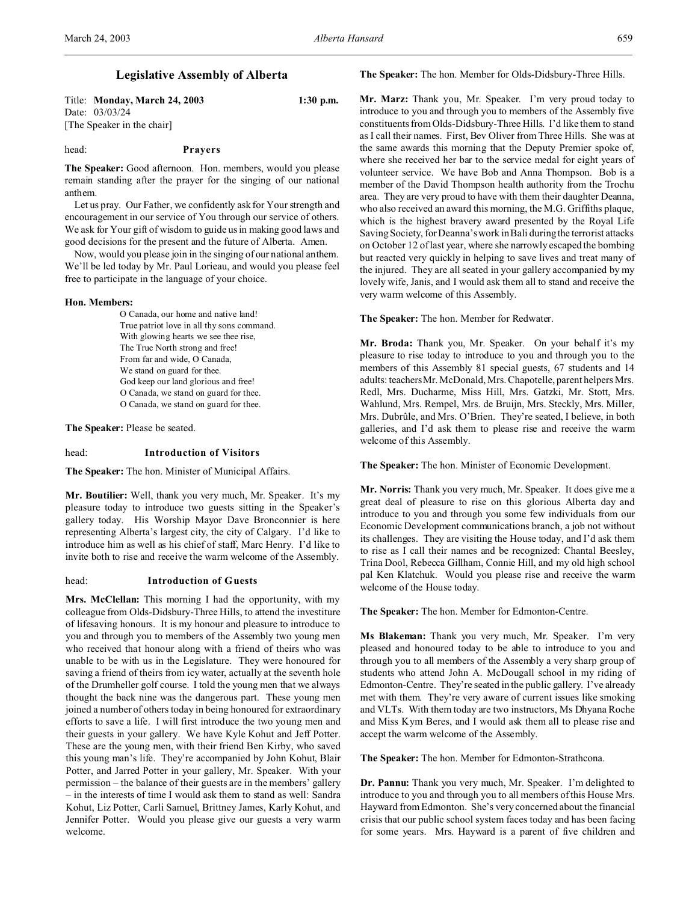# Legislative Assembly of Alberta

Title: **Monday, March 24, 2003** **1:30 p.m.**
Date: 03/03/24
[The Speaker in the chair]

head: **Prayers**

**The Speaker:** Good afternoon. Hon. members, would you please remain standing after the prayer for the singing of our national anthem.

Let us pray. Our Father, we confidently ask for Your strength and encouragement in our service of You through our service of others. We ask for Your gift of wisdom to guide us in making good laws and good decisions for the present and the future of Alberta. Amen.

Now, would you please join in the singing of our national anthem. We'll be led today by Mr. Paul Lorieau, and would you please feel free to participate in the language of your choice.

**Hon. Members:**

O Canada, our home and native land!
True patriot love in all thy sons command.
With glowing hearts we see thee rise,
The True North strong and free!
From far and wide, O Canada,
We stand on guard for thee.
God keep our land glorious and free!
O Canada, we stand on guard for thee.
O Canada, we stand on guard for thee.

**The Speaker:** Please be seated.

head: **Introduction of Visitors**

**The Speaker:** The hon. Minister of Municipal Affairs.

**Mr. Boutilier:** Well, thank you very much, Mr. Speaker. It's my pleasure today to introduce two guests sitting in the Speaker's gallery today. His Worship Mayor Dave Bronconnier is here representing Alberta's largest city, the city of Calgary. I'd like to introduce him as well as his chief of staff, Marc Henry. I'd like to invite both to rise and receive the warm welcome of the Assembly.

head: **Introduction of Guests**

**Mrs. McClellan:** This morning I had the opportunity, with my colleague from Olds-Didsbury-Three Hills, to attend the investiture of lifesaving honours. It is my honour and pleasure to introduce to you and through you to members of the Assembly two young men who received that honour along with a friend of theirs who was unable to be with us in the Legislature. They were honoured for saving a friend of theirs from icy water, actually at the seventh hole of the Drumheller golf course. I told the young men that we always thought the back nine was the dangerous part. These young men joined a number of others today in being honoured for extraordinary efforts to save a life. I will first introduce the two young men and their guests in your gallery. We have Kyle Kohut and Jeff Potter. These are the young men, with their friend Ben Kirby, who saved this young man's life. They're accompanied by John Kohut, Blair Potter, and Jarred Potter in your gallery, Mr. Speaker. With your permission – the balance of their guests are in the members' gallery – in the interests of time I would ask them to stand as well: Sandra Kohut, Liz Potter, Carli Samuel, Brittney James, Karly Kohut, and Jennifer Potter. Would you please give our guests a very warm welcome.

**The Speaker:** The hon. Member for Olds-Didsbury-Three Hills.

**Mr. Marz:** Thank you, Mr. Speaker. I'm very proud today to introduce to you and through you to members of the Assembly five constituents from Olds-Didsbury-Three Hills. I'd like them to stand as I call their names. First, Bev Oliver from Three Hills. She was at the same awards this morning that the Deputy Premier spoke of, where she received her bar to the service medal for eight years of volunteer service. We have Bob and Anna Thompson. Bob is a member of the David Thompson health authority from the Trochu area. They are very proud to have with them their daughter Deanna, who also received an award this morning, the M.G. Griffiths plaque, which is the highest bravery award presented by the Royal Life Saving Society, for Deanna's work in Bali during the terrorist attacks on October 12 of last year, where she narrowly escaped the bombing but reacted very quickly in helping to save lives and treat many of the injured. They are all seated in your gallery accompanied by my lovely wife, Janis, and I would ask them all to stand and receive the very warm welcome of this Assembly.

**The Speaker:** The hon. Member for Redwater.

**Mr. Broda:** Thank you, Mr. Speaker. On your behalf it's my pleasure to rise today to introduce to you and through you to the members of this Assembly 81 special guests, 67 students and 14 adults: teachers Mr. McDonald, Mrs. Chapotelle, parent helpers Mrs. Redl, Mrs. Ducharme, Miss Hill, Mrs. Gatzki, Mr. Stott, Mrs. Wahlund, Mrs. Rempel, Mrs. de Bruijn, Mrs. Steckly, Mrs. Miller, Mrs. Dubrûle, and Mrs. O'Brien. They're seated, I believe, in both galleries, and I'd ask them to please rise and receive the warm welcome of this Assembly.

**The Speaker:** The hon. Minister of Economic Development.

**Mr. Norris:** Thank you very much, Mr. Speaker. It does give me a great deal of pleasure to rise on this glorious Alberta day and introduce to you and through you some few individuals from our Economic Development communications branch, a job not without its challenges. They are visiting the House today, and I'd ask them to rise as I call their names and be recognized: Chantal Beesley, Trina Dool, Rebecca Gillham, Connie Hill, and my old high school pal Ken Klatchuk. Would you please rise and receive the warm welcome of the House today.

**The Speaker:** The hon. Member for Edmonton-Centre.

**Ms Blakeman:** Thank you very much, Mr. Speaker. I'm very pleased and honoured today to be able to introduce to you and through you to all members of the Assembly a very sharp group of students who attend John A. McDougall school in my riding of Edmonton-Centre. They're seated in the public gallery. I've already met with them. They're very aware of current issues like smoking and VLTs. With them today are two instructors, Ms Dhyana Roche and Miss Kym Beres, and I would ask them all to please rise and accept the warm welcome of the Assembly.

**The Speaker:** The hon. Member for Edmonton-Strathcona.

**Dr. Pannu:** Thank you very much, Mr. Speaker. I'm delighted to introduce to you and through you to all members of this House Mrs. Hayward from Edmonton. She's very concerned about the financial crisis that our public school system faces today and has been facing for some years. Mrs. Hayward is a parent of five children and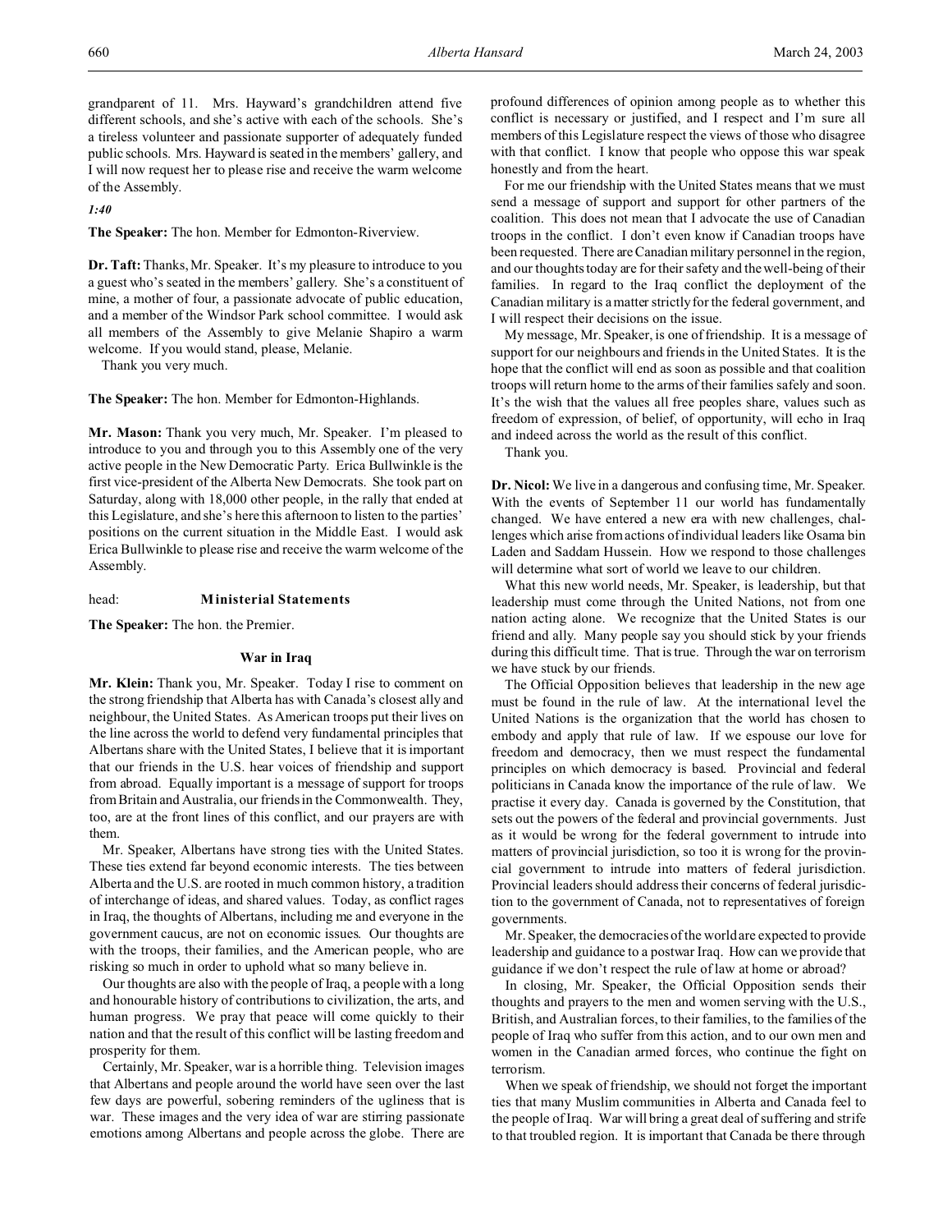grandparent of 11. Mrs. Hayward's grandchildren attend five different schools, and she's active with each of the schools. She's a tireless volunteer and passionate supporter of adequately funded public schools. Mrs. Hayward is seated in the members' gallery, and I will now request her to please rise and receive the warm welcome of the Assembly.

*1:40*

**The Speaker:** The hon. Member for Edmonton-Riverview.

**Dr. Taft:** Thanks, Mr. Speaker. It's my pleasure to introduce to you a guest who's seated in the members' gallery. She's a constituent of mine, a mother of four, a passionate advocate of public education, and a member of the Windsor Park school committee. I would ask all members of the Assembly to give Melanie Shapiro a warm welcome. If you would stand, please, Melanie.

Thank you very much.

**The Speaker:** The hon. Member for Edmonton-Highlands.

**Mr. Mason:** Thank you very much, Mr. Speaker. I'm pleased to introduce to you and through you to this Assembly one of the very active people in the New Democratic Party. Erica Bullwinkle is the first vice-president of the Alberta New Democrats. She took part on Saturday, along with 18,000 other people, in the rally that ended at this Legislature, and she's here this afternoon to listen to the parties' positions on the current situation in the Middle East. I would ask Erica Bullwinkle to please rise and receive the warm welcome of the Assembly.

head: **Ministerial Statements**

**The Speaker:** The hon. the Premier.

### War in Iraq

**Mr. Klein:** Thank you, Mr. Speaker. Today I rise to comment on the strong friendship that Alberta has with Canada's closest ally and neighbour, the United States. As American troops put their lives on the line across the world to defend very fundamental principles that Albertans share with the United States, I believe that it is important that our friends in the U.S. hear voices of friendship and support from abroad. Equally important is a message of support for troops from Britain and Australia, our friends in the Commonwealth. They, too, are at the front lines of this conflict, and our prayers are with them.

Mr. Speaker, Albertans have strong ties with the United States. These ties extend far beyond economic interests. The ties between Alberta and the U.S. are rooted in much common history, a tradition of interchange of ideas, and shared values. Today, as conflict rages in Iraq, the thoughts of Albertans, including me and everyone in the government caucus, are not on economic issues. Our thoughts are with the troops, their families, and the American people, who are risking so much in order to uphold what so many believe in.

Our thoughts are also with the people of Iraq, a people with a long and honourable history of contributions to civilization, the arts, and human progress. We pray that peace will come quickly to their nation and that the result of this conflict will be lasting freedom and prosperity for them.

Certainly, Mr. Speaker, war is a horrible thing. Television images that Albertans and people around the world have seen over the last few days are powerful, sobering reminders of the ugliness that is war. These images and the very idea of war are stirring passionate emotions among Albertans and people across the globe. There are profound differences of opinion among people as to whether this conflict is necessary or justified, and I respect and I'm sure all members of this Legislature respect the views of those who disagree with that conflict. I know that people who oppose this war speak honestly and from the heart.

For me our friendship with the United States means that we must send a message of support and support for other partners of the coalition. This does not mean that I advocate the use of Canadian troops in the conflict. I don't even know if Canadian troops have been requested. There are Canadian military personnel in the region, and our thoughts today are for their safety and the well-being of their families. In regard to the Iraq conflict the deployment of the Canadian military is a matter strictly for the federal government, and I will respect their decisions on the issue.

My message, Mr. Speaker, is one of friendship. It is a message of support for our neighbours and friends in the United States. It is the hope that the conflict will end as soon as possible and that coalition troops will return home to the arms of their families safely and soon. It's the wish that the values all free peoples share, values such as freedom of expression, of belief, of opportunity, will echo in Iraq and indeed across the world as the result of this conflict.

Thank you.

**Dr. Nicol:** We live in a dangerous and confusing time, Mr. Speaker. With the events of September 11 our world has fundamentally changed. We have entered a new era with new challenges, challenges which arise from actions of individual leaders like Osama bin Laden and Saddam Hussein. How we respond to those challenges will determine what sort of world we leave to our children.

What this new world needs, Mr. Speaker, is leadership, but that leadership must come through the United Nations, not from one nation acting alone. We recognize that the United States is our friend and ally. Many people say you should stick by your friends during this difficult time. That is true. Through the war on terrorism we have stuck by our friends.

The Official Opposition believes that leadership in the new age must be found in the rule of law. At the international level the United Nations is the organization that the world has chosen to embody and apply that rule of law. If we espouse our love for freedom and democracy, then we must respect the fundamental principles on which democracy is based. Provincial and federal politicians in Canada know the importance of the rule of law. We practise it every day. Canada is governed by the Constitution, that sets out the powers of the federal and provincial governments. Just as it would be wrong for the federal government to intrude into matters of provincial jurisdiction, so too it is wrong for the provincial government to intrude into matters of federal jurisdiction. Provincial leaders should address their concerns of federal jurisdiction to the government of Canada, not to representatives of foreign governments.

Mr. Speaker, the democracies of the world are expected to provide leadership and guidance to a postwar Iraq. How can we provide that guidance if we don't respect the rule of law at home or abroad?

In closing, Mr. Speaker, the Official Opposition sends their thoughts and prayers to the men and women serving with the U.S., British, and Australian forces, to their families, to the families of the people of Iraq who suffer from this action, and to our own men and women in the Canadian armed forces, who continue the fight on terrorism.

When we speak of friendship, we should not forget the important ties that many Muslim communities in Alberta and Canada feel to the people of Iraq. War will bring a great deal of suffering and strife to that troubled region. It is important that Canada be there through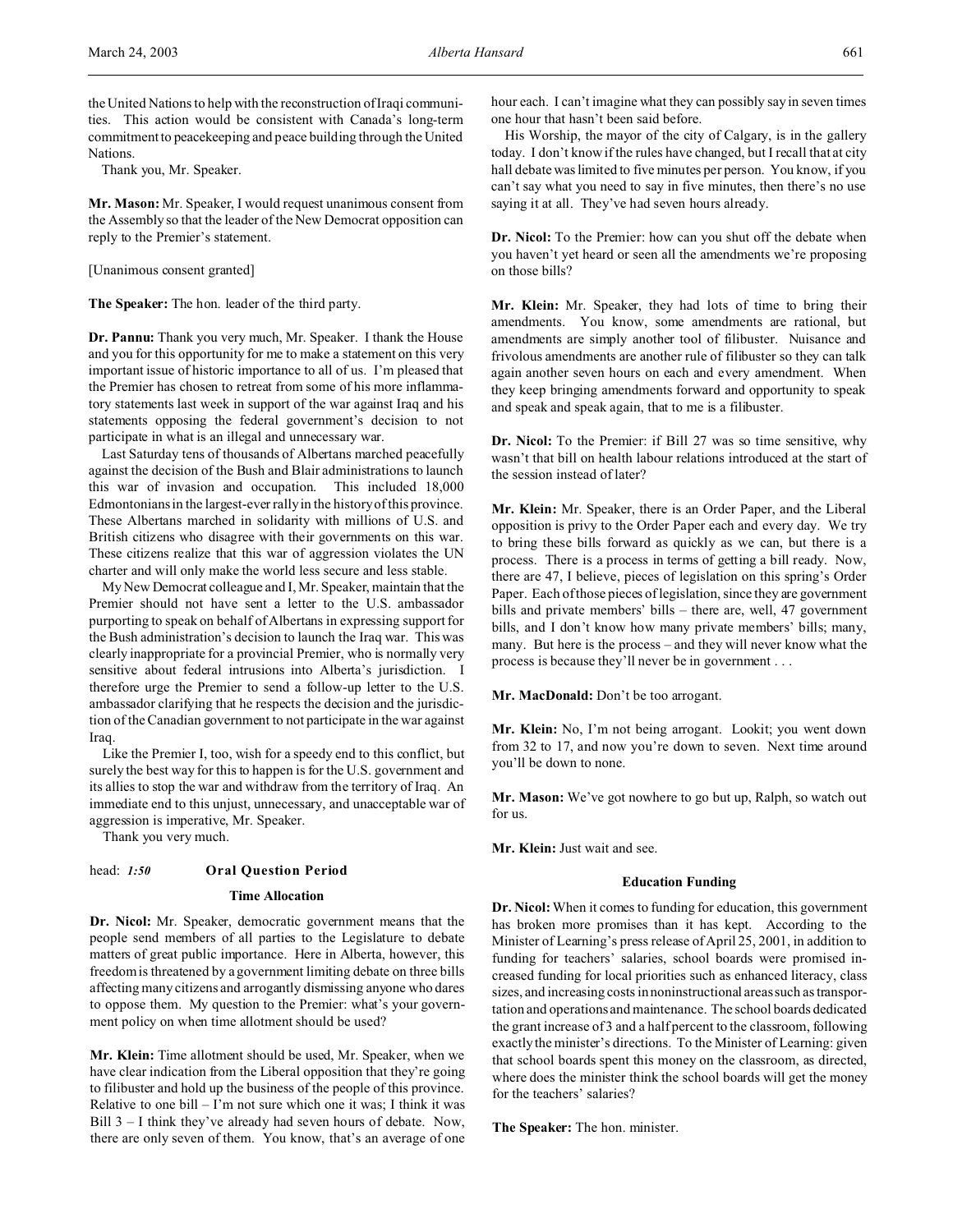the United Nations to help with the reconstruction of Iraqi communities. This action would be consistent with Canada's long-term commitment to peacekeeping and peace building through the United Nations.

Thank you, Mr. Speaker.

**Mr. Mason:** Mr. Speaker, I would request unanimous consent from the Assembly so that the leader of the New Democrat opposition can reply to the Premier's statement.

[Unanimous consent granted]

**The Speaker:** The hon. leader of the third party.

**Dr. Pannu:** Thank you very much, Mr. Speaker. I thank the House and you for this opportunity for me to make a statement on this very important issue of historic importance to all of us. I'm pleased that the Premier has chosen to retreat from some of his more inflammatory statements last week in support of the war against Iraq and his statements opposing the federal government's decision to not participate in what is an illegal and unnecessary war.

Last Saturday tens of thousands of Albertans marched peacefully against the decision of the Bush and Blair administrations to launch this war of invasion and occupation. This included 18,000 Edmontonians in the largest-ever rally in the history of this province. These Albertans marched in solidarity with millions of U.S. and British citizens who disagree with their governments on this war. These citizens realize that this war of aggression violates the UN charter and will only make the world less secure and less stable.

My New Democrat colleague and I, Mr. Speaker, maintain that the Premier should not have sent a letter to the U.S. ambassador purporting to speak on behalf of Albertans in expressing support for the Bush administration's decision to launch the Iraq war. This was clearly inappropriate for a provincial Premier, who is normally very sensitive about federal intrusions into Alberta's jurisdiction. I therefore urge the Premier to send a follow-up letter to the U.S. ambassador clarifying that he respects the decision and the jurisdiction of the Canadian government to not participate in the war against Iraq.

Like the Premier I, too, wish for a speedy end to this conflict, but surely the best way for this to happen is for the U.S. government and its allies to stop the war and withdraw from the territory of Iraq. An immediate end to this unjust, unnecessary, and unacceptable war of aggression is imperative, Mr. Speaker.

Thank you very much.

head: *1:50* **Oral Question Period**

### Time Allocation

**Dr. Nicol:** Mr. Speaker, democratic government means that the people send members of all parties to the Legislature to debate matters of great public importance. Here in Alberta, however, this freedom is threatened by a government limiting debate on three bills affecting many citizens and arrogantly dismissing anyone who dares to oppose them. My question to the Premier: what's your government policy on when time allotment should be used?

**Mr. Klein:** Time allotment should be used, Mr. Speaker, when we have clear indication from the Liberal opposition that they're going to filibuster and hold up the business of the people of this province. Relative to one bill – I'm not sure which one it was; I think it was Bill 3 – I think they've already had seven hours of debate. Now, there are only seven of them. You know, that's an average of one hour each. I can't imagine what they can possibly say in seven times one hour that hasn't been said before.

His Worship, the mayor of the city of Calgary, is in the gallery today. I don't know if the rules have changed, but I recall that at city hall debate was limited to five minutes per person. You know, if you can't say what you need to say in five minutes, then there's no use saying it at all. They've had seven hours already.

**Dr. Nicol:** To the Premier: how can you shut off the debate when you haven't yet heard or seen all the amendments we're proposing on those bills?

**Mr. Klein:** Mr. Speaker, they had lots of time to bring their amendments. You know, some amendments are rational, but amendments are simply another tool of filibuster. Nuisance and frivolous amendments are another rule of filibuster so they can talk again another seven hours on each and every amendment. When they keep bringing amendments forward and opportunity to speak and speak and speak again, that to me is a filibuster.

**Dr. Nicol:** To the Premier: if Bill 27 was so time sensitive, why wasn't that bill on health labour relations introduced at the start of the session instead of later?

**Mr. Klein:** Mr. Speaker, there is an Order Paper, and the Liberal opposition is privy to the Order Paper each and every day. We try to bring these bills forward as quickly as we can, but there is a process. There is a process in terms of getting a bill ready. Now, there are 47, I believe, pieces of legislation on this spring's Order Paper. Each of those pieces of legislation, since they are government bills and private members' bills – there are, well, 47 government bills, and I don't know how many private members' bills; many, many. But here is the process – and they will never know what the process is because they'll never be in government . . .

**Mr. MacDonald:** Don't be too arrogant.

**Mr. Klein:** No, I'm not being arrogant. Lookit; you went down from 32 to 17, and now you're down to seven. Next time around you'll be down to none.

**Mr. Mason:** We've got nowhere to go but up, Ralph, so watch out for us.

**Mr. Klein:** Just wait and see.

### Education Funding

**Dr. Nicol:** When it comes to funding for education, this government has broken more promises than it has kept. According to the Minister of Learning's press release of April 25, 2001, in addition to funding for teachers' salaries, school boards were promised increased funding for local priorities such as enhanced literacy, class sizes, and increasing costs in noninstructional areas such as transportation and operations and maintenance. The school boards dedicated the grant increase of 3 and a half percent to the classroom, following exactly the minister's directions. To the Minister of Learning: given that school boards spent this money on the classroom, as directed, where does the minister think the school boards will get the money for the teachers' salaries?

**The Speaker:** The hon. minister.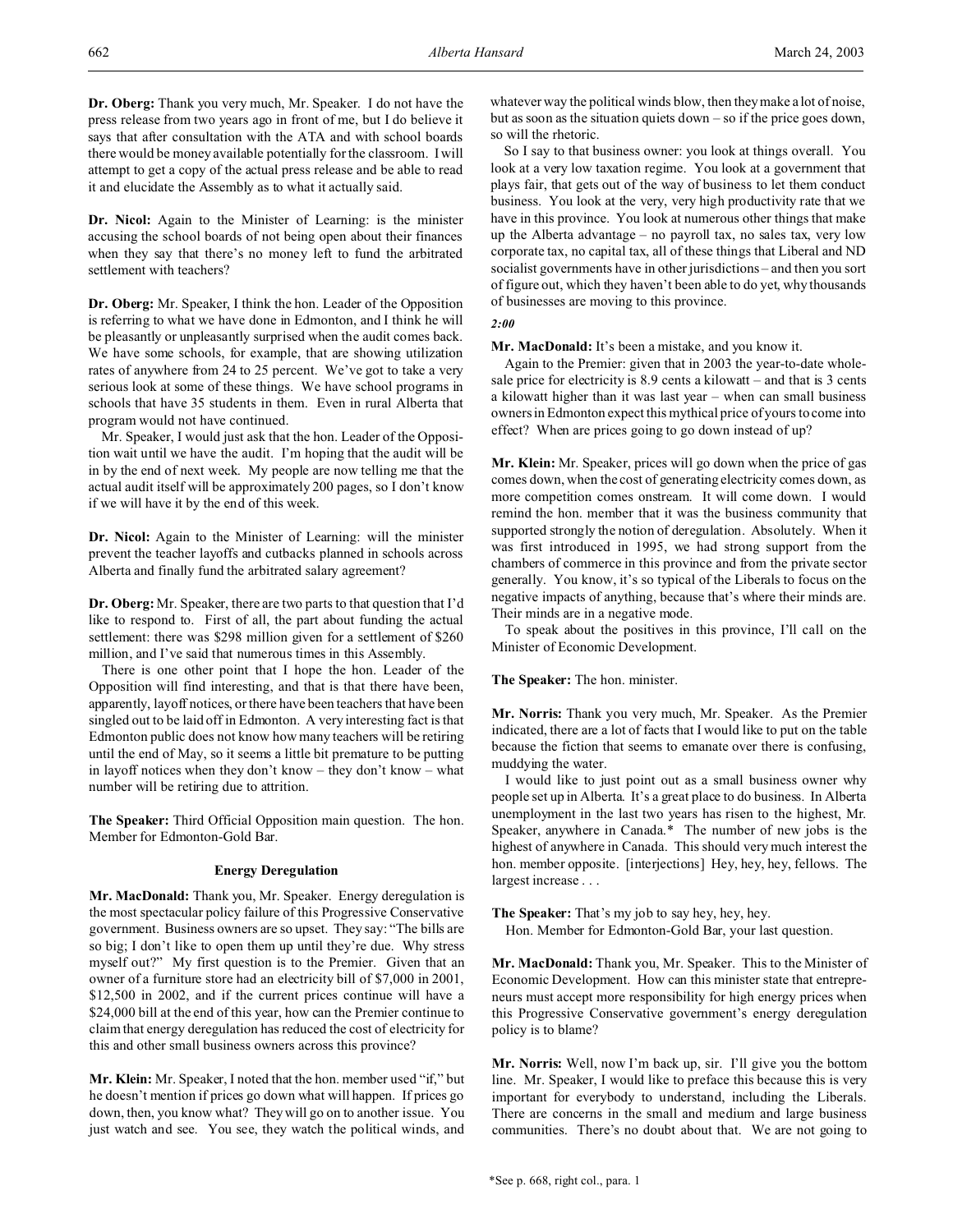**Dr. Oberg:** Thank you very much, Mr. Speaker. I do not have the press release from two years ago in front of me, but I do believe it says that after consultation with the ATA and with school boards there would be money available potentially for the classroom. I will attempt to get a copy of the actual press release and be able to read it and elucidate the Assembly as to what it actually said.

**Dr. Nicol:** Again to the Minister of Learning: is the minister accusing the school boards of not being open about their finances when they say that there's no money left to fund the arbitrated settlement with teachers?

**Dr. Oberg:** Mr. Speaker, I think the hon. Leader of the Opposition is referring to what we have done in Edmonton, and I think he will be pleasantly or unpleasantly surprised when the audit comes back. We have some schools, for example, that are showing utilization rates of anywhere from 24 to 25 percent. We've got to take a very serious look at some of these things. We have school programs in schools that have 35 students in them. Even in rural Alberta that program would not have continued.

Mr. Speaker, I would just ask that the hon. Leader of the Opposition wait until we have the audit. I'm hoping that the audit will be in by the end of next week. My people are now telling me that the actual audit itself will be approximately 200 pages, so I don't know if we will have it by the end of this week.

**Dr. Nicol:** Again to the Minister of Learning: will the minister prevent the teacher layoffs and cutbacks planned in schools across Alberta and finally fund the arbitrated salary agreement?

**Dr. Oberg:** Mr. Speaker, there are two parts to that question that I'd like to respond to. First of all, the part about funding the actual settlement: there was $298 million given for a settlement of $260 million, and I've said that numerous times in this Assembly.

There is one other point that I hope the hon. Leader of the Opposition will find interesting, and that is that there have been, apparently, layoff notices, or there have been teachers that have been singled out to be laid off in Edmonton. A very interesting fact is that Edmonton public does not know how many teachers will be retiring until the end of May, so it seems a little bit premature to be putting in layoff notices when they don't know – they don't know – what number will be retiring due to attrition.

**The Speaker:** Third Official Opposition main question. The hon. Member for Edmonton-Gold Bar.

### Energy Deregulation

**Mr. MacDonald:** Thank you, Mr. Speaker. Energy deregulation is the most spectacular policy failure of this Progressive Conservative government. Business owners are so upset. They say: "The bills are so big; I don't like to open them up until they're due. Why stress myself out?" My first question is to the Premier. Given that an owner of a furniture store had an electricity bill of $7,000 in 2001, $12,500 in 2002, and if the current prices continue will have a $24,000 bill at the end of this year, how can the Premier continue to claim that energy deregulation has reduced the cost of electricity for this and other small business owners across this province?

**Mr. Klein:** Mr. Speaker, I noted that the hon. member used "if," but he doesn't mention if prices go down what will happen. If prices go down, then, you know what? They will go on to another issue. You just watch and see. You see, they watch the political winds, and whatever way the political winds blow, then they make a lot of noise, but as soon as the situation quiets down – so if the price goes down, so will the rhetoric.

So I say to that business owner: you look at things overall. You look at a very low taxation regime. You look at a government that plays fair, that gets out of the way of business to let them conduct business. You look at the very, very high productivity rate that we have in this province. You look at numerous other things that make up the Alberta advantage – no payroll tax, no sales tax, very low corporate tax, no capital tax, all of these things that Liberal and ND socialist governments have in other jurisdictions – and then you sort of figure out, which they haven't been able to do yet, why thousands of businesses are moving to this province.

*2:00*

**Mr. MacDonald:** It's been a mistake, and you know it.

Again to the Premier: given that in 2003 the year-to-date wholesale price for electricity is 8.9 cents a kilowatt – and that is 3 cents a kilowatt higher than it was last year – when can small business owners in Edmonton expect this mythical price of yours to come into effect? When are prices going to go down instead of up?

**Mr. Klein:** Mr. Speaker, prices will go down when the price of gas comes down, when the cost of generating electricity comes down, as more competition comes onstream. It will come down. I would remind the hon. member that it was the business community that supported strongly the notion of deregulation. Absolutely. When it was first introduced in 1995, we had strong support from the chambers of commerce in this province and from the private sector generally. You know, it's so typical of the Liberals to focus on the negative impacts of anything, because that's where their minds are. Their minds are in a negative mode.

To speak about the positives in this province, I'll call on the Minister of Economic Development.

**The Speaker:** The hon. minister.

**Mr. Norris:** Thank you very much, Mr. Speaker. As the Premier indicated, there are a lot of facts that I would like to put on the table because the fiction that seems to emanate over there is confusing, muddying the water.

I would like to just point out as a small business owner why people set up in Alberta. It's a great place to do business. In Alberta unemployment in the last two years has risen to the highest, Mr. Speaker, anywhere in Canada.* The number of new jobs is the highest of anywhere in Canada. This should very much interest the hon. member opposite. [interjections] Hey, hey, hey, fellows. The largest increase . . .

**The Speaker:** That's my job to say hey, hey, hey.

Hon. Member for Edmonton-Gold Bar, your last question.

**Mr. MacDonald:** Thank you, Mr. Speaker. This to the Minister of Economic Development. How can this minister state that entrepreneurs must accept more responsibility for high energy prices when this Progressive Conservative government's energy deregulation policy is to blame?

**Mr. Norris:** Well, now I'm back up, sir. I'll give you the bottom line. Mr. Speaker, I would like to preface this because this is very important for everybody to understand, including the Liberals. There are concerns in the small and medium and large business communities. There's no doubt about that. We are not going to

*See p. 668, right col., para. 1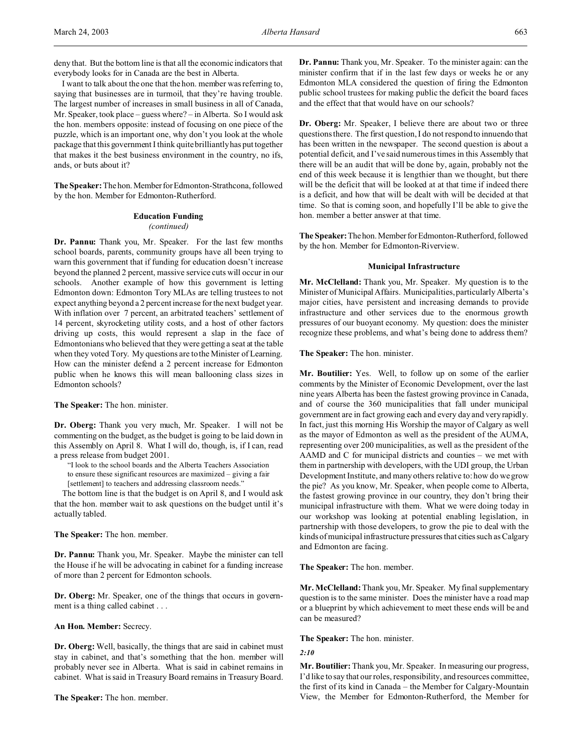deny that. But the bottom line is that all the economic indicators that everybody looks for in Canada are the best in Alberta.

I want to talk about the one that the hon. member was referring to, saying that businesses are in turmoil, that they're having trouble. The largest number of increases in small business in all of Canada, Mr. Speaker, took place – guess where? – in Alberta. So I would ask the hon. members opposite: instead of focusing on one piece of the puzzle, which is an important one, why don't you look at the whole package that this government I think quite brilliantly has put together that makes it the best business environment in the country, no ifs, ands, or buts about it?

**The Speaker:** The hon. Member for Edmonton-Strathcona, followed by the hon. Member for Edmonton-Rutherford.

### Education Funding
*(continued)*

**Dr. Pannu:** Thank you, Mr. Speaker. For the last few months school boards, parents, community groups have all been trying to warn this government that if funding for education doesn't increase beyond the planned 2 percent, massive service cuts will occur in our schools. Another example of how this government is letting Edmonton down: Edmonton Tory MLAs are telling trustees to not expect anything beyond a 2 percent increase for the next budget year. With inflation over 7 percent, an arbitrated teachers' settlement of 14 percent, skyrocketing utility costs, and a host of other factors driving up costs, this would represent a slap in the face of Edmontonians who believed that they were getting a seat at the table when they voted Tory. My questions are to the Minister of Learning. How can the minister defend a 2 percent increase for Edmonton public when he knows this will mean ballooning class sizes in Edmonton schools?

**The Speaker:** The hon. minister.

**Dr. Oberg:** Thank you very much, Mr. Speaker. I will not be commenting on the budget, as the budget is going to be laid down in this Assembly on April 8. What I will do, though, is, if I can, read a press release from budget 2001.

> "I look to the school boards and the Alberta Teachers Association to ensure these significant resources are maximized – giving a fair [settlement] to teachers and addressing classroom needs."

The bottom line is that the budget is on April 8, and I would ask that the hon. member wait to ask questions on the budget until it's actually tabled.

**The Speaker:** The hon. member.

**Dr. Pannu:** Thank you, Mr. Speaker. Maybe the minister can tell the House if he will be advocating in cabinet for a funding increase of more than 2 percent for Edmonton schools.

**Dr. Oberg:** Mr. Speaker, one of the things that occurs in government is a thing called cabinet . . .

**An Hon. Member:** Secrecy.

**Dr. Oberg:** Well, basically, the things that are said in cabinet must stay in cabinet, and that's something that the hon. member will probably never see in Alberta. What is said in cabinet remains in cabinet. What is said in Treasury Board remains in Treasury Board.

**The Speaker:** The hon. member.

**Dr. Pannu:** Thank you, Mr. Speaker. To the minister again: can the minister confirm that if in the last few days or weeks he or any Edmonton MLA considered the question of firing the Edmonton public school trustees for making public the deficit the board faces and the effect that that would have on our schools?

**Dr. Oberg:** Mr. Speaker, I believe there are about two or three questions there. The first question, I do not respond to innuendo that has been written in the newspaper. The second question is about a potential deficit, and I've said numerous times in this Assembly that there will be an audit that will be done by, again, probably not the end of this week because it is lengthier than we thought, but there will be the deficit that will be looked at at that time if indeed there is a deficit, and how that will be dealt with will be decided at that time. So that is coming soon, and hopefully I'll be able to give the hon. member a better answer at that time.

**The Speaker:** The hon. Member for Edmonton-Rutherford, followed by the hon. Member for Edmonton-Riverview.

### Municipal Infrastructure

**Mr. McClelland:** Thank you, Mr. Speaker. My question is to the Minister of Municipal Affairs. Municipalities, particularly Alberta's major cities, have persistent and increasing demands to provide infrastructure and other services due to the enormous growth pressures of our buoyant economy. My question: does the minister recognize these problems, and what's being done to address them?

**The Speaker:** The hon. minister.

**Mr. Boutilier:** Yes. Well, to follow up on some of the earlier comments by the Minister of Economic Development, over the last nine years Alberta has been the fastest growing province in Canada, and of course the 360 municipalities that fall under municipal government are in fact growing each and every day and very rapidly. In fact, just this morning His Worship the mayor of Calgary as well as the mayor of Edmonton as well as the president of the AUMA, representing over 200 municipalities, as well as the president of the AAMD and C for municipal districts and counties – we met with them in partnership with developers, with the UDI group, the Urban Development Institute, and many others relative to: how do we grow the pie? As you know, Mr. Speaker, when people come to Alberta, the fastest growing province in our country, they don't bring their municipal infrastructure with them. What we were doing today in our workshop was looking at potential enabling legislation, in partnership with those developers, to grow the pie to deal with the kinds of municipal infrastructure pressures that cities such as Calgary and Edmonton are facing.

**The Speaker:** The hon. member.

**Mr. McClelland:** Thank you, Mr. Speaker. My final supplementary question is to the same minister. Does the minister have a road map or a blueprint by which achievement to meet these ends will be and can be measured?

**The Speaker:** The hon. minister.

*2:10*

**Mr. Boutilier:** Thank you, Mr. Speaker. In measuring our progress, I'd like to say that our roles, responsibility, and resources committee, the first of its kind in Canada – the Member for Calgary-Mountain View, the Member for Edmonton-Rutherford, the Member for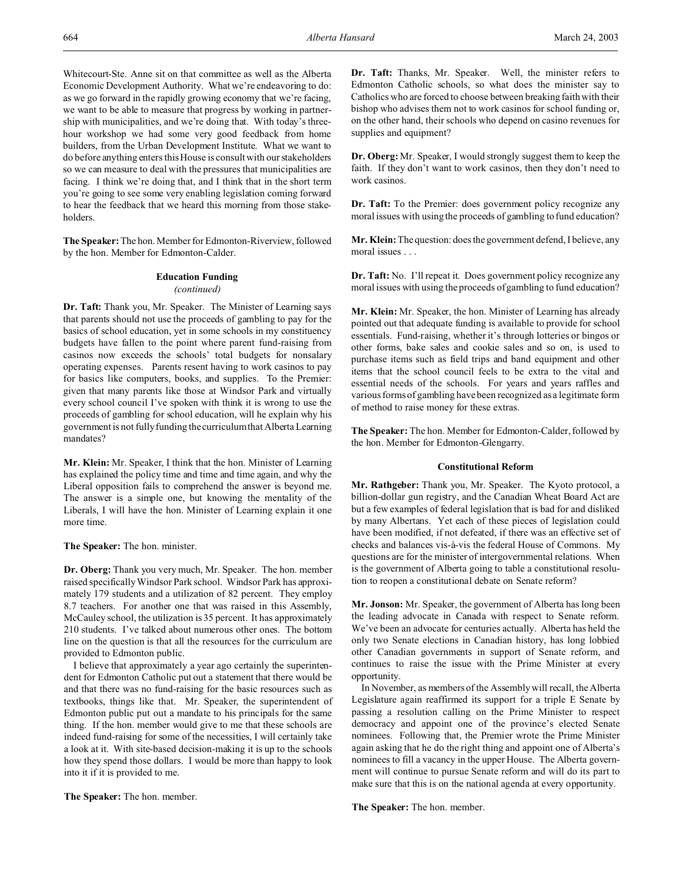Whitecourt-Ste. Anne sit on that committee as well as the Alberta Economic Development Authority. What we're endeavoring to do: as we go forward in the rapidly growing economy that we're facing, we want to be able to measure that progress by working in partnership with municipalities, and we're doing that. With today's three-hour workshop we had some very good feedback from home builders, from the Urban Development Institute. What we want to do before anything enters this House is consult with our stakeholders so we can measure to deal with the pressures that municipalities are facing. I think we're doing that, and I think that in the short term you're going to see some very enabling legislation coming forward to hear the feedback that we heard this morning from those stakeholders.

**The Speaker:** The hon. Member for Edmonton-Riverview, followed by the hon. Member for Edmonton-Calder.

### Education Funding
*(continued)*

**Dr. Taft:** Thank you, Mr. Speaker. The Minister of Learning says that parents should not use the proceeds of gambling to pay for the basics of school education, yet in some schools in my constituency budgets have fallen to the point where parent fund-raising from casinos now exceeds the schools' total budgets for nonsalary operating expenses. Parents resent having to work casinos to pay for basics like computers, books, and supplies. To the Premier: given that many parents like those at Windsor Park and virtually every school council I've spoken with think it is wrong to use the proceeds of gambling for school education, will he explain why his government is not fully funding the curriculum that Alberta Learning mandates?

**Mr. Klein:** Mr. Speaker, I think that the hon. Minister of Learning has explained the policy time and time and time again, and why the Liberal opposition fails to comprehend the answer is beyond me. The answer is a simple one, but knowing the mentality of the Liberals, I will have the hon. Minister of Learning explain it one more time.

**The Speaker:** The hon. minister.

**Dr. Oberg:** Thank you very much, Mr. Speaker. The hon. member raised specifically Windsor Park school. Windsor Park has approximately 179 students and a utilization of 82 percent. They employ 8.7 teachers. For another one that was raised in this Assembly, McCauley school, the utilization is 35 percent. It has approximately 210 students. I've talked about numerous other ones. The bottom line on the question is that all the resources for the curriculum are provided to Edmonton public.

I believe that approximately a year ago certainly the superintendent for Edmonton Catholic put out a statement that there would be and that there was no fund-raising for the basic resources such as textbooks, things like that. Mr. Speaker, the superintendent of Edmonton public put out a mandate to his principals for the same thing. If the hon. member would give to me that these schools are indeed fund-raising for some of the necessities, I will certainly take a look at it. With site-based decision-making it is up to the schools how they spend those dollars. I would be more than happy to look into it if it is provided to me.

**The Speaker:** The hon. member.

**Dr. Taft:** Thanks, Mr. Speaker. Well, the minister refers to Edmonton Catholic schools, so what does the minister say to Catholics who are forced to choose between breaking faith with their bishop who advises them not to work casinos for school funding or, on the other hand, their schools who depend on casino revenues for supplies and equipment?

**Dr. Oberg:** Mr. Speaker, I would strongly suggest them to keep the faith. If they don't want to work casinos, then they don't need to work casinos.

**Dr. Taft:** To the Premier: does government policy recognize any moral issues with using the proceeds of gambling to fund education?

**Mr. Klein:** The question: does the government defend, I believe, any moral issues . . .

**Dr. Taft:** No. I'll repeat it. Does government policy recognize any moral issues with using the proceeds of gambling to fund education?

**Mr. Klein:** Mr. Speaker, the hon. Minister of Learning has already pointed out that adequate funding is available to provide for school essentials. Fund-raising, whether it's through lotteries or bingos or other forms, bake sales and cookie sales and so on, is used to purchase items such as field trips and band equipment and other items that the school council feels to be extra to the vital and essential needs of the schools. For years and years raffles and various forms of gambling have been recognized as a legitimate form of method to raise money for these extras.

**The Speaker:** The hon. Member for Edmonton-Calder, followed by the hon. Member for Edmonton-Glengarry.

### Constitutional Reform

**Mr. Rathgeber:** Thank you, Mr. Speaker. The Kyoto protocol, a billion-dollar gun registry, and the Canadian Wheat Board Act are but a few examples of federal legislation that is bad for and disliked by many Albertans. Yet each of these pieces of legislation could have been modified, if not defeated, if there was an effective set of checks and balances vis-à-vis the federal House of Commons. My questions are for the minister of intergovernmental relations. When is the government of Alberta going to table a constitutional resolution to reopen a constitutional debate on Senate reform?

**Mr. Jonson:** Mr. Speaker, the government of Alberta has long been the leading advocate in Canada with respect to Senate reform. We've been an advocate for centuries actually. Alberta has held the only two Senate elections in Canadian history, has long lobbied other Canadian governments in support of Senate reform, and continues to raise the issue with the Prime Minister at every opportunity.

In November, as members of the Assembly will recall, the Alberta Legislature again reaffirmed its support for a triple E Senate by passing a resolution calling on the Prime Minister to respect democracy and appoint one of the province's elected Senate nominees. Following that, the Premier wrote the Prime Minister again asking that he do the right thing and appoint one of Alberta's nominees to fill a vacancy in the upper House. The Alberta government will continue to pursue Senate reform and will do its part to make sure that this is on the national agenda at every opportunity.

**The Speaker:** The hon. member.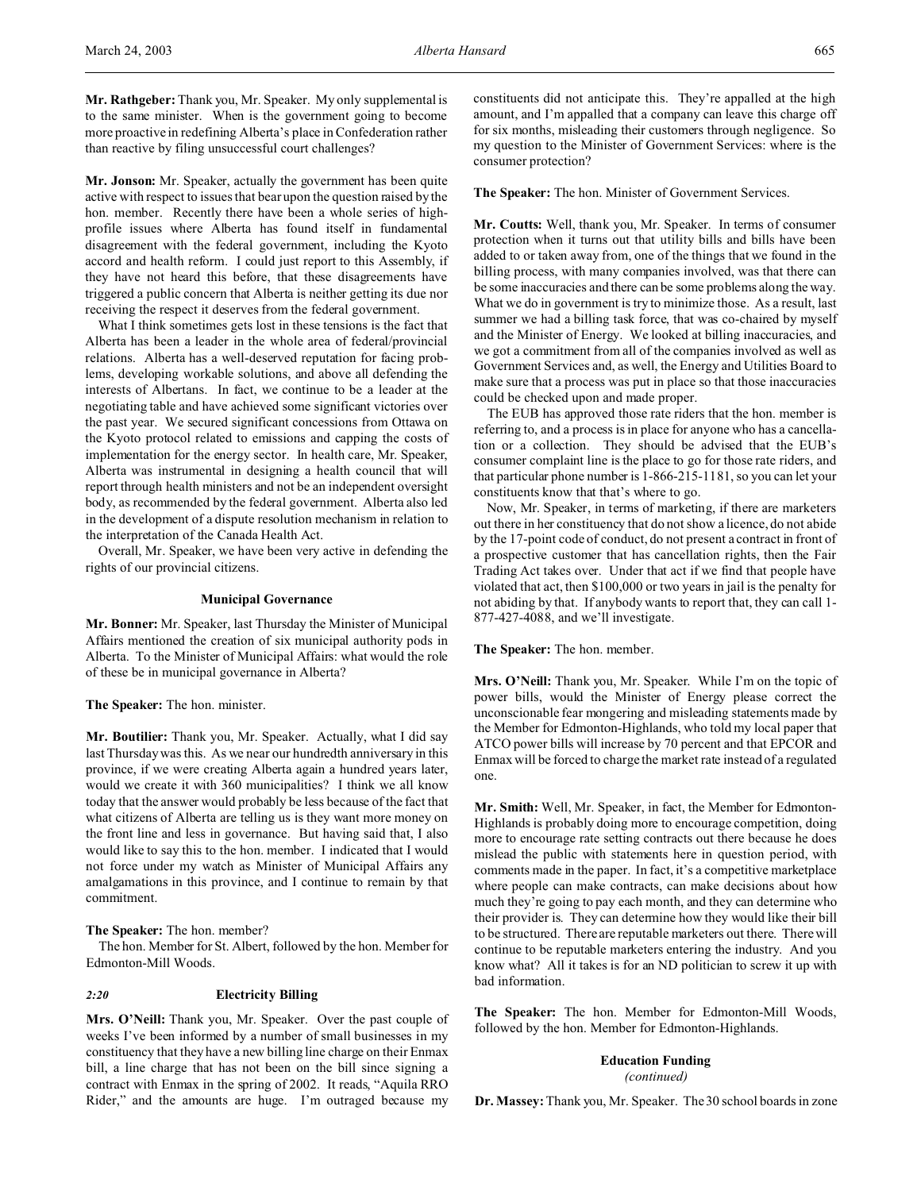**Mr. Rathgeber:** Thank you, Mr. Speaker. My only supplemental is to the same minister. When is the government going to become more proactive in redefining Alberta's place in Confederation rather than reactive by filing unsuccessful court challenges?

**Mr. Jonson:** Mr. Speaker, actually the government has been quite active with respect to issues that bear upon the question raised by the hon. member. Recently there have been a whole series of high-profile issues where Alberta has found itself in fundamental disagreement with the federal government, including the Kyoto accord and health reform. I could just report to this Assembly, if they have not heard this before, that these disagreements have triggered a public concern that Alberta is neither getting its due nor receiving the respect it deserves from the federal government.

What I think sometimes gets lost in these tensions is the fact that Alberta has been a leader in the whole area of federal/provincial relations. Alberta has a well-deserved reputation for facing problems, developing workable solutions, and above all defending the interests of Albertans. In fact, we continue to be a leader at the negotiating table and have achieved some significant victories over the past year. We secured significant concessions from Ottawa on the Kyoto protocol related to emissions and capping the costs of implementation for the energy sector. In health care, Mr. Speaker, Alberta was instrumental in designing a health council that will report through health ministers and not be an independent oversight body, as recommended by the federal government. Alberta also led in the development of a dispute resolution mechanism in relation to the interpretation of the Canada Health Act.

Overall, Mr. Speaker, we have been very active in defending the rights of our provincial citizens.

### Municipal Governance

**Mr. Bonner:** Mr. Speaker, last Thursday the Minister of Municipal Affairs mentioned the creation of six municipal authority pods in Alberta. To the Minister of Municipal Affairs: what would the role of these be in municipal governance in Alberta?

**The Speaker:** The hon. minister.

**Mr. Boutilier:** Thank you, Mr. Speaker. Actually, what I did say last Thursday was this. As we near our hundredth anniversary in this province, if we were creating Alberta again a hundred years later, would we create it with 360 municipalities? I think we all know today that the answer would probably be less because of the fact that what citizens of Alberta are telling us is they want more money on the front line and less in governance. But having said that, I also would like to say this to the hon. member. I indicated that I would not force under my watch as Minister of Municipal Affairs any amalgamations in this province, and I continue to remain by that commitment.

**The Speaker:** The hon. member?

The hon. Member for St. Albert, followed by the hon. Member for Edmonton-Mill Woods.

*2:20*

### Electricity Billing

**Mrs. O'Neill:** Thank you, Mr. Speaker. Over the past couple of weeks I've been informed by a number of small businesses in my constituency that they have a new billing line charge on their Enmax bill, a line charge that has not been on the bill since signing a contract with Enmax in the spring of 2002. It reads, "Aquila RRO Rider," and the amounts are huge. I'm outraged because my constituents did not anticipate this. They're appalled at the high amount, and I'm appalled that a company can leave this charge off for six months, misleading their customers through negligence. So my question to the Minister of Government Services: where is the consumer protection?

**The Speaker:** The hon. Minister of Government Services.

**Mr. Coutts:** Well, thank you, Mr. Speaker. In terms of consumer protection when it turns out that utility bills and bills have been added to or taken away from, one of the things that we found in the billing process, with many companies involved, was that there can be some inaccuracies and there can be some problems along the way. What we do in government is try to minimize those. As a result, last summer we had a billing task force, that was co-chaired by myself and the Minister of Energy. We looked at billing inaccuracies, and we got a commitment from all of the companies involved as well as Government Services and, as well, the Energy and Utilities Board to make sure that a process was put in place so that those inaccuracies could be checked upon and made proper.

The EUB has approved those rate riders that the hon. member is referring to, and a process is in place for anyone who has a cancellation or a collection. They should be advised that the EUB's consumer complaint line is the place to go for those rate riders, and that particular phone number is 1-866-215-1181, so you can let your constituents know that that's where to go.

Now, Mr. Speaker, in terms of marketing, if there are marketers out there in her constituency that do not show a licence, do not abide by the 17-point code of conduct, do not present a contract in front of a prospective customer that has cancellation rights, then the Fair Trading Act takes over. Under that act if we find that people have violated that act, then $100,000 or two years in jail is the penalty for not abiding by that. If anybody wants to report that, they can call 1-877-427-4088, and we'll investigate.

**The Speaker:** The hon. member.

**Mrs. O'Neill:** Thank you, Mr. Speaker. While I'm on the topic of power bills, would the Minister of Energy please correct the unconscionable fear mongering and misleading statements made by the Member for Edmonton-Highlands, who told my local paper that ATCO power bills will increase by 70 percent and that EPCOR and Enmax will be forced to charge the market rate instead of a regulated one.

**Mr. Smith:** Well, Mr. Speaker, in fact, the Member for Edmonton-Highlands is probably doing more to encourage competition, doing more to encourage rate setting contracts out there because he does mislead the public with statements here in question period, with comments made in the paper. In fact, it's a competitive marketplace where people can make contracts, can make decisions about how much they're going to pay each month, and they can determine who their provider is. They can determine how they would like their bill to be structured. There are reputable marketers out there. There will continue to be reputable marketers entering the industry. And you know what? All it takes is for an ND politician to screw it up with bad information.

**The Speaker:** The hon. Member for Edmonton-Mill Woods, followed by the hon. Member for Edmonton-Highlands.

### Education Funding
*(continued)*

**Dr. Massey:** Thank you, Mr. Speaker. The 30 school boards in zone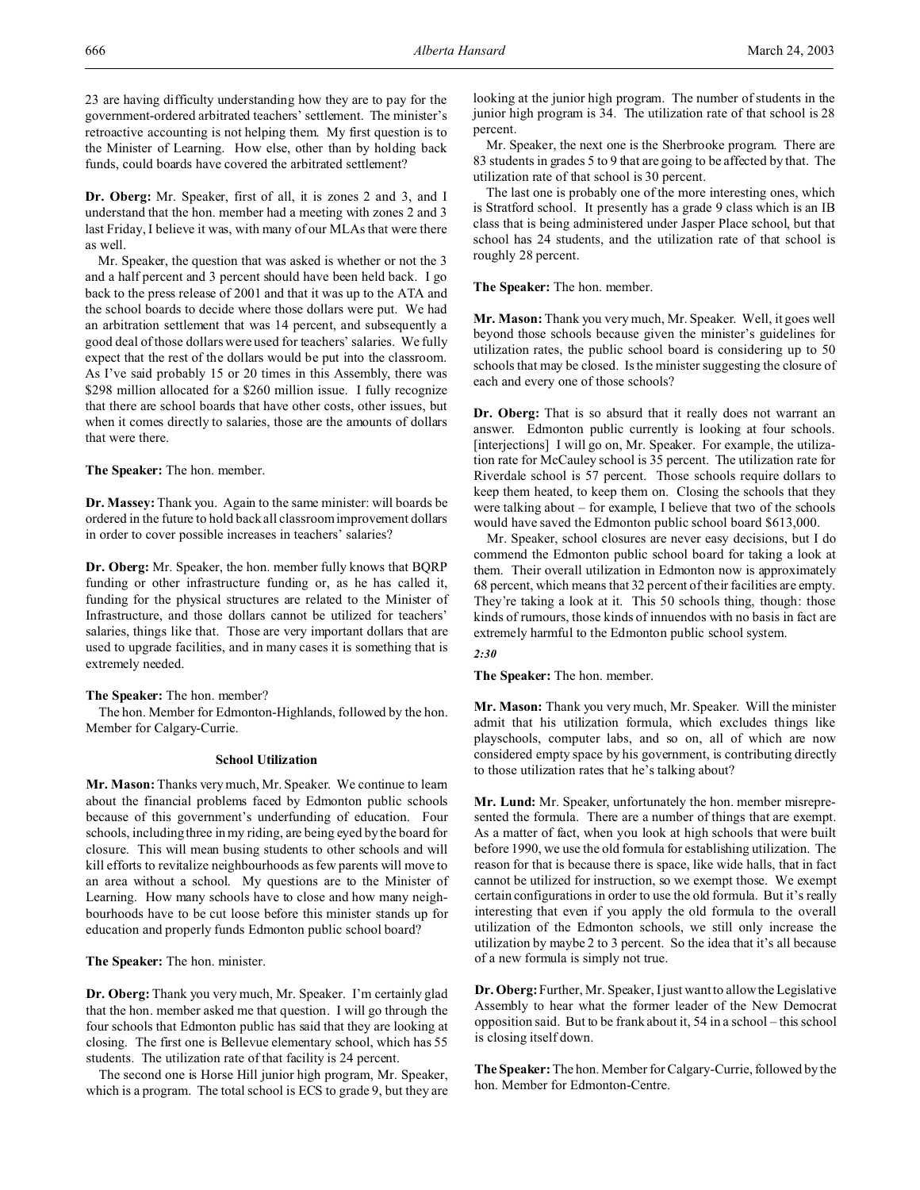23 are having difficulty understanding how they are to pay for the government-ordered arbitrated teachers' settlement. The minister's retroactive accounting is not helping them. My first question is to the Minister of Learning. How else, other than by holding back funds, could boards have covered the arbitrated settlement?

**Dr. Oberg:** Mr. Speaker, first of all, it is zones 2 and 3, and I understand that the hon. member had a meeting with zones 2 and 3 last Friday, I believe it was, with many of our MLAs that were there as well.

Mr. Speaker, the question that was asked is whether or not the 3 and a half percent and 3 percent should have been held back. I go back to the press release of 2001 and that it was up to the ATA and the school boards to decide where those dollars were put. We had an arbitration settlement that was 14 percent, and subsequently a good deal of those dollars were used for teachers' salaries. We fully expect that the rest of the dollars would be put into the classroom. As I've said probably 15 or 20 times in this Assembly, there was $298 million allocated for a $260 million issue. I fully recognize that there are school boards that have other costs, other issues, but when it comes directly to salaries, those are the amounts of dollars that were there.

**The Speaker:** The hon. member.

**Dr. Massey:** Thank you. Again to the same minister: will boards be ordered in the future to hold back all classroom improvement dollars in order to cover possible increases in teachers' salaries?

**Dr. Oberg:** Mr. Speaker, the hon. member fully knows that BQRP funding or other infrastructure funding or, as he has called it, funding for the physical structures are related to the Minister of Infrastructure, and those dollars cannot be utilized for teachers' salaries, things like that. Those are very important dollars that are used to upgrade facilities, and in many cases it is something that is extremely needed.

**The Speaker:** The hon. member?

The hon. Member for Edmonton-Highlands, followed by the hon. Member for Calgary-Currie.

### School Utilization

**Mr. Mason:** Thanks very much, Mr. Speaker. We continue to learn about the financial problems faced by Edmonton public schools because of this government's underfunding of education. Four schools, including three in my riding, are being eyed by the board for closure. This will mean busing students to other schools and will kill efforts to revitalize neighbourhoods as few parents will move to an area without a school. My questions are to the Minister of Learning. How many schools have to close and how many neighbourhoods have to be cut loose before this minister stands up for education and properly funds Edmonton public school board?

**The Speaker:** The hon. minister.

**Dr. Oberg:** Thank you very much, Mr. Speaker. I'm certainly glad that the hon. member asked me that question. I will go through the four schools that Edmonton public has said that they are looking at closing. The first one is Bellevue elementary school, which has 55 students. The utilization rate of that facility is 24 percent.

The second one is Horse Hill junior high program, Mr. Speaker, which is a program. The total school is ECS to grade 9, but they are looking at the junior high program. The number of students in the junior high program is 34. The utilization rate of that school is 28 percent.

Mr. Speaker, the next one is the Sherbrooke program. There are 83 students in grades 5 to 9 that are going to be affected by that. The utilization rate of that school is 30 percent.

The last one is probably one of the more interesting ones, which is Stratford school. It presently has a grade 9 class which is an IB class that is being administered under Jasper Place school, but that school has 24 students, and the utilization rate of that school is roughly 28 percent.

**The Speaker:** The hon. member.

**Mr. Mason:** Thank you very much, Mr. Speaker. Well, it goes well beyond those schools because given the minister's guidelines for utilization rates, the public school board is considering up to 50 schools that may be closed. Is the minister suggesting the closure of each and every one of those schools?

**Dr. Oberg:** That is so absurd that it really does not warrant an answer. Edmonton public currently is looking at four schools. [interjections] I will go on, Mr. Speaker. For example, the utilization rate for McCauley school is 35 percent. The utilization rate for Riverdale school is 57 percent. Those schools require dollars to keep them heated, to keep them on. Closing the schools that they were talking about – for example, I believe that two of the schools would have saved the Edmonton public school board $613,000.

Mr. Speaker, school closures are never easy decisions, but I do commend the Edmonton public school board for taking a look at them. Their overall utilization in Edmonton now is approximately 68 percent, which means that 32 percent of their facilities are empty. They're taking a look at it. This 50 schools thing, though: those kinds of rumours, those kinds of innuendos with no basis in fact are extremely harmful to the Edmonton public school system.

*2:30*

**The Speaker:** The hon. member.

**Mr. Mason:** Thank you very much, Mr. Speaker. Will the minister admit that his utilization formula, which excludes things like playschools, computer labs, and so on, all of which are now considered empty space by his government, is contributing directly to those utilization rates that he's talking about?

**Mr. Lund:** Mr. Speaker, unfortunately the hon. member misrepresented the formula. There are a number of things that are exempt. As a matter of fact, when you look at high schools that were built before 1990, we use the old formula for establishing utilization. The reason for that is because there is space, like wide halls, that in fact cannot be utilized for instruction, so we exempt those. We exempt certain configurations in order to use the old formula. But it's really interesting that even if you apply the old formula to the overall utilization of the Edmonton schools, we still only increase the utilization by maybe 2 to 3 percent. So the idea that it's all because of a new formula is simply not true.

**Dr. Oberg:** Further, Mr. Speaker, I just want to allow the Legislative Assembly to hear what the former leader of the New Democrat opposition said. But to be frank about it, 54 in a school – this school is closing itself down.

**The Speaker:** The hon. Member for Calgary-Currie, followed by the hon. Member for Edmonton-Centre.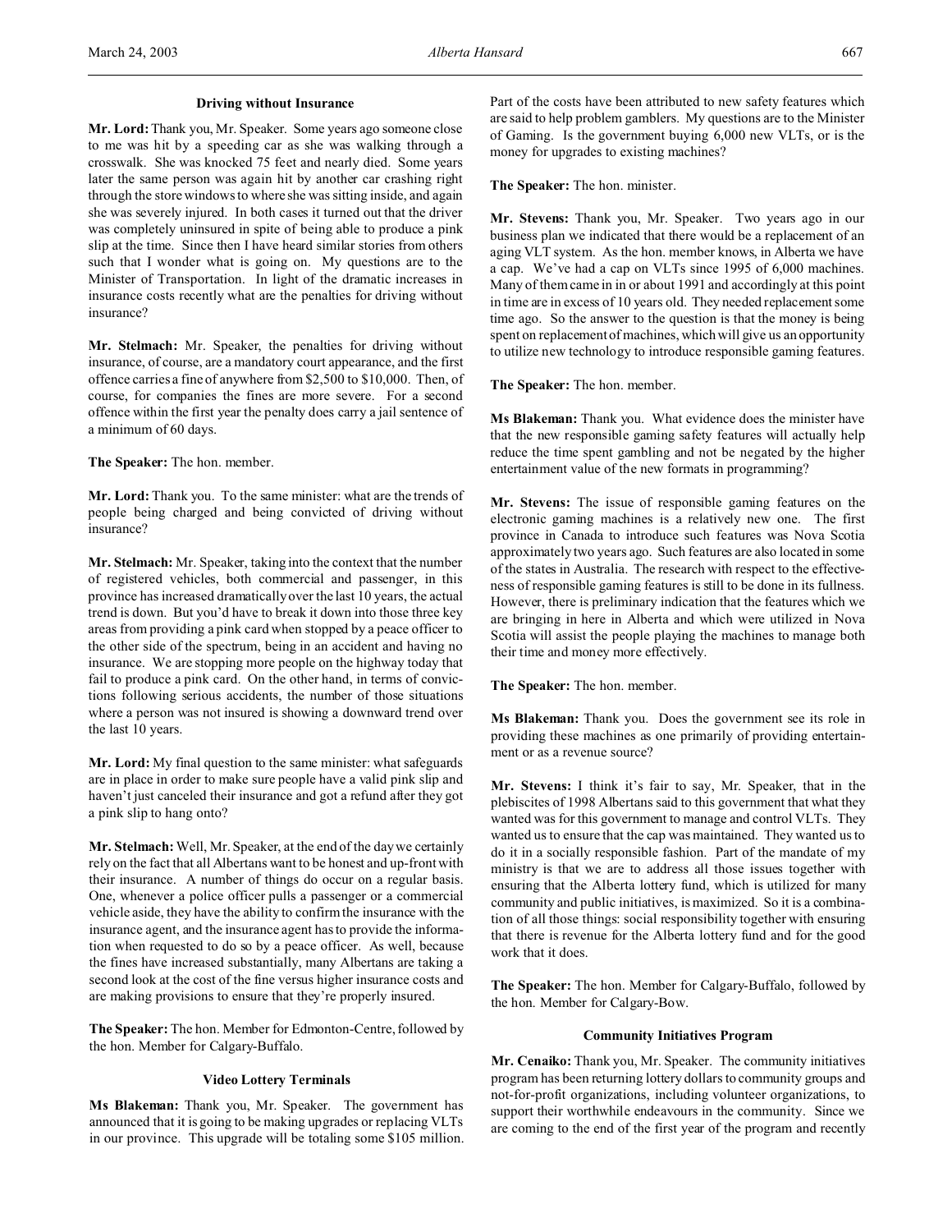### Driving without Insurance

**Mr. Lord:** Thank you, Mr. Speaker. Some years ago someone close to me was hit by a speeding car as she was walking through a crosswalk. She was knocked 75 feet and nearly died. Some years later the same person was again hit by another car crashing right through the store windows to where she was sitting inside, and again she was severely injured. In both cases it turned out that the driver was completely uninsured in spite of being able to produce a pink slip at the time. Since then I have heard similar stories from others such that I wonder what is going on. My questions are to the Minister of Transportation. In light of the dramatic increases in insurance costs recently what are the penalties for driving without insurance?

**Mr. Stelmach:** Mr. Speaker, the penalties for driving without insurance, of course, are a mandatory court appearance, and the first offence carries a fine of anywhere from $2,500 to $10,000. Then, of course, for companies the fines are more severe. For a second offence within the first year the penalty does carry a jail sentence of a minimum of 60 days.

**The Speaker:** The hon. member.

**Mr. Lord:** Thank you. To the same minister: what are the trends of people being charged and being convicted of driving without insurance?

**Mr. Stelmach:** Mr. Speaker, taking into the context that the number of registered vehicles, both commercial and passenger, in this province has increased dramatically over the last 10 years, the actual trend is down. But you'd have to break it down into those three key areas from providing a pink card when stopped by a peace officer to the other side of the spectrum, being in an accident and having no insurance. We are stopping more people on the highway today that fail to produce a pink card. On the other hand, in terms of convictions following serious accidents, the number of those situations where a person was not insured is showing a downward trend over the last 10 years.

**Mr. Lord:** My final question to the same minister: what safeguards are in place in order to make sure people have a valid pink slip and haven't just canceled their insurance and got a refund after they got a pink slip to hang onto?

**Mr. Stelmach:** Well, Mr. Speaker, at the end of the day we certainly rely on the fact that all Albertans want to be honest and up-front with their insurance. A number of things do occur on a regular basis. One, whenever a police officer pulls a passenger or a commercial vehicle aside, they have the ability to confirm the insurance with the insurance agent, and the insurance agent has to provide the information when requested to do so by a peace officer. As well, because the fines have increased substantially, many Albertans are taking a second look at the cost of the fine versus higher insurance costs and are making provisions to ensure that they're properly insured.

**The Speaker:** The hon. Member for Edmonton-Centre, followed by the hon. Member for Calgary-Buffalo.

### Video Lottery Terminals

**Ms Blakeman:** Thank you, Mr. Speaker. The government has announced that it is going to be making upgrades or replacing VLTs in our province. This upgrade will be totaling some $105 million. Part of the costs have been attributed to new safety features which are said to help problem gamblers. My questions are to the Minister of Gaming. Is the government buying 6,000 new VLTs, or is the money for upgrades to existing machines?

**The Speaker:** The hon. minister.

**Mr. Stevens:** Thank you, Mr. Speaker. Two years ago in our business plan we indicated that there would be a replacement of an aging VLT system. As the hon. member knows, in Alberta we have a cap. We've had a cap on VLTs since 1995 of 6,000 machines. Many of them came in in or about 1991 and accordingly at this point in time are in excess of 10 years old. They needed replacement some time ago. So the answer to the question is that the money is being spent on replacement of machines, which will give us an opportunity to utilize new technology to introduce responsible gaming features.

**The Speaker:** The hon. member.

**Ms Blakeman:** Thank you. What evidence does the minister have that the new responsible gaming safety features will actually help reduce the time spent gambling and not be negated by the higher entertainment value of the new formats in programming?

**Mr. Stevens:** The issue of responsible gaming features on the electronic gaming machines is a relatively new one. The first province in Canada to introduce such features was Nova Scotia approximately two years ago. Such features are also located in some of the states in Australia. The research with respect to the effectiveness of responsible gaming features is still to be done in its fullness. However, there is preliminary indication that the features which we are bringing in here in Alberta and which were utilized in Nova Scotia will assist the people playing the machines to manage both their time and money more effectively.

**The Speaker:** The hon. member.

**Ms Blakeman:** Thank you. Does the government see its role in providing these machines as one primarily of providing entertainment or as a revenue source?

**Mr. Stevens:** I think it's fair to say, Mr. Speaker, that in the plebiscites of 1998 Albertans said to this government that what they wanted was for this government to manage and control VLTs. They wanted us to ensure that the cap was maintained. They wanted us to do it in a socially responsible fashion. Part of the mandate of my ministry is that we are to address all those issues together with ensuring that the Alberta lottery fund, which is utilized for many community and public initiatives, is maximized. So it is a combination of all those things: social responsibility together with ensuring that there is revenue for the Alberta lottery fund and for the good work that it does.

**The Speaker:** The hon. Member for Calgary-Buffalo, followed by the hon. Member for Calgary-Bow.

### Community Initiatives Program

**Mr. Cenaiko:** Thank you, Mr. Speaker. The community initiatives program has been returning lottery dollars to community groups and not-for-profit organizations, including volunteer organizations, to support their worthwhile endeavours in the community. Since we are coming to the end of the first year of the program and recently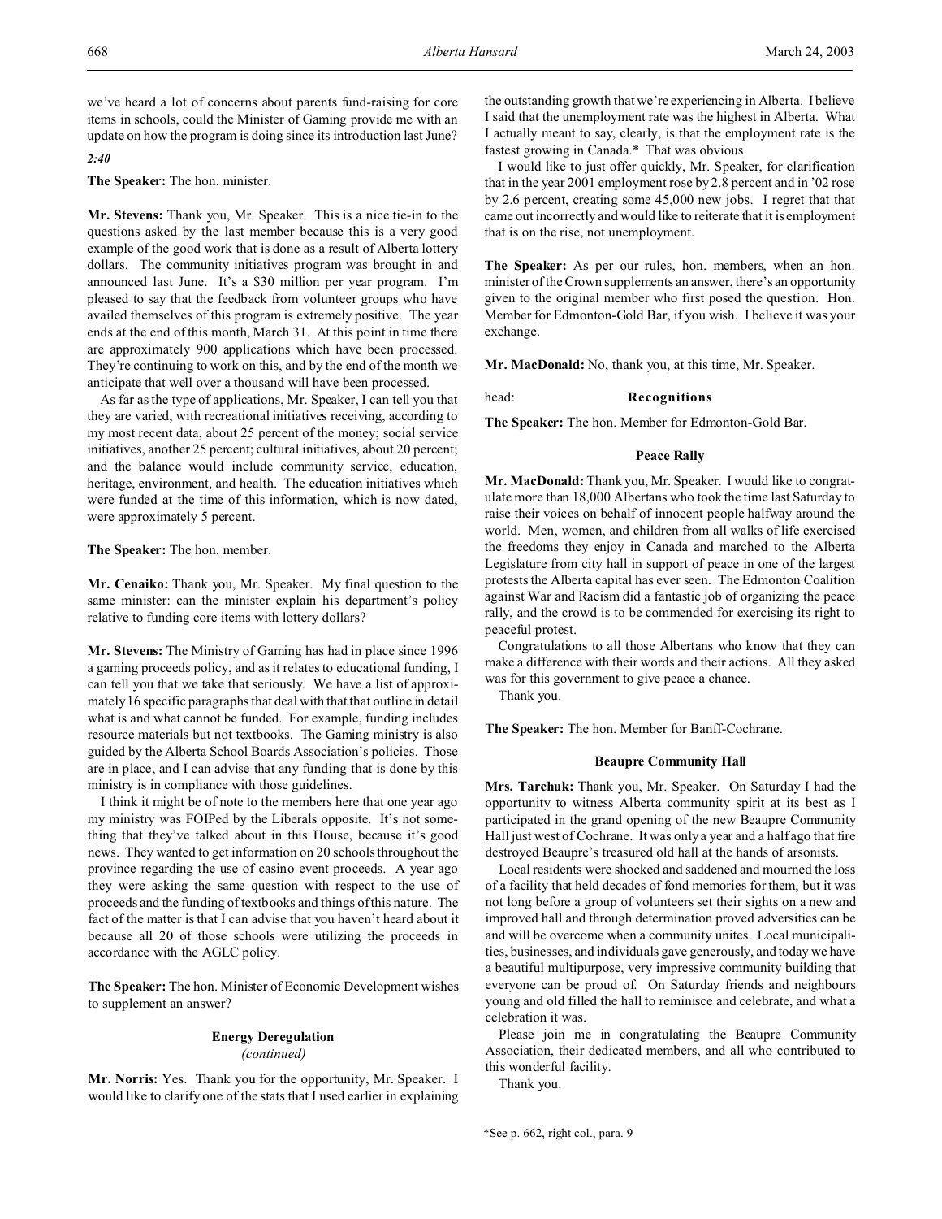we've heard a lot of concerns about parents fund-raising for core items in schools, could the Minister of Gaming provide me with an update on how the program is doing since its introduction last June?

*2:40*

**The Speaker:** The hon. minister.

**Mr. Stevens:** Thank you, Mr. Speaker. This is a nice tie-in to the questions asked by the last member because this is a very good example of the good work that is done as a result of Alberta lottery dollars. The community initiatives program was brought in and announced last June. It's a $30 million per year program. I'm pleased to say that the feedback from volunteer groups who have availed themselves of this program is extremely positive. The year ends at the end of this month, March 31. At this point in time there are approximately 900 applications which have been processed. They're continuing to work on this, and by the end of the month we anticipate that well over a thousand will have been processed.

As far as the type of applications, Mr. Speaker, I can tell you that they are varied, with recreational initiatives receiving, according to my most recent data, about 25 percent of the money; social service initiatives, another 25 percent; cultural initiatives, about 20 percent; and the balance would include community service, education, heritage, environment, and health. The education initiatives which were funded at the time of this information, which is now dated, were approximately 5 percent.

**The Speaker:** The hon. member.

**Mr. Cenaiko:** Thank you, Mr. Speaker. My final question to the same minister: can the minister explain his department's policy relative to funding core items with lottery dollars?

**Mr. Stevens:** The Ministry of Gaming has had in place since 1996 a gaming proceeds policy, and as it relates to educational funding, I can tell you that we take that seriously. We have a list of approximately 16 specific paragraphs that deal with that that outline in detail what is and what cannot be funded. For example, funding includes resource materials but not textbooks. The Gaming ministry is also guided by the Alberta School Boards Association's policies. Those are in place, and I can advise that any funding that is done by this ministry is in compliance with those guidelines.

I think it might be of note to the members here that one year ago my ministry was FOIPed by the Liberals opposite. It's not something that they've talked about in this House, because it's good news. They wanted to get information on 20 schools throughout the province regarding the use of casino event proceeds. A year ago they were asking the same question with respect to the use of proceeds and the funding of textbooks and things of this nature. The fact of the matter is that I can advise that you haven't heard about it because all 20 of those schools were utilizing the proceeds in accordance with the AGLC policy.

**The Speaker:** The hon. Minister of Economic Development wishes to supplement an answer?

### Energy Deregulation
*(continued)*

**Mr. Norris:** Yes. Thank you for the opportunity, Mr. Speaker. I would like to clarify one of the stats that I used earlier in explaining the outstanding growth that we're experiencing in Alberta. I believe I said that the unemployment rate was the highest in Alberta. What I actually meant to say, clearly, is that the employment rate is the fastest growing in Canada.* That was obvious.

I would like to just offer quickly, Mr. Speaker, for clarification that in the year 2001 employment rose by 2.8 percent and in '02 rose by 2.6 percent, creating some 45,000 new jobs. I regret that that came out incorrectly and would like to reiterate that it is employment that is on the rise, not unemployment.

**The Speaker:** As per our rules, hon. members, when an hon. minister of the Crown supplements an answer, there's an opportunity given to the original member who first posed the question. Hon. Member for Edmonton-Gold Bar, if you wish. I believe it was your exchange.

**Mr. MacDonald:** No, thank you, at this time, Mr. Speaker.

head: **Recognitions**

**The Speaker:** The hon. Member for Edmonton-Gold Bar.

### Peace Rally

**Mr. MacDonald:** Thank you, Mr. Speaker. I would like to congratulate more than 18,000 Albertans who took the time last Saturday to raise their voices on behalf of innocent people halfway around the world. Men, women, and children from all walks of life exercised the freedoms they enjoy in Canada and marched to the Alberta Legislature from city hall in support of peace in one of the largest protests the Alberta capital has ever seen. The Edmonton Coalition against War and Racism did a fantastic job of organizing the peace rally, and the crowd is to be commended for exercising its right to peaceful protest.

Congratulations to all those Albertans who know that they can make a difference with their words and their actions. All they asked was for this government to give peace a chance.

Thank you.

**The Speaker:** The hon. Member for Banff-Cochrane.

### Beaupre Community Hall

**Mrs. Tarchuk:** Thank you, Mr. Speaker. On Saturday I had the opportunity to witness Alberta community spirit at its best as I participated in the grand opening of the new Beaupre Community Hall just west of Cochrane. It was only a year and a half ago that fire destroyed Beaupre's treasured old hall at the hands of arsonists.

Local residents were shocked and saddened and mourned the loss of a facility that held decades of fond memories for them, but it was not long before a group of volunteers set their sights on a new and improved hall and through determination proved adversities can be and will be overcome when a community unites. Local municipalities, businesses, and individuals gave generously, and today we have a beautiful multipurpose, very impressive community building that everyone can be proud of. On Saturday friends and neighbours young and old filled the hall to reminisce and celebrate, and what a celebration it was.

Please join me in congratulating the Beaupre Community Association, their dedicated members, and all who contributed to this wonderful facility.

Thank you.

*See p. 662, right col., para. 9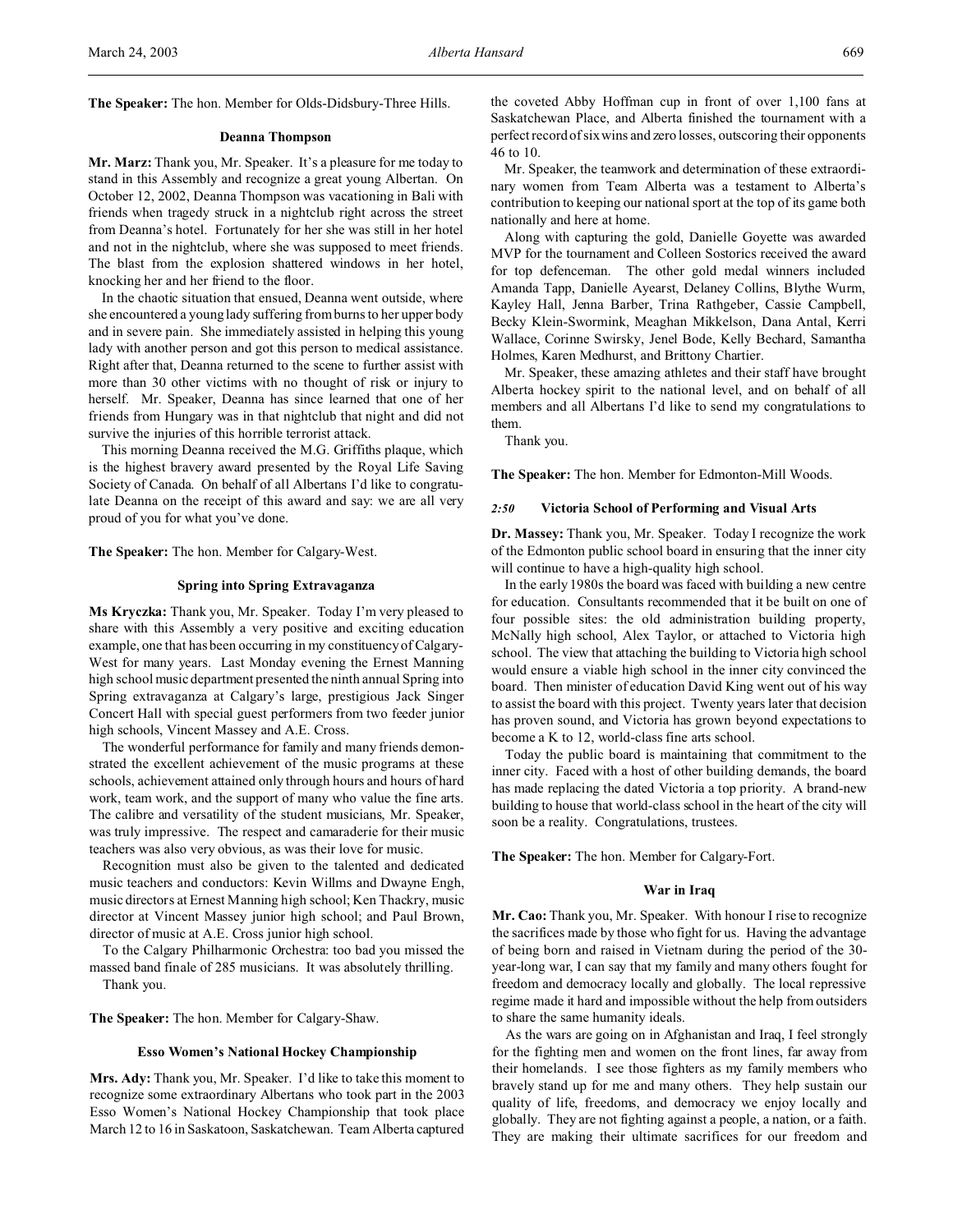**The Speaker:** The hon. Member for Olds-Didsbury-Three Hills.

### Deanna Thompson

**Mr. Marz:** Thank you, Mr. Speaker. It's a pleasure for me today to stand in this Assembly and recognize a great young Albertan. On October 12, 2002, Deanna Thompson was vacationing in Bali with friends when tragedy struck in a nightclub right across the street from Deanna's hotel. Fortunately for her she was still in her hotel and not in the nightclub, where she was supposed to meet friends. The blast from the explosion shattered windows in her hotel, knocking her and her friend to the floor.

In the chaotic situation that ensued, Deanna went outside, where she encountered a young lady suffering from burns to her upper body and in severe pain. She immediately assisted in helping this young lady with another person and got this person to medical assistance. Right after that, Deanna returned to the scene to further assist with more than 30 other victims with no thought of risk or injury to herself. Mr. Speaker, Deanna has since learned that one of her friends from Hungary was in that nightclub that night and did not survive the injuries of this horrible terrorist attack.

This morning Deanna received the M.G. Griffiths plaque, which is the highest bravery award presented by the Royal Life Saving Society of Canada. On behalf of all Albertans I'd like to congratulate Deanna on the receipt of this award and say: we are all very proud of you for what you've done.

**The Speaker:** The hon. Member for Calgary-West.

### Spring into Spring Extravaganza

**Ms Kryczka:** Thank you, Mr. Speaker. Today I'm very pleased to share with this Assembly a very positive and exciting education example, one that has been occurring in my constituency of Calgary-West for many years. Last Monday evening the Ernest Manning high school music department presented the ninth annual Spring into Spring extravaganza at Calgary's large, prestigious Jack Singer Concert Hall with special guest performers from two feeder junior high schools, Vincent Massey and A.E. Cross.

The wonderful performance for family and many friends demonstrated the excellent achievement of the music programs at these schools, achievement attained only through hours and hours of hard work, team work, and the support of many who value the fine arts. The calibre and versatility of the student musicians, Mr. Speaker, was truly impressive. The respect and camaraderie for their music teachers was also very obvious, as was their love for music.

Recognition must also be given to the talented and dedicated music teachers and conductors: Kevin Willms and Dwayne Engh, music directors at Ernest Manning high school; Ken Thackry, music director at Vincent Massey junior high school; and Paul Brown, director of music at A.E. Cross junior high school.

To the Calgary Philharmonic Orchestra: too bad you missed the massed band finale of 285 musicians. It was absolutely thrilling.

Thank you.

**The Speaker:** The hon. Member for Calgary-Shaw.

### Esso Women's National Hockey Championship

**Mrs. Ady:** Thank you, Mr. Speaker. I'd like to take this moment to recognize some extraordinary Albertans who took part in the 2003 Esso Women's National Hockey Championship that took place March 12 to 16 in Saskatoon, Saskatchewan. Team Alberta captured the coveted Abby Hoffman cup in front of over 1,100 fans at Saskatchewan Place, and Alberta finished the tournament with a perfect record of six wins and zero losses, outscoring their opponents 46 to 10.

Mr. Speaker, the teamwork and determination of these extraordinary women from Team Alberta was a testament to Alberta's contribution to keeping our national sport at the top of its game both nationally and here at home.

Along with capturing the gold, Danielle Goyette was awarded MVP for the tournament and Colleen Sostorics received the award for top defenceman. The other gold medal winners included Amanda Tapp, Danielle Ayearst, Delaney Collins, Blythe Wurm, Kayley Hall, Jenna Barber, Trina Rathgeber, Cassie Campbell, Becky Klein-Swormink, Meaghan Mikkelson, Dana Antal, Kerri Wallace, Corinne Swirsky, Jenel Bode, Kelly Bechard, Samantha Holmes, Karen Medhurst, and Brittony Chartier.

Mr. Speaker, these amazing athletes and their staff have brought Alberta hockey spirit to the national level, and on behalf of all members and all Albertans I'd like to send my congratulations to them.

Thank you.

**The Speaker:** The hon. Member for Edmonton-Mill Woods.

### *2:50* Victoria School of Performing and Visual Arts

**Dr. Massey:** Thank you, Mr. Speaker. Today I recognize the work of the Edmonton public school board in ensuring that the inner city will continue to have a high-quality high school.

In the early 1980s the board was faced with building a new centre for education. Consultants recommended that it be built on one of four possible sites: the old administration building property, McNally high school, Alex Taylor, or attached to Victoria high school. The view that attaching the building to Victoria high school would ensure a viable high school in the inner city convinced the board. Then minister of education David King went out of his way to assist the board with this project. Twenty years later that decision has proven sound, and Victoria has grown beyond expectations to become a K to 12, world-class fine arts school.

Today the public board is maintaining that commitment to the inner city. Faced with a host of other building demands, the board has made replacing the dated Victoria a top priority. A brand-new building to house that world-class school in the heart of the city will soon be a reality. Congratulations, trustees.

**The Speaker:** The hon. Member for Calgary-Fort.

### War in Iraq

**Mr. Cao:** Thank you, Mr. Speaker. With honour I rise to recognize the sacrifices made by those who fight for us. Having the advantage of being born and raised in Vietnam during the period of the 30-year-long war, I can say that my family and many others fought for freedom and democracy locally and globally. The local repressive regime made it hard and impossible without the help from outsiders to share the same humanity ideals.

As the wars are going on in Afghanistan and Iraq, I feel strongly for the fighting men and women on the front lines, far away from their homelands. I see those fighters as my family members who bravely stand up for me and many others. They help sustain our quality of life, freedoms, and democracy we enjoy locally and globally. They are not fighting against a people, a nation, or a faith. They are making their ultimate sacrifices for our freedom and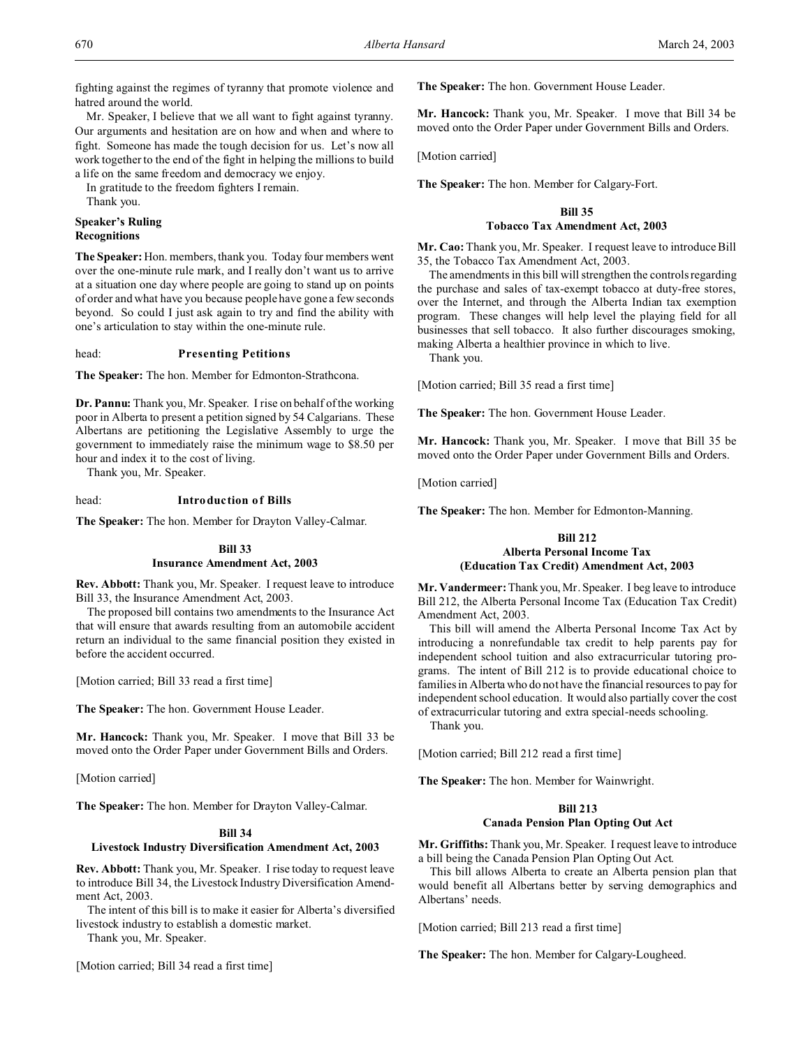fighting against the regimes of tyranny that promote violence and hatred around the world.

Mr. Speaker, I believe that we all want to fight against tyranny. Our arguments and hesitation are on how and when and where to fight. Someone has made the tough decision for us. Let's now all work together to the end of the fight in helping the millions to build a life on the same freedom and democracy we enjoy.

In gratitude to the freedom fighters I remain.

Thank you.

**Speaker's Ruling**
**Recognitions**

**The Speaker:** Hon. members, thank you. Today four members went over the one-minute rule mark, and I really don't want us to arrive at a situation one day where people are going to stand up on points of order and what have you because people have gone a few seconds beyond. So could I just ask again to try and find the ability with one's articulation to stay within the one-minute rule.

head: **Presenting Petitions**

**The Speaker:** The hon. Member for Edmonton-Strathcona.

**Dr. Pannu:** Thank you, Mr. Speaker. I rise on behalf of the working poor in Alberta to present a petition signed by 54 Calgarians. These Albertans are petitioning the Legislative Assembly to urge the government to immediately raise the minimum wage to $8.50 per hour and index it to the cost of living.

Thank you, Mr. Speaker.

head: **Introduction of Bills**

**The Speaker:** The hon. Member for Drayton Valley-Calmar.

### Bill 33
### Insurance Amendment Act, 2003

**Rev. Abbott:** Thank you, Mr. Speaker. I request leave to introduce Bill 33, the Insurance Amendment Act, 2003.

The proposed bill contains two amendments to the Insurance Act that will ensure that awards resulting from an automobile accident return an individual to the same financial position they existed in before the accident occurred.

[Motion carried; Bill 33 read a first time]

**The Speaker:** The hon. Government House Leader.

**Mr. Hancock:** Thank you, Mr. Speaker. I move that Bill 33 be moved onto the Order Paper under Government Bills and Orders.

[Motion carried]

**The Speaker:** The hon. Member for Drayton Valley-Calmar.

### Bill 34
### Livestock Industry Diversification Amendment Act, 2003

**Rev. Abbott:** Thank you, Mr. Speaker. I rise today to request leave to introduce Bill 34, the Livestock Industry Diversification Amendment Act, 2003.

The intent of this bill is to make it easier for Alberta's diversified livestock industry to establish a domestic market.

Thank you, Mr. Speaker.

[Motion carried; Bill 34 read a first time]

**The Speaker:** The hon. Government House Leader.

**Mr. Hancock:** Thank you, Mr. Speaker. I move that Bill 34 be moved onto the Order Paper under Government Bills and Orders.

[Motion carried]

**The Speaker:** The hon. Member for Calgary-Fort.

### Bill 35
### Tobacco Tax Amendment Act, 2003

**Mr. Cao:** Thank you, Mr. Speaker. I request leave to introduce Bill 35, the Tobacco Tax Amendment Act, 2003.

The amendments in this bill will strengthen the controls regarding the purchase and sales of tax-exempt tobacco at duty-free stores, over the Internet, and through the Alberta Indian tax exemption program. These changes will help level the playing field for all businesses that sell tobacco. It also further discourages smoking, making Alberta a healthier province in which to live.

Thank you.

[Motion carried; Bill 35 read a first time]

**The Speaker:** The hon. Government House Leader.

**Mr. Hancock:** Thank you, Mr. Speaker. I move that Bill 35 be moved onto the Order Paper under Government Bills and Orders.

[Motion carried]

**The Speaker:** The hon. Member for Edmonton-Manning.

### Bill 212
### Alberta Personal Income Tax (Education Tax Credit) Amendment Act, 2003

**Mr. Vandermeer:** Thank you, Mr. Speaker. I beg leave to introduce Bill 212, the Alberta Personal Income Tax (Education Tax Credit) Amendment Act, 2003.

This bill will amend the Alberta Personal Income Tax Act by introducing a nonrefundable tax credit to help parents pay for independent school tuition and also extracurricular tutoring programs. The intent of Bill 212 is to provide educational choice to families in Alberta who do not have the financial resources to pay for independent school education. It would also partially cover the cost of extracurricular tutoring and extra special-needs schooling.

Thank you.

[Motion carried; Bill 212 read a first time]

**The Speaker:** The hon. Member for Wainwright.

### Bill 213
### Canada Pension Plan Opting Out Act

**Mr. Griffiths:** Thank you, Mr. Speaker. I request leave to introduce a bill being the Canada Pension Plan Opting Out Act.

This bill allows Alberta to create an Alberta pension plan that would benefit all Albertans better by serving demographics and Albertans' needs.

[Motion carried; Bill 213 read a first time]

**The Speaker:** The hon. Member for Calgary-Lougheed.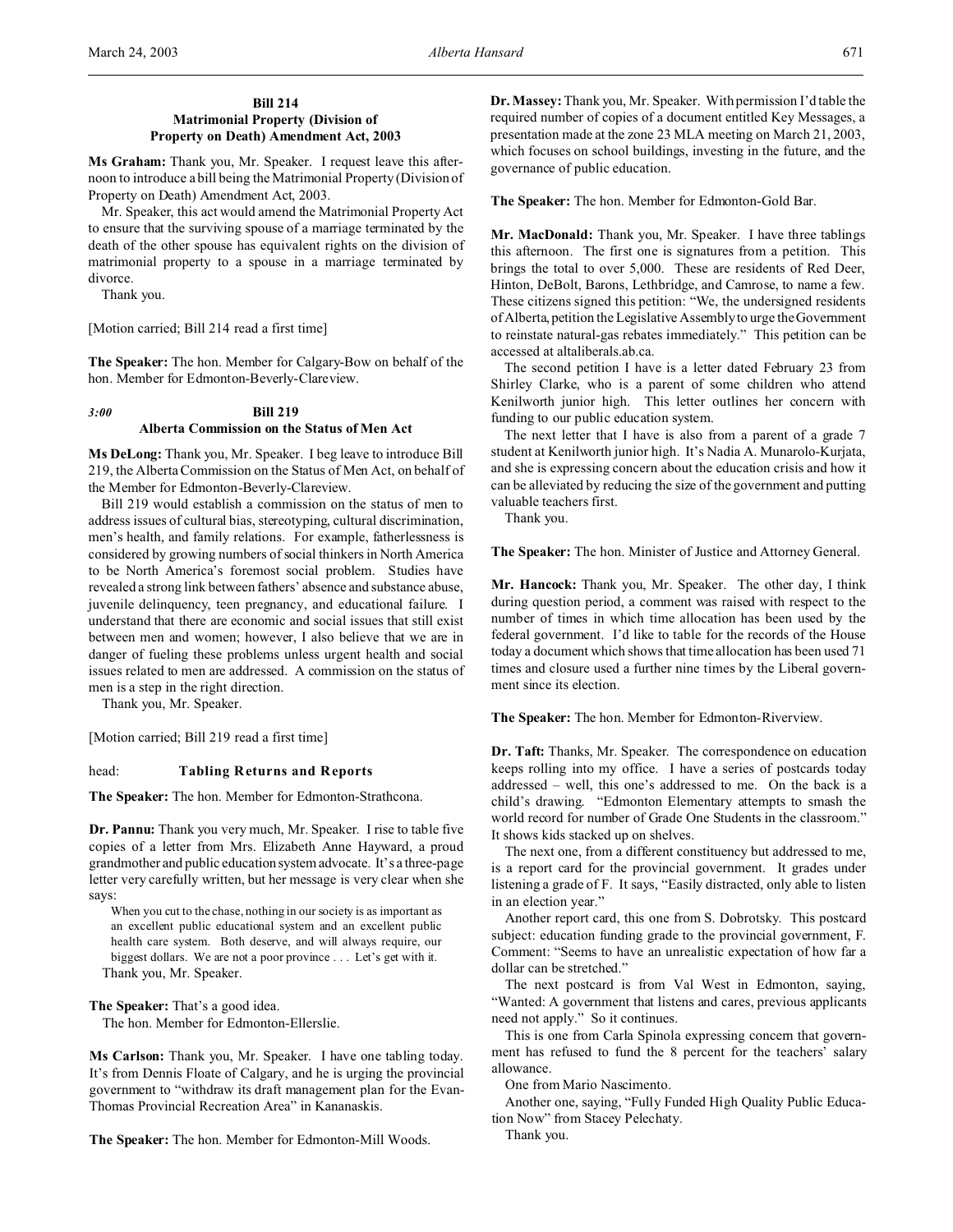**Bill 214**
**Matrimonial Property (Division of Property on Death) Amendment Act, 2003**

**Ms Graham:** Thank you, Mr. Speaker. I request leave this afternoon to introduce a bill being the Matrimonial Property (Division of Property on Death) Amendment Act, 2003.

Mr. Speaker, this act would amend the Matrimonial Property Act to ensure that the surviving spouse of a marriage terminated by the death of the other spouse has equivalent rights on the division of matrimonial property to a spouse in a marriage terminated by divorce.

Thank you.

[Motion carried; Bill 214 read a first time]

**The Speaker:** The hon. Member for Calgary-Bow on behalf of the hon. Member for Edmonton-Beverly-Clareview.

*3:00* **Bill 219**
**Alberta Commission on the Status of Men Act**

**Ms DeLong:** Thank you, Mr. Speaker. I beg leave to introduce Bill 219, the Alberta Commission on the Status of Men Act, on behalf of the Member for Edmonton-Beverly-Clareview.

Bill 219 would establish a commission on the status of men to address issues of cultural bias, stereotyping, cultural discrimination, men's health, and family relations. For example, fatherlessness is considered by growing numbers of social thinkers in North America to be North America's foremost social problem. Studies have revealed a strong link between fathers' absence and substance abuse, juvenile delinquency, teen pregnancy, and educational failure. I understand that there are economic and social issues that still exist between men and women; however, I also believe that we are in danger of fueling these problems unless urgent health and social issues related to men are addressed. A commission on the status of men is a step in the right direction.

Thank you, Mr. Speaker.

[Motion carried; Bill 219 read a first time]

head: **Tabling Returns and Reports**

**The Speaker:** The hon. Member for Edmonton-Strathcona.

**Dr. Pannu:** Thank you very much, Mr. Speaker. I rise to table five copies of a letter from Mrs. Elizabeth Anne Hayward, a proud grandmother and public education system advocate. It's a three-page letter very carefully written, but her message is very clear when she says:

> When you cut to the chase, nothing in our society is as important as an excellent public educational system and an excellent public health care system. Both deserve, and will always require, our biggest dollars. We are not a poor province . . . Let's get with it.

Thank you, Mr. Speaker.

**The Speaker:** That's a good idea.

The hon. Member for Edmonton-Ellerslie.

**Ms Carlson:** Thank you, Mr. Speaker. I have one tabling today. It's from Dennis Floate of Calgary, and he is urging the provincial government to "withdraw its draft management plan for the Evan-Thomas Provincial Recreation Area" in Kananaskis.

**The Speaker:** The hon. Member for Edmonton-Mill Woods.

**Dr. Massey:** Thank you, Mr. Speaker. With permission I'd table the required number of copies of a document entitled Key Messages, a presentation made at the zone 23 MLA meeting on March 21, 2003, which focuses on school buildings, investing in the future, and the governance of public education.

**The Speaker:** The hon. Member for Edmonton-Gold Bar.

**Mr. MacDonald:** Thank you, Mr. Speaker. I have three tablings this afternoon. The first one is signatures from a petition. This brings the total to over 5,000. These are residents of Red Deer, Hinton, DeBolt, Barons, Lethbridge, and Camrose, to name a few. These citizens signed this petition: "We, the undersigned residents of Alberta, petition the Legislative Assembly to urge the Government to reinstate natural-gas rebates immediately." This petition can be accessed at altaliberals.ab.ca.

The second petition I have is a letter dated February 23 from Shirley Clarke, who is a parent of some children who attend Kenilworth junior high. This letter outlines her concern with funding to our public education system.

The next letter that I have is also from a parent of a grade 7 student at Kenilworth junior high. It's Nadia A. Munarolo-Kurjata, and she is expressing concern about the education crisis and how it can be alleviated by reducing the size of the government and putting valuable teachers first.

Thank you.

**The Speaker:** The hon. Minister of Justice and Attorney General.

**Mr. Hancock:** Thank you, Mr. Speaker. The other day, I think during question period, a comment was raised with respect to the number of times in which time allocation has been used by the federal government. I'd like to table for the records of the House today a document which shows that time allocation has been used 71 times and closure used a further nine times by the Liberal government since its election.

**The Speaker:** The hon. Member for Edmonton-Riverview.

**Dr. Taft:** Thanks, Mr. Speaker. The correspondence on education keeps rolling into my office. I have a series of postcards today addressed – well, this one's addressed to me. On the back is a child's drawing. "Edmonton Elementary attempts to smash the world record for number of Grade One Students in the classroom." It shows kids stacked up on shelves.

The next one, from a different constituency but addressed to me, is a report card for the provincial government. It grades under listening a grade of F. It says, "Easily distracted, only able to listen in an election year."

Another report card, this one from S. Dobrotsky. This postcard subject: education funding grade to the provincial government, F. Comment: "Seems to have an unrealistic expectation of how far a dollar can be stretched."

The next postcard is from Val West in Edmonton, saying, "Wanted: A government that listens and cares, previous applicants need not apply." So it continues.

This is one from Carla Spinola expressing concern that government has refused to fund the 8 percent for the teachers' salary allowance.

One from Mario Nascimento.

Another one, saying, "Fully Funded High Quality Public Education Now" from Stacey Pelechaty.

Thank you.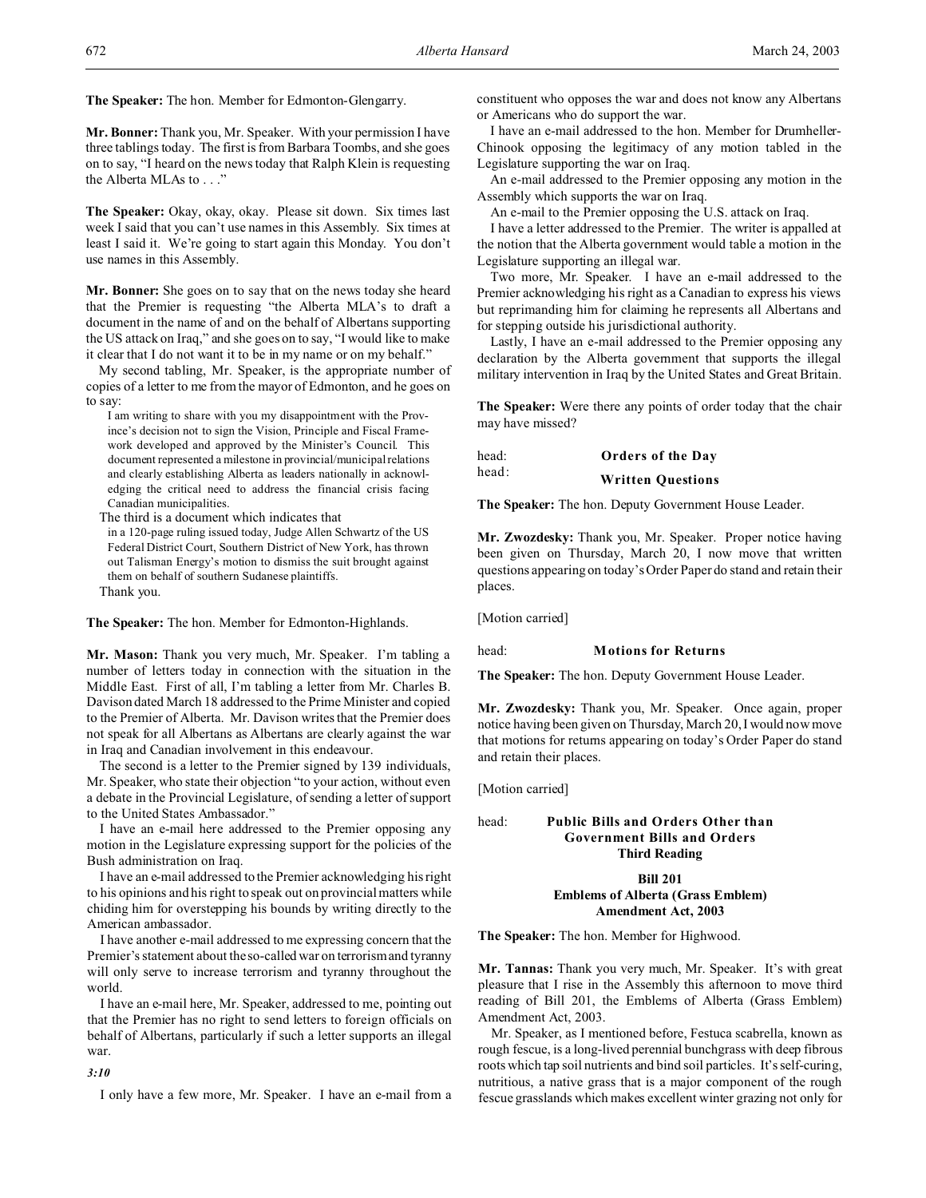**The Speaker:** The hon. Member for Edmonton-Glengarry.

**Mr. Bonner:** Thank you, Mr. Speaker. With your permission I have three tablings today. The first is from Barbara Toombs, and she goes on to say, "I heard on the news today that Ralph Klein is requesting the Alberta MLAs to . . ."

**The Speaker:** Okay, okay, okay. Please sit down. Six times last week I said that you can't use names in this Assembly. Six times at least I said it. We're going to start again this Monday. You don't use names in this Assembly.

**Mr. Bonner:** She goes on to say that on the news today she heard that the Premier is requesting "the Alberta MLA's to draft a document in the name of and on the behalf of Albertans supporting the US attack on Iraq," and she goes on to say, "I would like to make it clear that I do not want it to be in my name or on my behalf."

My second tabling, Mr. Speaker, is the appropriate number of copies of a letter to me from the mayor of Edmonton, and he goes on to say:

> I am writing to share with you my disappointment with the Province's decision not to sign the Vision, Principle and Fiscal Framework developed and approved by the Minister's Council. This document represented a milestone in provincial/municipal relations and clearly establishing Alberta as leaders nationally in acknowledging the critical need to address the financial crisis facing Canadian municipalities.

The third is a document which indicates that

> in a 120-page ruling issued today, Judge Allen Schwartz of the US Federal District Court, Southern District of New York, has thrown out Talisman Energy's motion to dismiss the suit brought against them on behalf of southern Sudanese plaintiffs.

Thank you.

**The Speaker:** The hon. Member for Edmonton-Highlands.

**Mr. Mason:** Thank you very much, Mr. Speaker. I'm tabling a number of letters today in connection with the situation in the Middle East. First of all, I'm tabling a letter from Mr. Charles B. Davison dated March 18 addressed to the Prime Minister and copied to the Premier of Alberta. Mr. Davison writes that the Premier does not speak for all Albertans as Albertans are clearly against the war in Iraq and Canadian involvement in this endeavour.

The second is a letter to the Premier signed by 139 individuals, Mr. Speaker, who state their objection "to your action, without even a debate in the Provincial Legislature, of sending a letter of support to the United States Ambassador."

I have an e-mail here addressed to the Premier opposing any motion in the Legislature expressing support for the policies of the Bush administration on Iraq.

I have an e-mail addressed to the Premier acknowledging his right to his opinions and his right to speak out on provincial matters while chiding him for overstepping his bounds by writing directly to the American ambassador.

I have another e-mail addressed to me expressing concern that the Premier's statement about the so-called war on terrorism and tyranny will only serve to increase terrorism and tyranny throughout the world.

I have an e-mail here, Mr. Speaker, addressed to me, pointing out that the Premier has no right to send letters to foreign officials on behalf of Albertans, particularly if such a letter supports an illegal war.

*3:10*

I only have a few more, Mr. Speaker. I have an e-mail from a constituent who opposes the war and does not know any Albertans or Americans who do support the war.

I have an e-mail addressed to the hon. Member for Drumheller-Chinook opposing the legitimacy of any motion tabled in the Legislature supporting the war on Iraq.

An e-mail addressed to the Premier opposing any motion in the Assembly which supports the war on Iraq.

An e-mail to the Premier opposing the U.S. attack on Iraq.

I have a letter addressed to the Premier. The writer is appalled at the notion that the Alberta government would table a motion in the Legislature supporting an illegal war.

Two more, Mr. Speaker. I have an e-mail addressed to the Premier acknowledging his right as a Canadian to express his views but reprimanding him for claiming he represents all Albertans and for stepping outside his jurisdictional authority.

Lastly, I have an e-mail addressed to the Premier opposing any declaration by the Alberta government that supports the illegal military intervention in Iraq by the United States and Great Britain.

**The Speaker:** Were there any points of order today that the chair may have missed?

## Orders of the Day

## Written Questions

**The Speaker:** The hon. Deputy Government House Leader.

**Mr. Zwozdesky:** Thank you, Mr. Speaker. Proper notice having been given on Thursday, March 20, I now move that written questions appearing on today's Order Paper do stand and retain their places.

[Motion carried]

## Motions for Returns

**The Speaker:** The hon. Deputy Government House Leader.

**Mr. Zwozdesky:** Thank you, Mr. Speaker. Once again, proper notice having been given on Thursday, March 20, I would now move that motions for returns appearing on today's Order Paper do stand and retain their places.

[Motion carried]

## Public Bills and Orders Other than Government Bills and Orders
## Third Reading

### Bill 201
### Emblems of Alberta (Grass Emblem) Amendment Act, 2003

**The Speaker:** The hon. Member for Highwood.

**Mr. Tannas:** Thank you very much, Mr. Speaker. It's with great pleasure that I rise in the Assembly this afternoon to move third reading of Bill 201, the Emblems of Alberta (Grass Emblem) Amendment Act, 2003.

Mr. Speaker, as I mentioned before, Festuca scabrella, known as rough fescue, is a long-lived perennial bunchgrass with deep fibrous roots which tap soil nutrients and bind soil particles. It's self-curing, nutritious, a native grass that is a major component of the rough fescue grasslands which makes excellent winter grazing not only for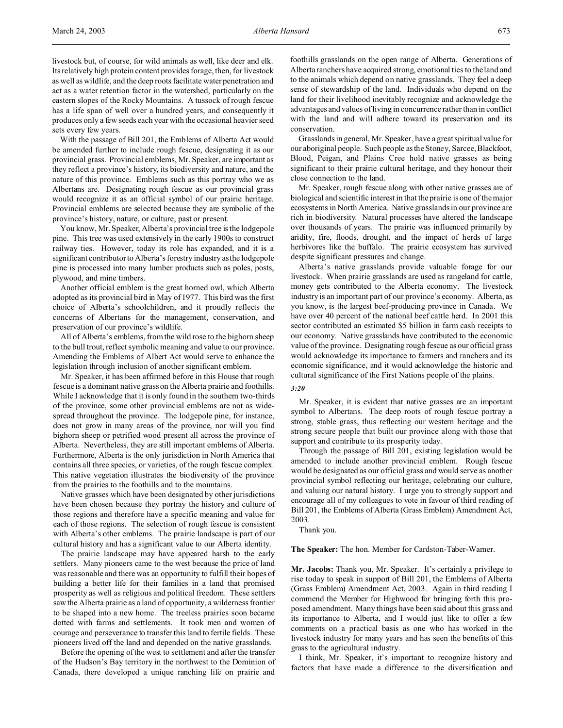livestock but, of course, for wild animals as well, like deer and elk. Its relatively high protein content provides forage, then, for livestock as well as wildlife, and the deep roots facilitate water penetration and act as a water retention factor in the watershed, particularly on the eastern slopes of the Rocky Mountains. A tussock of rough fescue has a life span of well over a hundred years, and consequently it produces only a few seeds each year with the occasional heavier seed sets every few years.

With the passage of Bill 201, the Emblems of Alberta Act would be amended further to include rough fescue, designating it as our provincial grass. Provincial emblems, Mr. Speaker, are important as they reflect a province's history, its biodiversity and nature, and the nature of this province. Emblems such as this portray who we as Albertans are. Designating rough fescue as our provincial grass would recognize it as an official symbol of our prairie heritage. Provincial emblems are selected because they are symbolic of the province's history, nature, or culture, past or present.

You know, Mr. Speaker, Alberta's provincial tree is the lodgepole pine. This tree was used extensively in the early 1900s to construct railway ties. However, today its role has expanded, and it is a significant contributor to Alberta's forestry industry as the lodgepole pine is processed into many lumber products such as poles, posts, plywood, and mine timbers.

Another official emblem is the great horned owl, which Alberta adopted as its provincial bird in May of 1977. This bird was the first choice of Alberta's schoolchildren, and it proudly reflects the concerns of Albertans for the management, conservation, and preservation of our province's wildlife.

All of Alberta's emblems, from the wild rose to the bighorn sheep to the bull trout, reflect symbolic meaning and value to our province. Amending the Emblems of Albert Act would serve to enhance the legislation through inclusion of another significant emblem.

Mr. Speaker, it has been affirmed before in this House that rough fescue is a dominant native grass on the Alberta prairie and foothills. While I acknowledge that it is only found in the southern two-thirds of the province, some other provincial emblems are not as wide-spread throughout the province. The lodgepole pine, for instance, does not grow in many areas of the province, nor will you find bighorn sheep or petrified wood present all across the province of Alberta. Nevertheless, they are still important emblems of Alberta. Furthermore, Alberta is the only jurisdiction in North America that contains all three species, or varieties, of the rough fescue complex. This native vegetation illustrates the biodiversity of the province from the prairies to the foothills and to the mountains.

Native grasses which have been designated by other jurisdictions have been chosen because they portray the history and culture of those regions and therefore have a specific meaning and value for each of those regions. The selection of rough fescue is consistent with Alberta's other emblems. The prairie landscape is part of our cultural history and has a significant value to our Alberta identity.

The prairie landscape may have appeared harsh to the early settlers. Many pioneers came to the west because the price of land was reasonable and there was an opportunity to fulfill their hopes of building a better life for their families in a land that promised prosperity as well as religious and political freedom. These settlers saw the Alberta prairie as a land of opportunity, a wilderness frontier to be shaped into a new home. The treeless prairies soon became dotted with farms and settlements. It took men and women of courage and perseverance to transfer this land to fertile fields. These pioneers lived off the land and depended on the native grasslands.

Before the opening of the west to settlement and after the transfer of the Hudson's Bay territory in the northwest to the Dominion of Canada, there developed a unique ranching life on prairie and foothills grasslands on the open range of Alberta. Generations of Alberta ranchers have acquired strong, emotional ties to the land and to the animals which depend on native grasslands. They feel a deep sense of stewardship of the land. Individuals who depend on the land for their livelihood inevitably recognize and acknowledge the advantages and values of living in concurrence rather than in conflict with the land and will adhere toward its preservation and its conservation.

Grasslands in general, Mr. Speaker, have a great spiritual value for our aboriginal people. Such people as the Stoney, Sarcee, Blackfoot, Blood, Peigan, and Plains Cree hold native grasses as being significant to their prairie cultural heritage, and they honour their close connection to the land.

Mr. Speaker, rough fescue along with other native grasses are of biological and scientific interest in that the prairie is one of the major ecosystems in North America. Native grasslands in our province are rich in biodiversity. Natural processes have altered the landscape over thousands of years. The prairie was influenced primarily by aridity, fire, floods, drought, and the impact of herds of large herbivores like the buffalo. The prairie ecosystem has survived despite significant pressures and change.

Alberta's native grasslands provide valuable forage for our livestock. When prairie grasslands are used as rangeland for cattle, money gets contributed to the Alberta economy. The livestock industry is an important part of our province's economy. Alberta, as you know, is the largest beef-producing province in Canada. We have over 40 percent of the national beef cattle herd. In 2001 this sector contributed an estimated $5 billion in farm cash receipts to our economy. Native grasslands have contributed to the economic value of the province. Designating rough fescue as our official grass would acknowledge its importance to farmers and ranchers and its economic significance, and it would acknowledge the historic and cultural significance of the First Nations people of the plains.

*3:20*

Mr. Speaker, it is evident that native grasses are an important symbol to Albertans. The deep roots of rough fescue portray a strong, stable grass, thus reflecting our western heritage and the strong secure people that built our province along with those that support and contribute to its prosperity today.

Through the passage of Bill 201, existing legislation would be amended to include another provincial emblem. Rough fescue would be designated as our official grass and would serve as another provincial symbol reflecting our heritage, celebrating our culture, and valuing our natural history. I urge you to strongly support and encourage all of my colleagues to vote in favour of third reading of Bill 201, the Emblems of Alberta (Grass Emblem) Amendment Act, 2003.

Thank you.

**The Speaker:** The hon. Member for Cardston-Taber-Warner.

**Mr. Jacobs:** Thank you, Mr. Speaker. It's certainly a privilege to rise today to speak in support of Bill 201, the Emblems of Alberta (Grass Emblem) Amendment Act, 2003. Again in third reading I commend the Member for Highwood for bringing forth this proposed amendment. Many things have been said about this grass and its importance to Alberta, and I would just like to offer a few comments on a practical basis as one who has worked in the livestock industry for many years and has seen the benefits of this grass to the agricultural industry.

I think, Mr. Speaker, it's important to recognize history and factors that have made a difference to the diversification and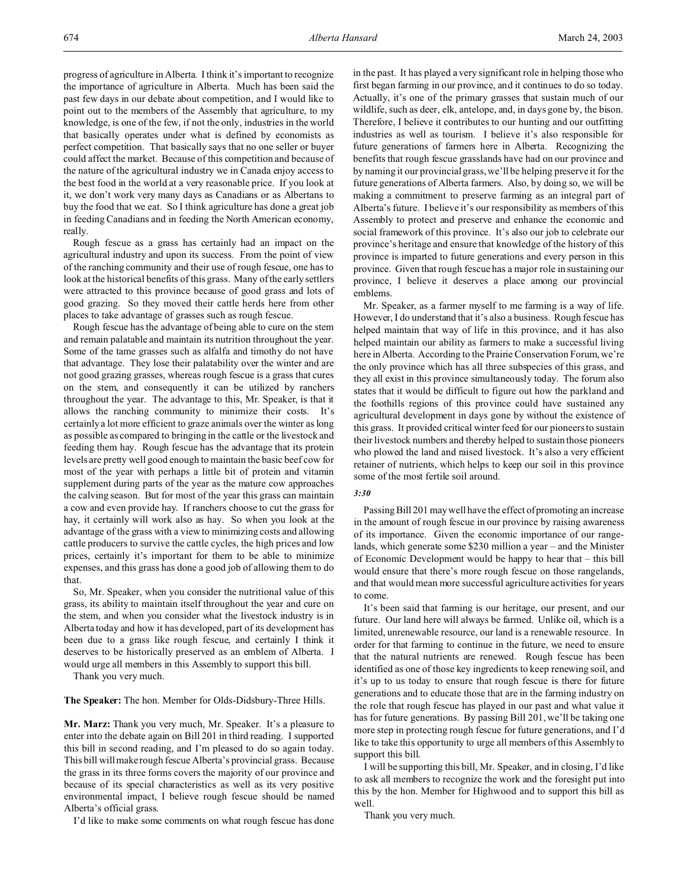progress of agriculture in Alberta. I think it's important to recognize the importance of agriculture in Alberta. Much has been said the past few days in our debate about competition, and I would like to point out to the members of the Assembly that agriculture, to my knowledge, is one of the few, if not the only, industries in the world that basically operates under what is defined by economists as perfect competition. That basically says that no one seller or buyer could affect the market. Because of this competition and because of the nature of the agricultural industry we in Canada enjoy access to the best food in the world at a very reasonable price. If you look at it, we don't work very many days as Canadians or as Albertans to buy the food that we eat. So I think agriculture has done a great job in feeding Canadians and in feeding the North American economy, really.

Rough fescue as a grass has certainly had an impact on the agricultural industry and upon its success. From the point of view of the ranching community and their use of rough fescue, one has to look at the historical benefits of this grass. Many of the early settlers were attracted to this province because of good grass and lots of good grazing. So they moved their cattle herds here from other places to take advantage of grasses such as rough fescue.

Rough fescue has the advantage of being able to cure on the stem and remain palatable and maintain its nutrition throughout the year. Some of the tame grasses such as alfalfa and timothy do not have that advantage. They lose their palatability over the winter and are not good grazing grasses, whereas rough fescue is a grass that cures on the stem, and consequently it can be utilized by ranchers throughout the year. The advantage to this, Mr. Speaker, is that it allows the ranching community to minimize their costs. It's certainly a lot more efficient to graze animals over the winter as long as possible as compared to bringing in the cattle or the livestock and feeding them hay. Rough fescue has the advantage that its protein levels are pretty well good enough to maintain the basic beef cow for most of the year with perhaps a little bit of protein and vitamin supplement during parts of the year as the mature cow approaches the calving season. But for most of the year this grass can maintain a cow and even provide hay. If ranchers choose to cut the grass for hay, it certainly will work also as hay. So when you look at the advantage of the grass with a view to minimizing costs and allowing cattle producers to survive the cattle cycles, the high prices and low prices, certainly it's important for them to be able to minimize expenses, and this grass has done a good job of allowing them to do that.

So, Mr. Speaker, when you consider the nutritional value of this grass, its ability to maintain itself throughout the year and cure on the stem, and when you consider what the livestock industry is in Alberta today and how it has developed, part of its development has been due to a grass like rough fescue, and certainly I think it deserves to be historically preserved as an emblem of Alberta. I would urge all members in this Assembly to support this bill.

Thank you very much.

**The Speaker:** The hon. Member for Olds-Didsbury-Three Hills.

**Mr. Marz:** Thank you very much, Mr. Speaker. It's a pleasure to enter into the debate again on Bill 201 in third reading. I supported this bill in second reading, and I'm pleased to do so again today. This bill will make rough fescue Alberta's provincial grass. Because the grass in its three forms covers the majority of our province and because of its special characteristics as well as its very positive environmental impact, I believe rough fescue should be named Alberta's official grass.

I'd like to make some comments on what rough fescue has done in the past. It has played a very significant role in helping those who first began farming in our province, and it continues to do so today. Actually, it's one of the primary grasses that sustain much of our wildlife, such as deer, elk, antelope, and, in days gone by, the bison. Therefore, I believe it contributes to our hunting and our outfitting industries as well as tourism. I believe it's also responsible for future generations of farmers here in Alberta. Recognizing the benefits that rough fescue grasslands have had on our province and by naming it our provincial grass, we'll be helping preserve it for the future generations of Alberta farmers. Also, by doing so, we will be making a commitment to preserve farming as an integral part of Alberta's future. I believe it's our responsibility as members of this Assembly to protect and preserve and enhance the economic and social framework of this province. It's also our job to celebrate our province's heritage and ensure that knowledge of the history of this province is imparted to future generations and every person in this province. Given that rough fescue has a major role in sustaining our province, I believe it deserves a place among our provincial emblems.

Mr. Speaker, as a farmer myself to me farming is a way of life. However, I do understand that it's also a business. Rough fescue has helped maintain that way of life in this province, and it has also helped maintain our ability as farmers to make a successful living here in Alberta. According to the Prairie Conservation Forum, we're the only province which has all three subspecies of this grass, and they all exist in this province simultaneously today. The forum also states that it would be difficult to figure out how the parkland and the foothills regions of this province could have sustained any agricultural development in days gone by without the existence of this grass. It provided critical winter feed for our pioneers to sustain their livestock numbers and thereby helped to sustain those pioneers who plowed the land and raised livestock. It's also a very efficient retainer of nutrients, which helps to keep our soil in this province some of the most fertile soil around.

*3:30*

Passing Bill 201 may well have the effect of promoting an increase in the amount of rough fescue in our province by raising awareness of its importance. Given the economic importance of our rangelands, which generate some $230 million a year – and the Minister of Economic Development would be happy to hear that – this bill would ensure that there's more rough fescue on those rangelands, and that would mean more successful agriculture activities for years to come.

It's been said that farming is our heritage, our present, and our future. Our land here will always be farmed. Unlike oil, which is a limited, unrenewable resource, our land is a renewable resource. In order for that farming to continue in the future, we need to ensure that the natural nutrients are renewed. Rough fescue has been identified as one of those key ingredients to keep renewing soil, and it's up to us today to ensure that rough fescue is there for future generations and to educate those that are in the farming industry on the role that rough fescue has played in our past and what value it has for future generations. By passing Bill 201, we'll be taking one more step in protecting rough fescue for future generations, and I'd like to take this opportunity to urge all members of this Assembly to support this bill.

I will be supporting this bill, Mr. Speaker, and in closing, I'd like to ask all members to recognize the work and the foresight put into this by the hon. Member for Highwood and to support this bill as well.

Thank you very much.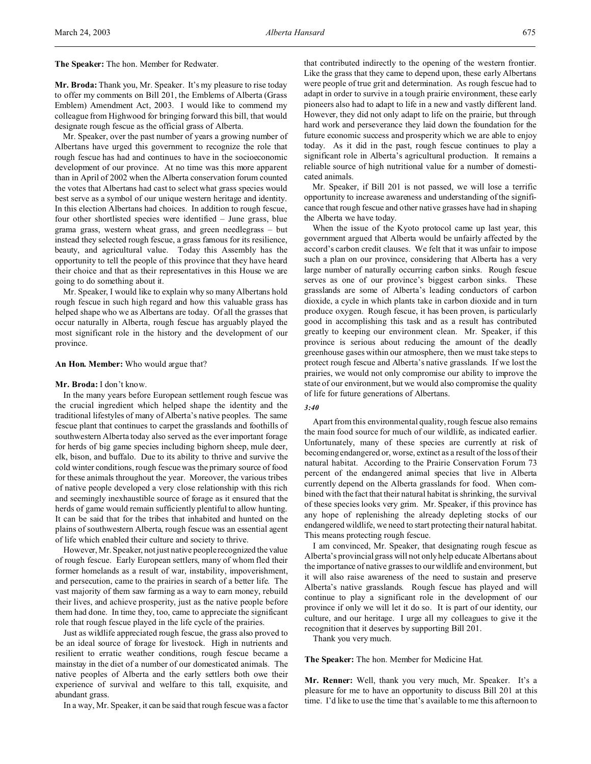**The Speaker:** The hon. Member for Redwater.

**Mr. Broda:** Thank you, Mr. Speaker. It's my pleasure to rise today to offer my comments on Bill 201, the Emblems of Alberta (Grass Emblem) Amendment Act, 2003. I would like to commend my colleague from Highwood for bringing forward this bill, that would designate rough fescue as the official grass of Alberta.

Mr. Speaker, over the past number of years a growing number of Albertans have urged this government to recognize the role that rough fescue has had and continues to have in the socioeconomic development of our province. At no time was this more apparent than in April of 2002 when the Alberta conservation forum counted the votes that Albertans had cast to select what grass species would best serve as a symbol of our unique western heritage and identity. In this election Albertans had choices. In addition to rough fescue, four other shortlisted species were identified – June grass, blue grama grass, western wheat grass, and green needlegrass – but instead they selected rough fescue, a grass famous for its resilience, beauty, and agricultural value. Today this Assembly has the opportunity to tell the people of this province that they have heard their choice and that as their representatives in this House we are going to do something about it.

Mr. Speaker, I would like to explain why so many Albertans hold rough fescue in such high regard and how this valuable grass has helped shape who we as Albertans are today. Of all the grasses that occur naturally in Alberta, rough fescue has arguably played the most significant role in the history and the development of our province.

**An Hon. Member:** Who would argue that?

**Mr. Broda:** I don't know.

In the many years before European settlement rough fescue was the crucial ingredient which helped shape the identity and the traditional lifestyles of many of Alberta's native peoples. The same fescue plant that continues to carpet the grasslands and foothills of southwestern Alberta today also served as the ever important forage for herds of big game species including bighorn sheep, mule deer, elk, bison, and buffalo. Due to its ability to thrive and survive the cold winter conditions, rough fescue was the primary source of food for these animals throughout the year. Moreover, the various tribes of native people developed a very close relationship with this rich and seemingly inexhaustible source of forage as it ensured that the herds of game would remain sufficiently plentiful to allow hunting. It can be said that for the tribes that inhabited and hunted on the plains of southwestern Alberta, rough fescue was an essential agent of life which enabled their culture and society to thrive.

However, Mr. Speaker, not just native people recognized the value of rough fescue. Early European settlers, many of whom fled their former homelands as a result of war, instability, impoverishment, and persecution, came to the prairies in search of a better life. The vast majority of them saw farming as a way to earn money, rebuild their lives, and achieve prosperity, just as the native people before them had done. In time they, too, came to appreciate the significant role that rough fescue played in the life cycle of the prairies.

Just as wildlife appreciated rough fescue, the grass also proved to be an ideal source of forage for livestock. High in nutrients and resilient to erratic weather conditions, rough fescue became a mainstay in the diet of a number of our domesticated animals. The native peoples of Alberta and the early settlers both owe their experience of survival and welfare to this tall, exquisite, and abundant grass.

In a way, Mr. Speaker, it can be said that rough fescue was a factor that contributed indirectly to the opening of the western frontier. Like the grass that they came to depend upon, these early Albertans were people of true grit and determination. As rough fescue had to adapt in order to survive in a tough prairie environment, these early pioneers also had to adapt to life in a new and vastly different land. However, they did not only adapt to life on the prairie, but through hard work and perseverance they laid down the foundation for the future economic success and prosperity which we are able to enjoy today. As it did in the past, rough fescue continues to play a significant role in Alberta's agricultural production. It remains a reliable source of high nutritional value for a number of domesticated animals.

Mr. Speaker, if Bill 201 is not passed, we will lose a terrific opportunity to increase awareness and understanding of the significance that rough fescue and other native grasses have had in shaping the Alberta we have today.

When the issue of the Kyoto protocol came up last year, this government argued that Alberta would be unfairly affected by the accord's carbon credit clauses. We felt that it was unfair to impose such a plan on our province, considering that Alberta has a very large number of naturally occurring carbon sinks. Rough fescue serves as one of our province's biggest carbon sinks. These grasslands are some of Alberta's leading conductors of carbon dioxide, a cycle in which plants take in carbon dioxide and in turn produce oxygen. Rough fescue, it has been proven, is particularly good in accomplishing this task and as a result has contributed greatly to keeping our environment clean. Mr. Speaker, if this province is serious about reducing the amount of the deadly greenhouse gases within our atmosphere, then we must take steps to protect rough fescue and Alberta's native grasslands. If we lost the prairies, we would not only compromise our ability to improve the state of our environment, but we would also compromise the quality of life for future generations of Albertans.

*3:40*

Apart from this environmental quality, rough fescue also remains the main food source for much of our wildlife, as indicated earlier. Unfortunately, many of these species are currently at risk of becoming endangered or, worse, extinct as a result of the loss of their natural habitat. According to the Prairie Conservation Forum 73 percent of the endangered animal species that live in Alberta currently depend on the Alberta grasslands for food. When combined with the fact that their natural habitat is shrinking, the survival of these species looks very grim. Mr. Speaker, if this province has any hope of replenishing the already depleting stocks of our endangered wildlife, we need to start protecting their natural habitat. This means protecting rough fescue.

I am convinced, Mr. Speaker, that designating rough fescue as Alberta's provincial grass will not only help educate Albertans about the importance of native grasses to our wildlife and environment, but it will also raise awareness of the need to sustain and preserve Alberta's native grasslands. Rough fescue has played and will continue to play a significant role in the development of our province if only we will let it do so. It is part of our identity, our culture, and our heritage. I urge all my colleagues to give it the recognition that it deserves by supporting Bill 201.

Thank you very much.

**The Speaker:** The hon. Member for Medicine Hat.

**Mr. Renner:** Well, thank you very much, Mr. Speaker. It's a pleasure for me to have an opportunity to discuss Bill 201 at this time. I'd like to use the time that's available to me this afternoon to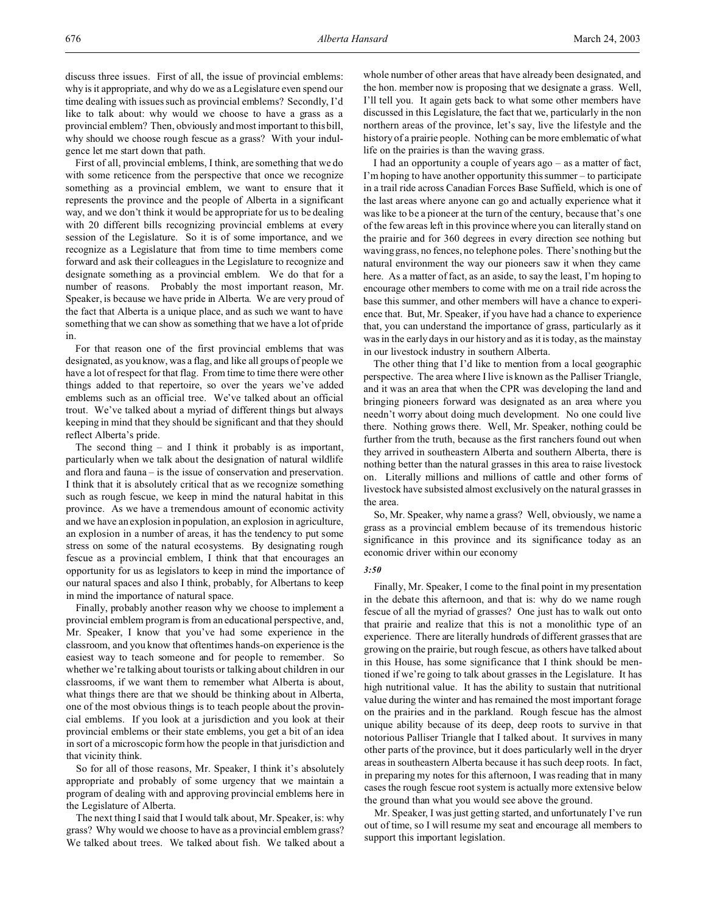discuss three issues. First of all, the issue of provincial emblems: why is it appropriate, and why do we as a Legislature even spend our time dealing with issues such as provincial emblems? Secondly, I'd like to talk about: why would we choose to have a grass as a provincial emblem? Then, obviously and most important to this bill, why should we choose rough fescue as a grass? With your indulgence let me start down that path.

First of all, provincial emblems, I think, are something that we do with some reticence from the perspective that once we recognize something as a provincial emblem, we want to ensure that it represents the province and the people of Alberta in a significant way, and we don't think it would be appropriate for us to be dealing with 20 different bills recognizing provincial emblems at every session of the Legislature. So it is of some importance, and we recognize as a Legislature that from time to time members come forward and ask their colleagues in the Legislature to recognize and designate something as a provincial emblem. We do that for a number of reasons. Probably the most important reason, Mr. Speaker, is because we have pride in Alberta. We are very proud of the fact that Alberta is a unique place, and as such we want to have something that we can show as something that we have a lot of pride in.

For that reason one of the first provincial emblems that was designated, as you know, was a flag, and like all groups of people we have a lot of respect for that flag. From time to time there were other things added to that repertoire, so over the years we've added emblems such as an official tree. We've talked about an official trout. We've talked about a myriad of different things but always keeping in mind that they should be significant and that they should reflect Alberta's pride.

The second thing – and I think it probably is as important, particularly when we talk about the designation of natural wildlife and flora and fauna – is the issue of conservation and preservation. I think that it is absolutely critical that as we recognize something such as rough fescue, we keep in mind the natural habitat in this province. As we have a tremendous amount of economic activity and we have an explosion in population, an explosion in agriculture, an explosion in a number of areas, it has the tendency to put some stress on some of the natural ecosystems. By designating rough fescue as a provincial emblem, I think that that encourages an opportunity for us as legislators to keep in mind the importance of our natural spaces and also I think, probably, for Albertans to keep in mind the importance of natural space.

Finally, probably another reason why we choose to implement a provincial emblem program is from an educational perspective, and, Mr. Speaker, I know that you've had some experience in the classroom, and you know that oftentimes hands-on experience is the easiest way to teach someone and for people to remember. So whether we're talking about tourists or talking about children in our classrooms, if we want them to remember what Alberta is about, what things there are that we should be thinking about in Alberta, one of the most obvious things is to teach people about the provincial emblems. If you look at a jurisdiction and you look at their provincial emblems or their state emblems, you get a bit of an idea in sort of a microscopic form how the people in that jurisdiction and that vicinity think.

So for all of those reasons, Mr. Speaker, I think it's absolutely appropriate and probably of some urgency that we maintain a program of dealing with and approving provincial emblems here in the Legislature of Alberta.

The next thing I said that I would talk about, Mr. Speaker, is: why grass? Why would we choose to have as a provincial emblem grass? We talked about trees. We talked about fish. We talked about a whole number of other areas that have already been designated, and the hon. member now is proposing that we designate a grass. Well, I'll tell you. It again gets back to what some other members have discussed in this Legislature, the fact that we, particularly in the non northern areas of the province, let's say, live the lifestyle and the history of a prairie people. Nothing can be more emblematic of what life on the prairies is than the waving grass.

I had an opportunity a couple of years ago – as a matter of fact, I'm hoping to have another opportunity this summer – to participate in a trail ride across Canadian Forces Base Suffield, which is one of the last areas where anyone can go and actually experience what it was like to be a pioneer at the turn of the century, because that's one of the few areas left in this province where you can literally stand on the prairie and for 360 degrees in every direction see nothing but waving grass, no fences, no telephone poles. There's nothing but the natural environment the way our pioneers saw it when they came here. As a matter of fact, as an aside, to say the least, I'm hoping to encourage other members to come with me on a trail ride across the base this summer, and other members will have a chance to experience that. But, Mr. Speaker, if you have had a chance to experience that, you can understand the importance of grass, particularly as it was in the early days in our history and as it is today, as the mainstay in our livestock industry in southern Alberta.

The other thing that I'd like to mention from a local geographic perspective. The area where I live is known as the Palliser Triangle, and it was an area that when the CPR was developing the land and bringing pioneers forward was designated as an area where you needn't worry about doing much development. No one could live there. Nothing grows there. Well, Mr. Speaker, nothing could be further from the truth, because as the first ranchers found out when they arrived in southeastern Alberta and southern Alberta, there is nothing better than the natural grasses in this area to raise livestock on. Literally millions and millions of cattle and other forms of livestock have subsisted almost exclusively on the natural grasses in the area.

So, Mr. Speaker, why name a grass? Well, obviously, we name a grass as a provincial emblem because of its tremendous historic significance in this province and its significance today as an economic driver within our economy

*3:50*

Finally, Mr. Speaker, I come to the final point in my presentation in the debate this afternoon, and that is: why do we name rough fescue of all the myriad of grasses? One just has to walk out onto that prairie and realize that this is not a monolithic type of an experience. There are literally hundreds of different grasses that are growing on the prairie, but rough fescue, as others have talked about in this House, has some significance that I think should be mentioned if we're going to talk about grasses in the Legislature. It has high nutritional value. It has the ability to sustain that nutritional value during the winter and has remained the most important forage on the prairies and in the parkland. Rough fescue has the almost unique ability because of its deep, deep roots to survive in that notorious Palliser Triangle that I talked about. It survives in many other parts of the province, but it does particularly well in the dryer areas in southeastern Alberta because it has such deep roots. In fact, in preparing my notes for this afternoon, I was reading that in many cases the rough fescue root system is actually more extensive below the ground than what you would see above the ground.

Mr. Speaker, I was just getting started, and unfortunately I've run out of time, so I will resume my seat and encourage all members to support this important legislation.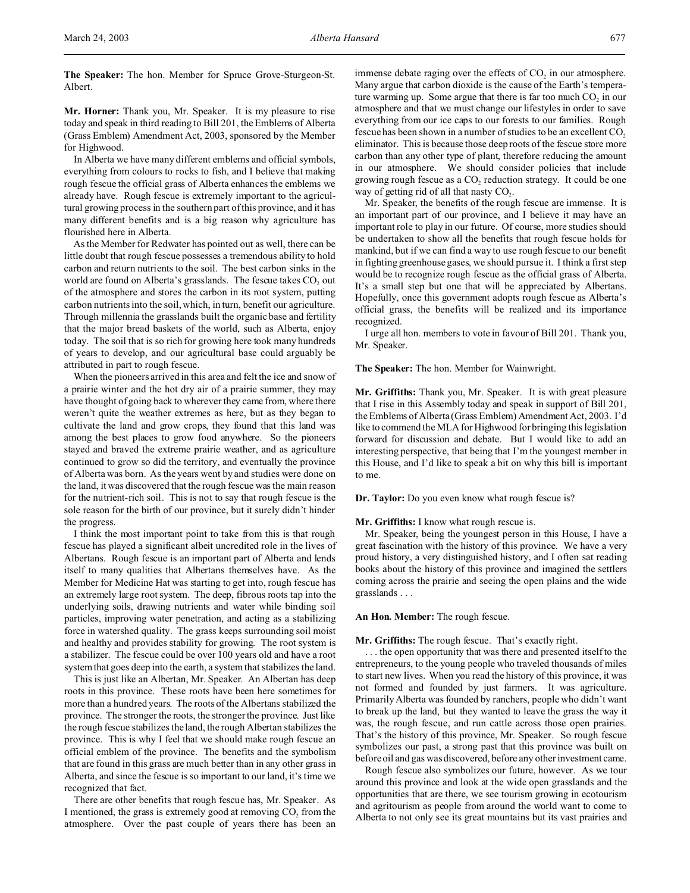**The Speaker:** The hon. Member for Spruce Grove-Sturgeon-St. Albert.

**Mr. Horner:** Thank you, Mr. Speaker. It is my pleasure to rise today and speak in third reading to Bill 201, the Emblems of Alberta (Grass Emblem) Amendment Act, 2003, sponsored by the Member for Highwood.

In Alberta we have many different emblems and official symbols, everything from colours to rocks to fish, and I believe that making rough fescue the official grass of Alberta enhances the emblems we already have. Rough fescue is extremely important to the agricultural growing process in the southern part of this province, and it has many different benefits and is a big reason why agriculture has flourished here in Alberta.

As the Member for Redwater has pointed out as well, there can be little doubt that rough fescue possesses a tremendous ability to hold carbon and return nutrients to the soil. The best carbon sinks in the world are found on Alberta's grasslands. The fescue takes $CO_2$ out of the atmosphere and stores the carbon in its root system, putting carbon nutrients into the soil, which, in turn, benefit our agriculture. Through millennia the grasslands built the organic base and fertility that the major bread baskets of the world, such as Alberta, enjoy today. The soil that is so rich for growing here took many hundreds of years to develop, and our agricultural base could arguably be attributed in part to rough fescue.

When the pioneers arrived in this area and felt the ice and snow of a prairie winter and the hot dry air of a prairie summer, they may have thought of going back to wherever they came from, where there weren't quite the weather extremes as here, but as they began to cultivate the land and grow crops, they found that this land was among the best places to grow food anywhere. So the pioneers stayed and braved the extreme prairie weather, and as agriculture continued to grow so did the territory, and eventually the province of Alberta was born. As the years went by and studies were done on the land, it was discovered that the rough fescue was the main reason for the nutrient-rich soil. This is not to say that rough fescue is the sole reason for the birth of our province, but it surely didn't hinder the progress.

I think the most important point to take from this is that rough fescue has played a significant albeit uncredited role in the lives of Albertans. Rough fescue is an important part of Alberta and lends itself to many qualities that Albertans themselves have. As the Member for Medicine Hat was starting to get into, rough fescue has an extremely large root system. The deep, fibrous roots tap into the underlying soils, drawing nutrients and water while binding soil particles, improving water penetration, and acting as a stabilizing force in watershed quality. The grass keeps surrounding soil moist and healthy and provides stability for growing. The root system is a stabilizer. The fescue could be over 100 years old and have a root system that goes deep into the earth, a system that stabilizes the land.

This is just like an Albertan, Mr. Speaker. An Albertan has deep roots in this province. These roots have been here sometimes for more than a hundred years. The roots of the Albertans stabilized the province. The stronger the roots, the stronger the province. Just like the rough fescue stabilizes the land, the rough Albertan stabilizes the province. This is why I feel that we should make rough fescue an official emblem of the province. The benefits and the symbolism that are found in this grass are much better than in any other grass in Alberta, and since the fescue is so important to our land, it's time we recognized that fact.

There are other benefits that rough fescue has, Mr. Speaker. As I mentioned, the grass is extremely good at removing $CO_2$ from the atmosphere. Over the past couple of years there has been an immense debate raging over the effects of $CO_2$ in our atmosphere. Many argue that carbon dioxide is the cause of the Earth's temperature warming up. Some argue that there is far too much $CO_2$ in our atmosphere and that we must change our lifestyles in order to save everything from our ice caps to our forests to our families. Rough fescue has been shown in a number of studies to be an excellent $CO_2$ eliminator. This is because those deep roots of the fescue store more carbon than any other type of plant, therefore reducing the amount in our atmosphere. We should consider policies that include growing rough fescue as a $CO_2$ reduction strategy. It could be one way of getting rid of all that nasty $CO_2$.

Mr. Speaker, the benefits of the rough fescue are immense. It is an important part of our province, and I believe it may have an important role to play in our future. Of course, more studies should be undertaken to show all the benefits that rough fescue holds for mankind, but if we can find a way to use rough fescue to our benefit in fighting greenhouse gases, we should pursue it. I think a first step would be to recognize rough fescue as the official grass of Alberta. It's a small step but one that will be appreciated by Albertans. Hopefully, once this government adopts rough fescue as Alberta's official grass, the benefits will be realized and its importance recognized.

I urge all hon. members to vote in favour of Bill 201. Thank you, Mr. Speaker.

**The Speaker:** The hon. Member for Wainwright.

**Mr. Griffiths:** Thank you, Mr. Speaker. It is with great pleasure that I rise in this Assembly today and speak in support of Bill 201, the Emblems of Alberta (Grass Emblem) Amendment Act, 2003. I'd like to commend the MLA for Highwood for bringing this legislation forward for discussion and debate. But I would like to add an interesting perspective, that being that I'm the youngest member in this House, and I'd like to speak a bit on why this bill is important to me.

**Dr. Taylor:** Do you even know what rough fescue is?

**Mr. Griffiths:** I know what rough rescue is.

Mr. Speaker, being the youngest person in this House, I have a great fascination with the history of this province. We have a very proud history, a very distinguished history, and I often sat reading books about the history of this province and imagined the settlers coming across the prairie and seeing the open plains and the wide grasslands . . .

**An Hon. Member:** The rough fescue.

**Mr. Griffiths:** The rough fescue. That's exactly right.

. . . the open opportunity that was there and presented itself to the entrepreneurs, to the young people who traveled thousands of miles to start new lives. When you read the history of this province, it was not formed and founded by just farmers. It was agriculture. Primarily Alberta was founded by ranchers, people who didn't want to break up the land, but they wanted to leave the grass the way it was, the rough fescue, and run cattle across those open prairies. That's the history of this province, Mr. Speaker. So rough fescue symbolizes our past, a strong past that this province was built on before oil and gas was discovered, before any other investment came.

Rough fescue also symbolizes our future, however. As we tour around this province and look at the wide open grasslands and the opportunities that are there, we see tourism growing in ecotourism and agritourism as people from around the world want to come to Alberta to not only see its great mountains but its vast prairies and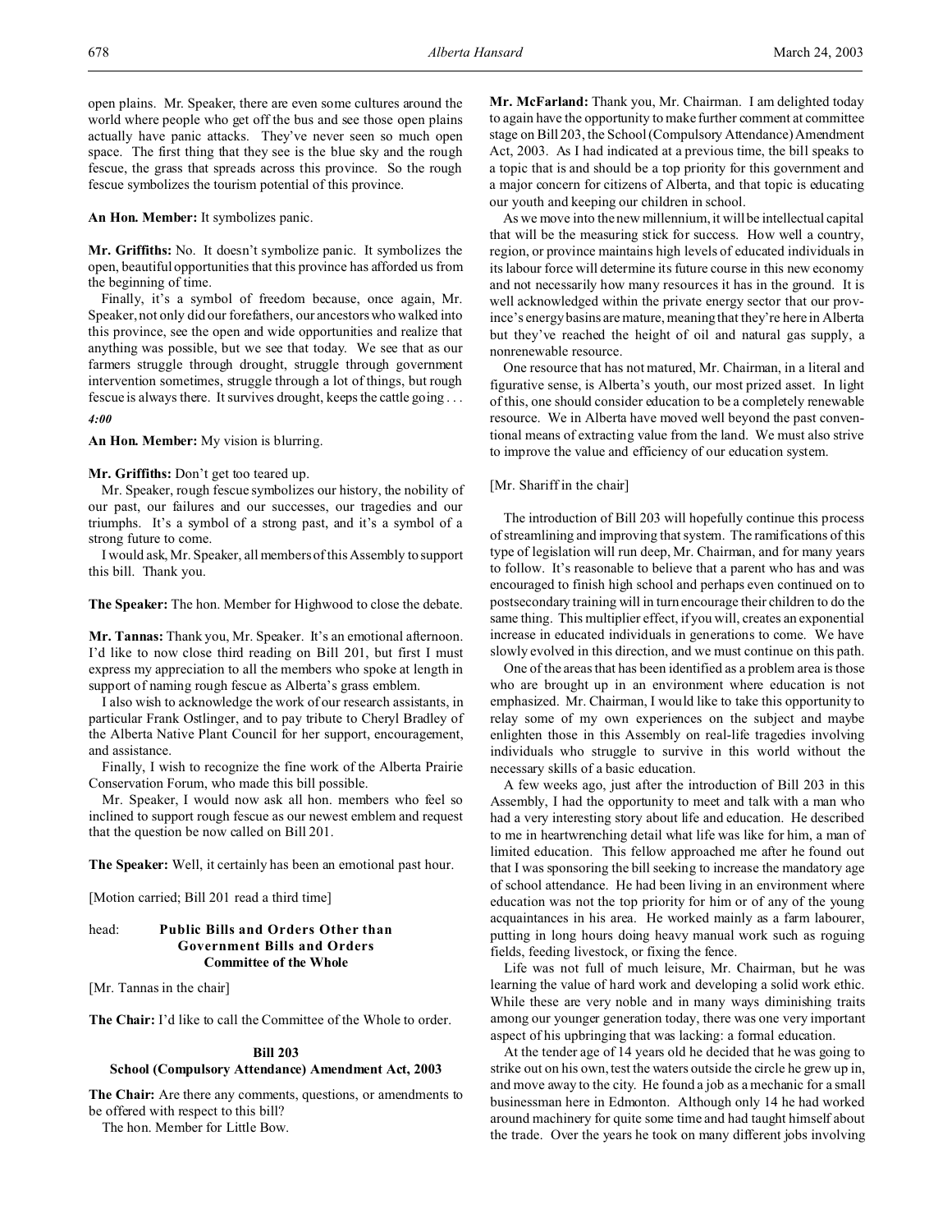open plains. Mr. Speaker, there are even some cultures around the world where people who get off the bus and see those open plains actually have panic attacks. They've never seen so much open space. The first thing that they see is the blue sky and the rough fescue, the grass that spreads across this province. So the rough fescue symbolizes the tourism potential of this province.

**An Hon. Member:** It symbolizes panic.

**Mr. Griffiths:** No. It doesn't symbolize panic. It symbolizes the open, beautiful opportunities that this province has afforded us from the beginning of time.

Finally, it's a symbol of freedom because, once again, Mr. Speaker, not only did our forefathers, our ancestors who walked into this province, see the open and wide opportunities and realize that anything was possible, but we see that today. We see that as our farmers struggle through drought, struggle through government intervention sometimes, struggle through a lot of things, but rough fescue is always there. It survives drought, keeps the cattle going . . .

*4:00*

**An Hon. Member:** My vision is blurring.

**Mr. Griffiths:** Don't get too teared up.

Mr. Speaker, rough fescue symbolizes our history, the nobility of our past, our failures and our successes, our tragedies and our triumphs. It's a symbol of a strong past, and it's a symbol of a strong future to come.

I would ask, Mr. Speaker, all members of this Assembly to support this bill. Thank you.

**The Speaker:** The hon. Member for Highwood to close the debate.

**Mr. Tannas:** Thank you, Mr. Speaker. It's an emotional afternoon. I'd like to now close third reading on Bill 201, but first I must express my appreciation to all the members who spoke at length in support of naming rough fescue as Alberta's grass emblem.

I also wish to acknowledge the work of our research assistants, in particular Frank Ostlinger, and to pay tribute to Cheryl Bradley of the Alberta Native Plant Council for her support, encouragement, and assistance.

Finally, I wish to recognize the fine work of the Alberta Prairie Conservation Forum, who made this bill possible.

Mr. Speaker, I would now ask all hon. members who feel so inclined to support rough fescue as our newest emblem and request that the question be now called on Bill 201.

**The Speaker:** Well, it certainly has been an emotional past hour.

[Motion carried; Bill 201 read a third time]

head: **Public Bills and Orders Other than Government Bills and Orders Committee of the Whole**

[Mr. Tannas in the chair]

**The Chair:** I'd like to call the Committee of the Whole to order.

### Bill 203
### School (Compulsory Attendance) Amendment Act, 2003

**The Chair:** Are there any comments, questions, or amendments to be offered with respect to this bill?

The hon. Member for Little Bow.

**Mr. McFarland:** Thank you, Mr. Chairman. I am delighted today to again have the opportunity to make further comment at committee stage on Bill 203, the School (Compulsory Attendance) Amendment Act, 2003. As I had indicated at a previous time, the bill speaks to a topic that is and should be a top priority for this government and a major concern for citizens of Alberta, and that topic is educating our youth and keeping our children in school.

As we move into the new millennium, it will be intellectual capital that will be the measuring stick for success. How well a country, region, or province maintains high levels of educated individuals in its labour force will determine its future course in this new economy and not necessarily how many resources it has in the ground. It is well acknowledged within the private energy sector that our province's energy basins are mature, meaning that they're here in Alberta but they've reached the height of oil and natural gas supply, a nonrenewable resource.

One resource that has not matured, Mr. Chairman, in a literal and figurative sense, is Alberta's youth, our most prized asset. In light of this, one should consider education to be a completely renewable resource. We in Alberta have moved well beyond the past conventional means of extracting value from the land. We must also strive to improve the value and efficiency of our education system.

[Mr. Shariff in the chair]

The introduction of Bill 203 will hopefully continue this process of streamlining and improving that system. The ramifications of this type of legislation will run deep, Mr. Chairman, and for many years to follow. It's reasonable to believe that a parent who has and was encouraged to finish high school and perhaps even continued on to postsecondary training will in turn encourage their children to do the same thing. This multiplier effect, if you will, creates an exponential increase in educated individuals in generations to come. We have slowly evolved in this direction, and we must continue on this path.

One of the areas that has been identified as a problem area is those who are brought up in an environment where education is not emphasized. Mr. Chairman, I would like to take this opportunity to relay some of my own experiences on the subject and maybe enlighten those in this Assembly on real-life tragedies involving individuals who struggle to survive in this world without the necessary skills of a basic education.

A few weeks ago, just after the introduction of Bill 203 in this Assembly, I had the opportunity to meet and talk with a man who had a very interesting story about life and education. He described to me in heartwrenching detail what life was like for him, a man of limited education. This fellow approached me after he found out that I was sponsoring the bill seeking to increase the mandatory age of school attendance. He had been living in an environment where education was not the top priority for him or of any of the young acquaintances in his area. He worked mainly as a farm labourer, putting in long hours doing heavy manual work such as roguing fields, feeding livestock, or fixing the fence.

Life was not full of much leisure, Mr. Chairman, but he was learning the value of hard work and developing a solid work ethic. While these are very noble and in many ways diminishing traits among our younger generation today, there was one very important aspect of his upbringing that was lacking: a formal education.

At the tender age of 14 years old he decided that he was going to strike out on his own, test the waters outside the circle he grew up in, and move away to the city. He found a job as a mechanic for a small businessman here in Edmonton. Although only 14 he had worked around machinery for quite some time and had taught himself about the trade. Over the years he took on many different jobs involving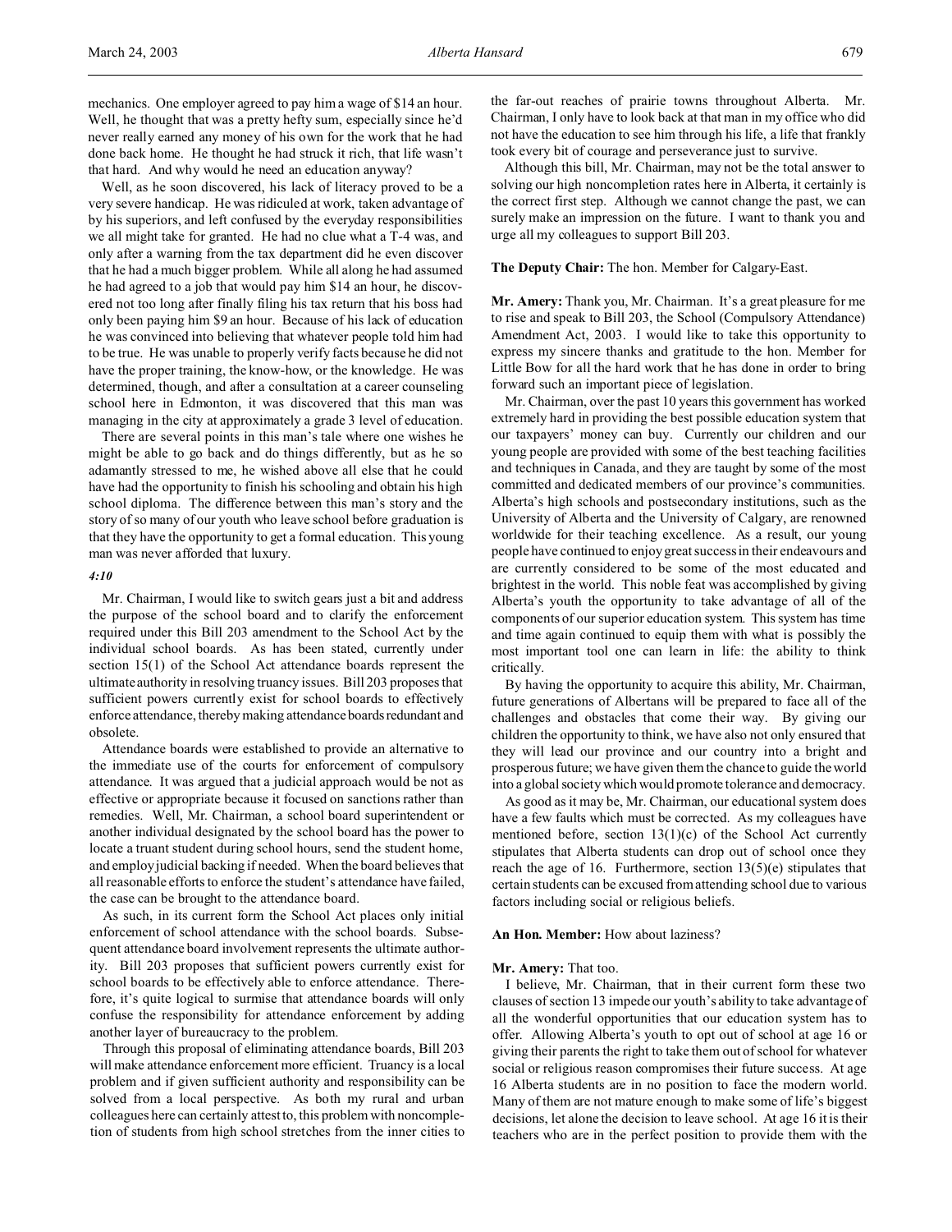mechanics. One employer agreed to pay him a wage of $14 an hour. Well, he thought that was a pretty hefty sum, especially since he'd never really earned any money of his own for the work that he had done back home. He thought he had struck it rich, that life wasn't that hard. And why would he need an education anyway?

Well, as he soon discovered, his lack of literacy proved to be a very severe handicap. He was ridiculed at work, taken advantage of by his superiors, and left confused by the everyday responsibilities we all might take for granted. He had no clue what a T-4 was, and only after a warning from the tax department did he even discover that he had a much bigger problem. While all along he had assumed he had agreed to a job that would pay him $14 an hour, he discovered not too long after finally filing his tax return that his boss had only been paying him $9 an hour. Because of his lack of education he was convinced into believing that whatever people told him had to be true. He was unable to properly verify facts because he did not have the proper training, the know-how, or the knowledge. He was determined, though, and after a consultation at a career counseling school here in Edmonton, it was discovered that this man was managing in the city at approximately a grade 3 level of education.

There are several points in this man's tale where one wishes he might be able to go back and do things differently, but as he so adamantly stressed to me, he wished above all else that he could have had the opportunity to finish his schooling and obtain his high school diploma. The difference between this man's story and the story of so many of our youth who leave school before graduation is that they have the opportunity to get a formal education. This young man was never afforded that luxury.

*4:10*

Mr. Chairman, I would like to switch gears just a bit and address the purpose of the school board and to clarify the enforcement required under this Bill 203 amendment to the School Act by the individual school boards. As has been stated, currently under section 15(1) of the School Act attendance boards represent the ultimate authority in resolving truancy issues. Bill 203 proposes that sufficient powers currently exist for school boards to effectively enforce attendance, thereby making attendance boards redundant and obsolete.

Attendance boards were established to provide an alternative to the immediate use of the courts for enforcement of compulsory attendance. It was argued that a judicial approach would be not as effective or appropriate because it focused on sanctions rather than remedies. Well, Mr. Chairman, a school board superintendent or another individual designated by the school board has the power to locate a truant student during school hours, send the student home, and employ judicial backing if needed. When the board believes that all reasonable efforts to enforce the student's attendance have failed, the case can be brought to the attendance board.

As such, in its current form the School Act places only initial enforcement of school attendance with the school boards. Subsequent attendance board involvement represents the ultimate authority. Bill 203 proposes that sufficient powers currently exist for school boards to be effectively able to enforce attendance. Therefore, it's quite logical to surmise that attendance boards will only confuse the responsibility for attendance enforcement by adding another layer of bureaucracy to the problem.

Through this proposal of eliminating attendance boards, Bill 203 will make attendance enforcement more efficient. Truancy is a local problem and if given sufficient authority and responsibility can be solved from a local perspective. As both my rural and urban colleagues here can certainly attest to, this problem with noncompletion of students from high school stretches from the inner cities to the far-out reaches of prairie towns throughout Alberta. Mr. Chairman, I only have to look back at that man in my office who did not have the education to see him through his life, a life that frankly took every bit of courage and perseverance just to survive.

Although this bill, Mr. Chairman, may not be the total answer to solving our high noncompletion rates here in Alberta, it certainly is the correct first step. Although we cannot change the past, we can surely make an impression on the future. I want to thank you and urge all my colleagues to support Bill 203.

**The Deputy Chair:** The hon. Member for Calgary-East.

**Mr. Amery:** Thank you, Mr. Chairman. It's a great pleasure for me to rise and speak to Bill 203, the School (Compulsory Attendance) Amendment Act, 2003. I would like to take this opportunity to express my sincere thanks and gratitude to the hon. Member for Little Bow for all the hard work that he has done in order to bring forward such an important piece of legislation.

Mr. Chairman, over the past 10 years this government has worked extremely hard in providing the best possible education system that our taxpayers' money can buy. Currently our children and our young people are provided with some of the best teaching facilities and techniques in Canada, and they are taught by some of the most committed and dedicated members of our province's communities. Alberta's high schools and postsecondary institutions, such as the University of Alberta and the University of Calgary, are renowned worldwide for their teaching excellence. As a result, our young people have continued to enjoy great success in their endeavours and are currently considered to be some of the most educated and brightest in the world. This noble feat was accomplished by giving Alberta's youth the opportunity to take advantage of all of the components of our superior education system. This system has time and time again continued to equip them with what is possibly the most important tool one can learn in life: the ability to think critically.

By having the opportunity to acquire this ability, Mr. Chairman, future generations of Albertans will be prepared to face all of the challenges and obstacles that come their way. By giving our children the opportunity to think, we have also not only ensured that they will lead our province and our country into a bright and prosperous future; we have given them the chance to guide the world into a global society which would promote tolerance and democracy.

As good as it may be, Mr. Chairman, our educational system does have a few faults which must be corrected. As my colleagues have mentioned before, section 13(1)(c) of the School Act currently stipulates that Alberta students can drop out of school once they reach the age of 16. Furthermore, section 13(5)(e) stipulates that certain students can be excused from attending school due to various factors including social or religious beliefs.

**An Hon. Member:** How about laziness?

**Mr. Amery:** That too.

I believe, Mr. Chairman, that in their current form these two clauses of section 13 impede our youth's ability to take advantage of all the wonderful opportunities that our education system has to offer. Allowing Alberta's youth to opt out of school at age 16 or giving their parents the right to take them out of school for whatever social or religious reason compromises their future success. At age 16 Alberta students are in no position to face the modern world. Many of them are not mature enough to make some of life's biggest decisions, let alone the decision to leave school. At age 16 it is their teachers who are in the perfect position to provide them with the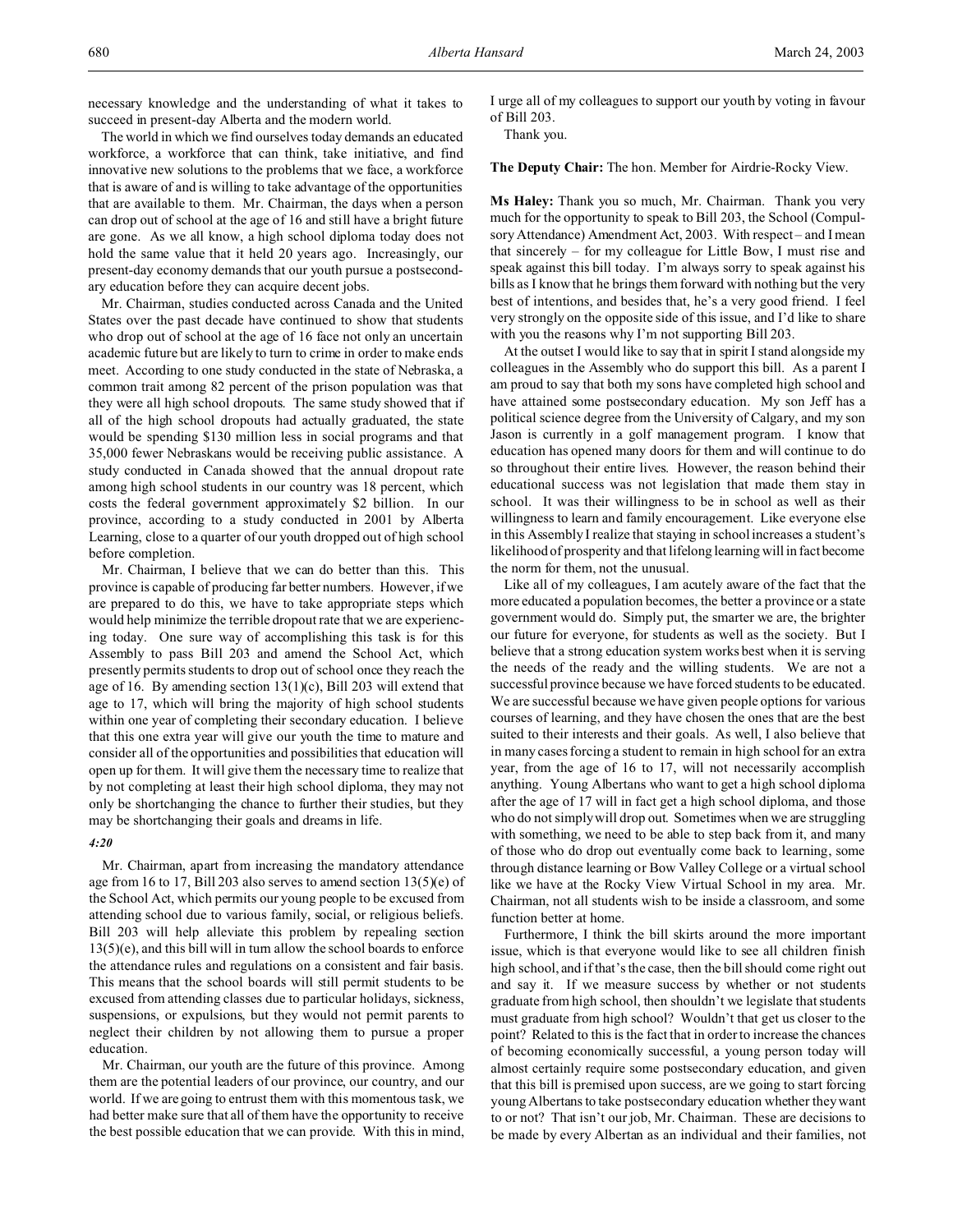necessary knowledge and the understanding of what it takes to succeed in present-day Alberta and the modern world.

The world in which we find ourselves today demands an educated workforce, a workforce that can think, take initiative, and find innovative new solutions to the problems that we face, a workforce that is aware of and is willing to take advantage of the opportunities that are available to them. Mr. Chairman, the days when a person can drop out of school at the age of 16 and still have a bright future are gone. As we all know, a high school diploma today does not hold the same value that it held 20 years ago. Increasingly, our present-day economy demands that our youth pursue a postsecondary education before they can acquire decent jobs.

Mr. Chairman, studies conducted across Canada and the United States over the past decade have continued to show that students who drop out of school at the age of 16 face not only an uncertain academic future but are likely to turn to crime in order to make ends meet. According to one study conducted in the state of Nebraska, a common trait among 82 percent of the prison population was that they were all high school dropouts. The same study showed that if all of the high school dropouts had actually graduated, the state would be spending $130 million less in social programs and that 35,000 fewer Nebraskans would be receiving public assistance. A study conducted in Canada showed that the annual dropout rate among high school students in our country was 18 percent, which costs the federal government approximately $2 billion. In our province, according to a study conducted in 2001 by Alberta Learning, close to a quarter of our youth dropped out of high school before completion.

Mr. Chairman, I believe that we can do better than this. This province is capable of producing far better numbers. However, if we are prepared to do this, we have to take appropriate steps which would help minimize the terrible dropout rate that we are experiencing today. One sure way of accomplishing this task is for this Assembly to pass Bill 203 and amend the School Act, which presently permits students to drop out of school once they reach the age of 16. By amending section 13(1)(c), Bill 203 will extend that age to 17, which will bring the majority of high school students within one year of completing their secondary education. I believe that this one extra year will give our youth the time to mature and consider all of the opportunities and possibilities that education will open up for them. It will give them the necessary time to realize that by not completing at least their high school diploma, they may not only be shortchanging the chance to further their studies, but they may be shortchanging their goals and dreams in life.

*4:20*

Mr. Chairman, apart from increasing the mandatory attendance age from 16 to 17, Bill 203 also serves to amend section 13(5)(e) of the School Act, which permits our young people to be excused from attending school due to various family, social, or religious beliefs. Bill 203 will help alleviate this problem by repealing section 13(5)(e), and this bill will in turn allow the school boards to enforce the attendance rules and regulations on a consistent and fair basis. This means that the school boards will still permit students to be excused from attending classes due to particular holidays, sickness, suspensions, or expulsions, but they would not permit parents to neglect their children by not allowing them to pursue a proper education.

Mr. Chairman, our youth are the future of this province. Among them are the potential leaders of our province, our country, and our world. If we are going to entrust them with this momentous task, we had better make sure that all of them have the opportunity to receive the best possible education that we can provide. With this in mind, I urge all of my colleagues to support our youth by voting in favour of Bill 203.

Thank you.

**The Deputy Chair:** The hon. Member for Airdrie-Rocky View.

**Ms Haley:** Thank you so much, Mr. Chairman. Thank you very much for the opportunity to speak to Bill 203, the School (Compulsory Attendance) Amendment Act, 2003. With respect – and I mean that sincerely – for my colleague for Little Bow, I must rise and speak against this bill today. I'm always sorry to speak against his bills as I know that he brings them forward with nothing but the very best of intentions, and besides that, he's a very good friend. I feel very strongly on the opposite side of this issue, and I'd like to share with you the reasons why I'm not supporting Bill 203.

At the outset I would like to say that in spirit I stand alongside my colleagues in the Assembly who do support this bill. As a parent I am proud to say that both my sons have completed high school and have attained some postsecondary education. My son Jeff has a political science degree from the University of Calgary, and my son Jason is currently in a golf management program. I know that education has opened many doors for them and will continue to do so throughout their entire lives. However, the reason behind their educational success was not legislation that made them stay in school. It was their willingness to be in school as well as their willingness to learn and family encouragement. Like everyone else in this Assembly I realize that staying in school increases a student's likelihood of prosperity and that lifelong learning will in fact become the norm for them, not the unusual.

Like all of my colleagues, I am acutely aware of the fact that the more educated a population becomes, the better a province or a state government would do. Simply put, the smarter we are, the brighter our future for everyone, for students as well as the society. But I believe that a strong education system works best when it is serving the needs of the ready and the willing students. We are not a successful province because we have forced students to be educated. We are successful because we have given people options for various courses of learning, and they have chosen the ones that are the best suited to their interests and their goals. As well, I also believe that in many cases forcing a student to remain in high school for an extra year, from the age of 16 to 17, will not necessarily accomplish anything. Young Albertans who want to get a high school diploma after the age of 17 will in fact get a high school diploma, and those who do not simply will drop out. Sometimes when we are struggling with something, we need to be able to step back from it, and many of those who do drop out eventually come back to learning, some through distance learning or Bow Valley College or a virtual school like we have at the Rocky View Virtual School in my area. Mr. Chairman, not all students wish to be inside a classroom, and some function better at home.

Furthermore, I think the bill skirts around the more important issue, which is that everyone would like to see all children finish high school, and if that's the case, then the bill should come right out and say it. If we measure success by whether or not students graduate from high school, then shouldn't we legislate that students must graduate from high school? Wouldn't that get us closer to the point? Related to this is the fact that in order to increase the chances of becoming economically successful, a young person today will almost certainly require some postsecondary education, and given that this bill is premised upon success, are we going to start forcing young Albertans to take postsecondary education whether they want to or not? That isn't our job, Mr. Chairman. These are decisions to be made by every Albertan as an individual and their families, not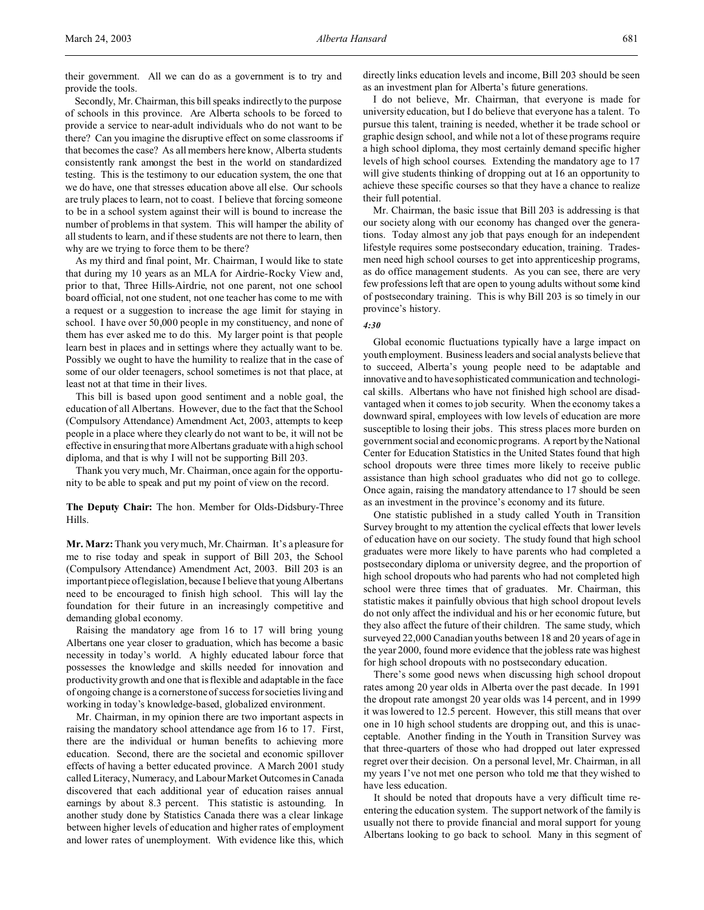their government. All we can do as a government is to try and provide the tools.

Secondly, Mr. Chairman, this bill speaks indirectly to the purpose of schools in this province. Are Alberta schools to be forced to provide a service to near-adult individuals who do not want to be there? Can you imagine the disruptive effect on some classrooms if that becomes the case? As all members here know, Alberta students consistently rank amongst the best in the world on standardized testing. This is the testimony to our education system, the one that we do have, one that stresses education above all else. Our schools are truly places to learn, not to coast. I believe that forcing someone to be in a school system against their will is bound to increase the number of problems in that system. This will hamper the ability of all students to learn, and if these students are not there to learn, then why are we trying to force them to be there?

As my third and final point, Mr. Chairman, I would like to state that during my 10 years as an MLA for Airdrie-Rocky View and, prior to that, Three Hills-Airdrie, not one parent, not one school board official, not one student, not one teacher has come to me with a request or a suggestion to increase the age limit for staying in school. I have over 50,000 people in my constituency, and none of them has ever asked me to do this. My larger point is that people learn best in places and in settings where they actually want to be. Possibly we ought to have the humility to realize that in the case of some of our older teenagers, school sometimes is not that place, at least not at that time in their lives.

This bill is based upon good sentiment and a noble goal, the education of all Albertans. However, due to the fact that the School (Compulsory Attendance) Amendment Act, 2003, attempts to keep people in a place where they clearly do not want to be, it will not be effective in ensuring that more Albertans graduate with a high school diploma, and that is why I will not be supporting Bill 203.

Thank you very much, Mr. Chairman, once again for the opportunity to be able to speak and put my point of view on the record.

**The Deputy Chair:** The hon. Member for Olds-Didsbury-Three Hills.

**Mr. Marz:** Thank you very much, Mr. Chairman. It's a pleasure for me to rise today and speak in support of Bill 203, the School (Compulsory Attendance) Amendment Act, 2003. Bill 203 is an important piece of legislation, because I believe that young Albertans need to be encouraged to finish high school. This will lay the foundation for their future in an increasingly competitive and demanding global economy.

Raising the mandatory age from 16 to 17 will bring young Albertans one year closer to graduation, which has become a basic necessity in today's world. A highly educated labour force that possesses the knowledge and skills needed for innovation and productivity growth and one that is flexible and adaptable in the face of ongoing change is a cornerstone of success for societies living and working in today's knowledge-based, globalized environment.

Mr. Chairman, in my opinion there are two important aspects in raising the mandatory school attendance age from 16 to 17. First, there are the individual or human benefits to achieving more education. Second, there are the societal and economic spillover effects of having a better educated province. A March 2001 study called Literacy, Numeracy, and Labour Market Outcomes in Canada discovered that each additional year of education raises annual earnings by about 8.3 percent. This statistic is astounding. In another study done by Statistics Canada there was a clear linkage between higher levels of education and higher rates of employment and lower rates of unemployment. With evidence like this, which directly links education levels and income, Bill 203 should be seen as an investment plan for Alberta's future generations.

I do not believe, Mr. Chairman, that everyone is made for university education, but I do believe that everyone has a talent. To pursue this talent, training is needed, whether it be trade school or graphic design school, and while not a lot of these programs require a high school diploma, they most certainly demand specific higher levels of high school courses. Extending the mandatory age to 17 will give students thinking of dropping out at 16 an opportunity to achieve these specific courses so that they have a chance to realize their full potential.

Mr. Chairman, the basic issue that Bill 203 is addressing is that our society along with our economy has changed over the generations. Today almost any job that pays enough for an independent lifestyle requires some postsecondary education, training. Tradesmen need high school courses to get into apprenticeship programs, as do office management students. As you can see, there are very few professions left that are open to young adults without some kind of postsecondary training. This is why Bill 203 is so timely in our province's history.

*4:30*

Global economic fluctuations typically have a large impact on youth employment. Business leaders and social analysts believe that to succeed, Alberta's young people need to be adaptable and innovative and to have sophisticated communication and technological skills. Albertans who have not finished high school are disadvantaged when it comes to job security. When the economy takes a downward spiral, employees with low levels of education are more susceptible to losing their jobs. This stress places more burden on government social and economic programs. A report by the National Center for Education Statistics in the United States found that high school dropouts were three times more likely to receive public assistance than high school graduates who did not go to college. Once again, raising the mandatory attendance to 17 should be seen as an investment in the province's economy and its future.

One statistic published in a study called Youth in Transition Survey brought to my attention the cyclical effects that lower levels of education have on our society. The study found that high school graduates were more likely to have parents who had completed a postsecondary diploma or university degree, and the proportion of high school dropouts who had parents who had not completed high school were three times that of graduates. Mr. Chairman, this statistic makes it painfully obvious that high school dropout levels do not only affect the individual and his or her economic future, but they also affect the future of their children. The same study, which surveyed 22,000 Canadian youths between 18 and 20 years of age in the year 2000, found more evidence that the jobless rate was highest for high school dropouts with no postsecondary education.

There's some good news when discussing high school dropout rates among 20 year olds in Alberta over the past decade. In 1991 the dropout rate amongst 20 year olds was 14 percent, and in 1999 it was lowered to 12.5 percent. However, this still means that over one in 10 high school students are dropping out, and this is unacceptable. Another finding in the Youth in Transition Survey was that three-quarters of those who had dropped out later expressed regret over their decision. On a personal level, Mr. Chairman, in all my years I've not met one person who told me that they wished to have less education.

It should be noted that dropouts have a very difficult time reentering the education system. The support network of the family is usually not there to provide financial and moral support for young Albertans looking to go back to school. Many in this segment of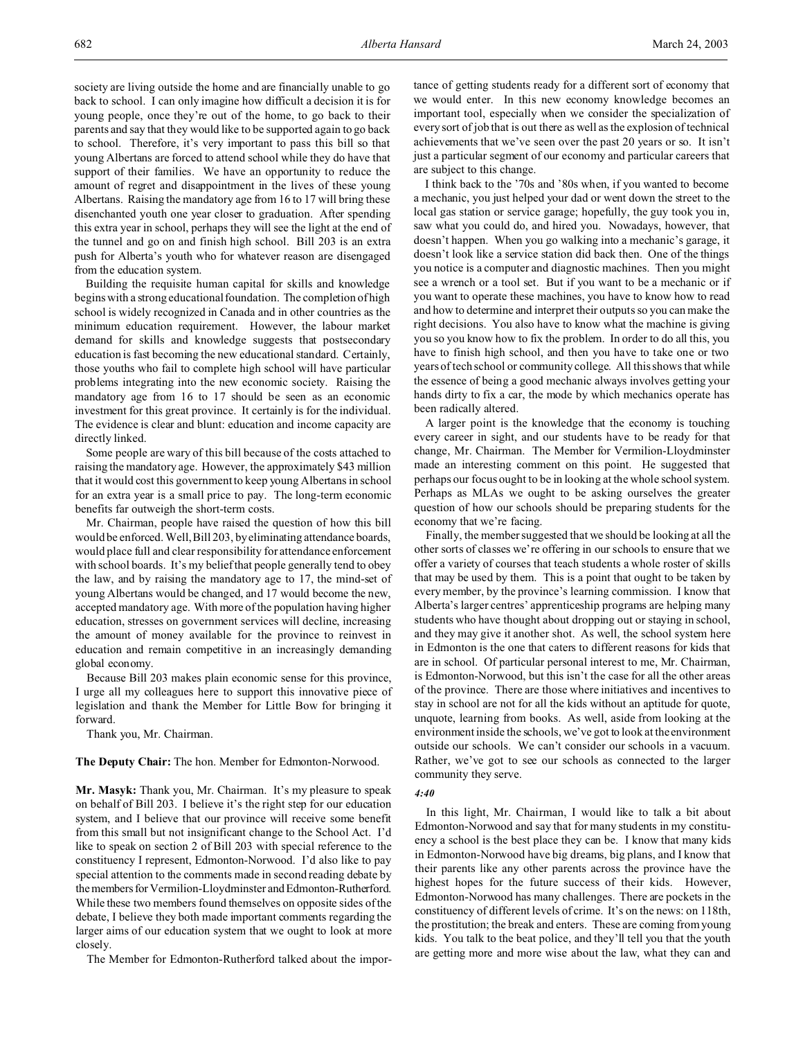society are living outside the home and are financially unable to go back to school. I can only imagine how difficult a decision it is for young people, once they're out of the home, to go back to their parents and say that they would like to be supported again to go back to school. Therefore, it's very important to pass this bill so that young Albertans are forced to attend school while they do have that support of their families. We have an opportunity to reduce the amount of regret and disappointment in the lives of these young Albertans. Raising the mandatory age from 16 to 17 will bring these disenchanted youth one year closer to graduation. After spending this extra year in school, perhaps they will see the light at the end of the tunnel and go on and finish high school. Bill 203 is an extra push for Alberta's youth who for whatever reason are disengaged from the education system.

Building the requisite human capital for skills and knowledge begins with a strong educational foundation. The completion of high school is widely recognized in Canada and in other countries as the minimum education requirement. However, the labour market demand for skills and knowledge suggests that postsecondary education is fast becoming the new educational standard. Certainly, those youths who fail to complete high school will have particular problems integrating into the new economic society. Raising the mandatory age from 16 to 17 should be seen as an economic investment for this great province. It certainly is for the individual. The evidence is clear and blunt: education and income capacity are directly linked.

Some people are wary of this bill because of the costs attached to raising the mandatory age. However, the approximately $43 million that it would cost this government to keep young Albertans in school for an extra year is a small price to pay. The long-term economic benefits far outweigh the short-term costs.

Mr. Chairman, people have raised the question of how this bill would be enforced. Well, Bill 203, by eliminating attendance boards, would place full and clear responsibility for attendance enforcement with school boards. It's my belief that people generally tend to obey the law, and by raising the mandatory age to 17, the mind-set of young Albertans would be changed, and 17 would become the new, accepted mandatory age. With more of the population having higher education, stresses on government services will decline, increasing the amount of money available for the province to reinvest in education and remain competitive in an increasingly demanding global economy.

Because Bill 203 makes plain economic sense for this province, I urge all my colleagues here to support this innovative piece of legislation and thank the Member for Little Bow for bringing it forward.

Thank you, Mr. Chairman.

**The Deputy Chair:** The hon. Member for Edmonton-Norwood.

**Mr. Masyk:** Thank you, Mr. Chairman. It's my pleasure to speak on behalf of Bill 203. I believe it's the right step for our education system, and I believe that our province will receive some benefit from this small but not insignificant change to the School Act. I'd like to speak on section 2 of Bill 203 with special reference to the constituency I represent, Edmonton-Norwood. I'd also like to pay special attention to the comments made in second reading debate by the members for Vermilion-Lloydminster and Edmonton-Rutherford. While these two members found themselves on opposite sides of the debate, I believe they both made important comments regarding the larger aims of our education system that we ought to look at more closely.

The Member for Edmonton-Rutherford talked about the importance of getting students ready for a different sort of economy that we would enter. In this new economy knowledge becomes an important tool, especially when we consider the specialization of every sort of job that is out there as well as the explosion of technical achievements that we've seen over the past 20 years or so. It isn't just a particular segment of our economy and particular careers that are subject to this change.

I think back to the '70s and '80s when, if you wanted to become a mechanic, you just helped your dad or went down the street to the local gas station or service garage; hopefully, the guy took you in, saw what you could do, and hired you. Nowadays, however, that doesn't happen. When you go walking into a mechanic's garage, it doesn't look like a service station did back then. One of the things you notice is a computer and diagnostic machines. Then you might see a wrench or a tool set. But if you want to be a mechanic or if you want to operate these machines, you have to know how to read and how to determine and interpret their outputs so you can make the right decisions. You also have to know what the machine is giving you so you know how to fix the problem. In order to do all this, you have to finish high school, and then you have to take one or two years of tech school or community college. All this shows that while the essence of being a good mechanic always involves getting your hands dirty to fix a car, the mode by which mechanics operate has been radically altered.

A larger point is the knowledge that the economy is touching every career in sight, and our students have to be ready for that change, Mr. Chairman. The Member for Vermilion-Lloydminster made an interesting comment on this point. He suggested that perhaps our focus ought to be in looking at the whole school system. Perhaps as MLAs we ought to be asking ourselves the greater question of how our schools should be preparing students for the economy that we're facing.

Finally, the member suggested that we should be looking at all the other sorts of classes we're offering in our schools to ensure that we offer a variety of courses that teach students a whole roster of skills that may be used by them. This is a point that ought to be taken by every member, by the province's learning commission. I know that Alberta's larger centres' apprenticeship programs are helping many students who have thought about dropping out or staying in school, and they may give it another shot. As well, the school system here in Edmonton is the one that caters to different reasons for kids that are in school. Of particular personal interest to me, Mr. Chairman, is Edmonton-Norwood, but this isn't the case for all the other areas of the province. There are those where initiatives and incentives to stay in school are not for all the kids without an aptitude for quote, unquote, learning from books. As well, aside from looking at the environment inside the schools, we've got to look at the environment outside our schools. We can't consider our schools in a vacuum. Rather, we've got to see our schools as connected to the larger community they serve.

*4:40*

In this light, Mr. Chairman, I would like to talk a bit about Edmonton-Norwood and say that for many students in my constituency a school is the best place they can be. I know that many kids in Edmonton-Norwood have big dreams, big plans, and I know that their parents like any other parents across the province have the highest hopes for the future success of their kids. However, Edmonton-Norwood has many challenges. There are pockets in the constituency of different levels of crime. It's on the news: on 118th, the prostitution; the break and enters. These are coming from young kids. You talk to the beat police, and they'll tell you that the youth are getting more and more wise about the law, what they can and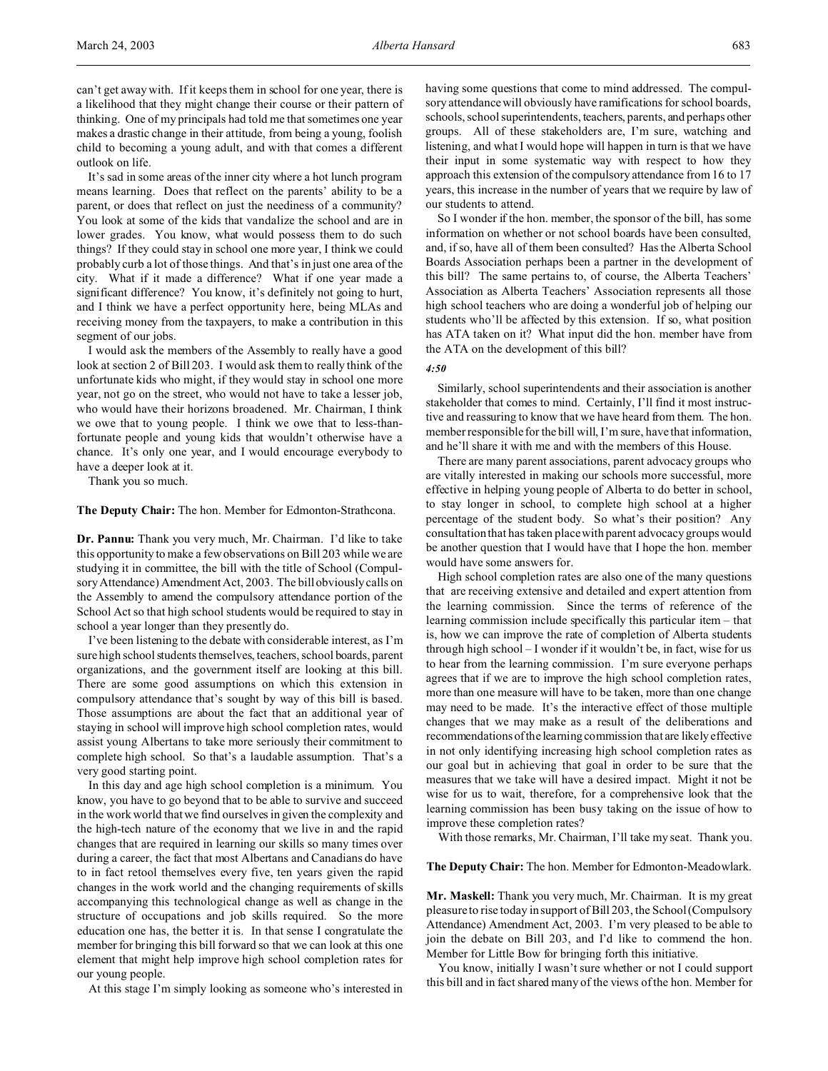can't get away with. If it keeps them in school for one year, there is a likelihood that they might change their course or their pattern of thinking. One of my principals had told me that sometimes one year makes a drastic change in their attitude, from being a young, foolish child to becoming a young adult, and with that comes a different outlook on life.

It's sad in some areas of the inner city where a hot lunch program means learning. Does that reflect on the parents' ability to be a parent, or does that reflect on just the neediness of a community? You look at some of the kids that vandalize the school and are in lower grades. You know, what would possess them to do such things? If they could stay in school one more year, I think we could probably curb a lot of those things. And that's in just one area of the city. What if it made a difference? What if one year made a significant difference? You know, it's definitely not going to hurt, and I think we have a perfect opportunity here, being MLAs and receiving money from the taxpayers, to make a contribution in this segment of our jobs.

I would ask the members of the Assembly to really have a good look at section 2 of Bill 203. I would ask them to really think of the unfortunate kids who might, if they would stay in school one more year, not go on the street, who would not have to take a lesser job, who would have their horizons broadened. Mr. Chairman, I think we owe that to young people. I think we owe that to less-than-fortunate people and young kids that wouldn't otherwise have a chance. It's only one year, and I would encourage everybody to have a deeper look at it.

Thank you so much.

**The Deputy Chair:** The hon. Member for Edmonton-Strathcona.

**Dr. Pannu:** Thank you very much, Mr. Chairman. I'd like to take this opportunity to make a few observations on Bill 203 while we are studying it in committee, the bill with the title of School (Compulsory Attendance) Amendment Act, 2003. The bill obviously calls on the Assembly to amend the compulsory attendance portion of the School Act so that high school students would be required to stay in school a year longer than they presently do.

I've been listening to the debate with considerable interest, as I'm sure high school students themselves, teachers, school boards, parent organizations, and the government itself are looking at this bill. There are some good assumptions on which this extension in compulsory attendance that's sought by way of this bill is based. Those assumptions are about the fact that an additional year of staying in school will improve high school completion rates, would assist young Albertans to take more seriously their commitment to complete high school. So that's a laudable assumption. That's a very good starting point.

In this day and age high school completion is a minimum. You know, you have to go beyond that to be able to survive and succeed in the work world that we find ourselves in given the complexity and the high-tech nature of the economy that we live in and the rapid changes that are required in learning our skills so many times over during a career, the fact that most Albertans and Canadians do have to in fact retool themselves every five, ten years given the rapid changes in the work world and the changing requirements of skills accompanying this technological change as well as change in the structure of occupations and job skills required. So the more education one has, the better it is. In that sense I congratulate the member for bringing this bill forward so that we can look at this one element that might help improve high school completion rates for our young people.

At this stage I'm simply looking as someone who's interested in having some questions that come to mind addressed. The compulsory attendance will obviously have ramifications for school boards, schools, school superintendents, teachers, parents, and perhaps other groups. All of these stakeholders are, I'm sure, watching and listening, and what I would hope will happen in turn is that we have their input in some systematic way with respect to how they approach this extension of the compulsory attendance from 16 to 17 years, this increase in the number of years that we require by law of our students to attend.

So I wonder if the hon. member, the sponsor of the bill, has some information on whether or not school boards have been consulted, and, if so, have all of them been consulted? Has the Alberta School Boards Association perhaps been a partner in the development of this bill? The same pertains to, of course, the Alberta Teachers' Association as Alberta Teachers' Association represents all those high school teachers who are doing a wonderful job of helping our students who'll be affected by this extension. If so, what position has ATA taken on it? What input did the hon. member have from the ATA on the development of this bill?

*4:50*

Similarly, school superintendents and their association is another stakeholder that comes to mind. Certainly, I'll find it most instructive and reassuring to know that we have heard from them. The hon. member responsible for the bill will, I'm sure, have that information, and he'll share it with me and with the members of this House.

There are many parent associations, parent advocacy groups who are vitally interested in making our schools more successful, more effective in helping young people of Alberta to do better in school, to stay longer in school, to complete high school at a higher percentage of the student body. So what's their position? Any consultation that has taken place with parent advocacy groups would be another question that I would have that I hope the hon. member would have some answers for.

High school completion rates are also one of the many questions that are receiving extensive and detailed and expert attention from the learning commission. Since the terms of reference of the learning commission include specifically this particular item – that is, how we can improve the rate of completion of Alberta students through high school – I wonder if it wouldn't be, in fact, wise for us to hear from the learning commission. I'm sure everyone perhaps agrees that if we are to improve the high school completion rates, more than one measure will have to be taken, more than one change may need to be made. It's the interactive effect of those multiple changes that we may make as a result of the deliberations and recommendations of the learning commission that are likely effective in not only identifying increasing high school completion rates as our goal but in achieving that goal in order to be sure that the measures that we take will have a desired impact. Might it not be wise for us to wait, therefore, for a comprehensive look that the learning commission has been busy taking on the issue of how to improve these completion rates?

With those remarks, Mr. Chairman, I'll take my seat. Thank you.

**The Deputy Chair:** The hon. Member for Edmonton-Meadowlark.

**Mr. Maskell:** Thank you very much, Mr. Chairman. It is my great pleasure to rise today in support of Bill 203, the School (Compulsory Attendance) Amendment Act, 2003. I'm very pleased to be able to join the debate on Bill 203, and I'd like to commend the hon. Member for Little Bow for bringing forth this initiative.

You know, initially I wasn't sure whether or not I could support this bill and in fact shared many of the views of the hon. Member for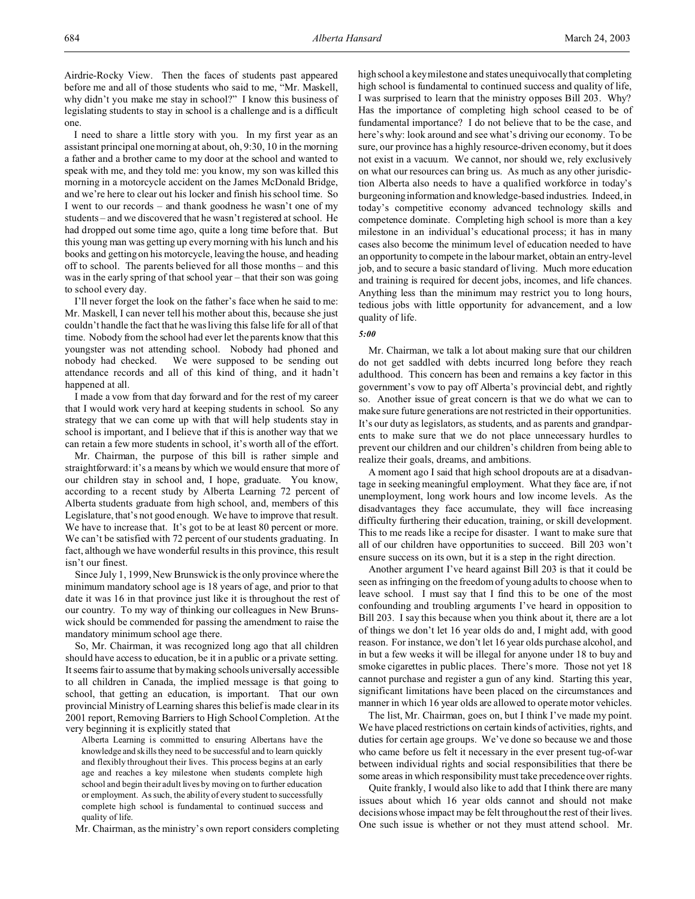Airdrie-Rocky View. Then the faces of students past appeared before me and all of those students who said to me, "Mr. Maskell, why didn't you make me stay in school?" I know this business of legislating students to stay in school is a challenge and is a difficult one.

I need to share a little story with you. In my first year as an assistant principal one morning at about, oh, 9:30, 10 in the morning a father and a brother came to my door at the school and wanted to speak with me, and they told me: you know, my son was killed this morning in a motorcycle accident on the James McDonald Bridge, and we're here to clear out his locker and finish his school time. So I went to our records – and thank goodness he wasn't one of my students – and we discovered that he wasn't registered at school. He had dropped out some time ago, quite a long time before that. But this young man was getting up every morning with his lunch and his books and getting on his motorcycle, leaving the house, and heading off to school. The parents believed for all those months – and this was in the early spring of that school year – that their son was going to school every day.

I'll never forget the look on the father's face when he said to me: Mr. Maskell, I can never tell his mother about this, because she just couldn't handle the fact that he was living this false life for all of that time. Nobody from the school had ever let the parents know that this youngster was not attending school. Nobody had phoned and nobody had checked. We were supposed to be sending out attendance records and all of this kind of thing, and it hadn't happened at all.

I made a vow from that day forward and for the rest of my career that I would work very hard at keeping students in school. So any strategy that we can come up with that will help students stay in school is important, and I believe that if this is another way that we can retain a few more students in school, it's worth all of the effort.

Mr. Chairman, the purpose of this bill is rather simple and straightforward: it's a means by which we would ensure that more of our children stay in school and, I hope, graduate. You know, according to a recent study by Alberta Learning 72 percent of Alberta students graduate from high school, and, members of this Legislature, that's not good enough. We have to improve that result. We have to increase that. It's got to be at least 80 percent or more. We can't be satisfied with 72 percent of our students graduating. In fact, although we have wonderful results in this province, this result isn't our finest.

Since July 1, 1999, New Brunswick is the only province where the minimum mandatory school age is 18 years of age, and prior to that date it was 16 in that province just like it is throughout the rest of our country. To my way of thinking our colleagues in New Brunswick should be commended for passing the amendment to raise the mandatory minimum school age there.

So, Mr. Chairman, it was recognized long ago that all children should have access to education, be it in a public or a private setting. It seems fair to assume that by making schools universally accessible to all children in Canada, the implied message is that going to school, that getting an education, is important. That our own provincial Ministry of Learning shares this belief is made clear in its 2001 report, Removing Barriers to High School Completion. At the very beginning it is explicitly stated that

> Alberta Learning is committed to ensuring Albertans have the knowledge and skills they need to be successful and to learn quickly and flexibly throughout their lives. This process begins at an early age and reaches a key milestone when students complete high school and begin their adult lives by moving on to further education or employment. As such, the ability of every student to successfully complete high school is fundamental to continued success and quality of life.

Mr. Chairman, as the ministry's own report considers completing high school a key milestone and states unequivocally that completing high school is fundamental to continued success and quality of life, I was surprised to learn that the ministry opposes Bill 203. Why? Has the importance of completing high school ceased to be of fundamental importance? I do not believe that to be the case, and here's why: look around and see what's driving our economy. To be sure, our province has a highly resource-driven economy, but it does not exist in a vacuum. We cannot, nor should we, rely exclusively on what our resources can bring us. As much as any other jurisdiction Alberta also needs to have a qualified workforce in today's burgeoning information and knowledge-based industries. Indeed, in today's competitive economy advanced technology skills and competence dominate. Completing high school is more than a key milestone in an individual's educational process; it has in many cases also become the minimum level of education needed to have an opportunity to compete in the labour market, obtain an entry-level job, and to secure a basic standard of living. Much more education and training is required for decent jobs, incomes, and life chances. Anything less than the minimum may restrict you to long hours, tedious jobs with little opportunity for advancement, and a low quality of life.

*5:00*

Mr. Chairman, we talk a lot about making sure that our children do not get saddled with debts incurred long before they reach adulthood. This concern has been and remains a key factor in this government's vow to pay off Alberta's provincial debt, and rightly so. Another issue of great concern is that we do what we can to make sure future generations are not restricted in their opportunities. It's our duty as legislators, as students, and as parents and grandparents to make sure that we do not place unnecessary hurdles to prevent our children and our children's children from being able to realize their goals, dreams, and ambitions.

A moment ago I said that high school dropouts are at a disadvantage in seeking meaningful employment. What they face are, if not unemployment, long work hours and low income levels. As the disadvantages they face accumulate, they will face increasing difficulty furthering their education, training, or skill development. This to me reads like a recipe for disaster. I want to make sure that all of our children have opportunities to succeed. Bill 203 won't ensure success on its own, but it is a step in the right direction.

Another argument I've heard against Bill 203 is that it could be seen as infringing on the freedom of young adults to choose when to leave school. I must say that I find this to be one of the most confounding and troubling arguments I've heard in opposition to Bill 203. I say this because when you think about it, there are a lot of things we don't let 16 year olds do and, I might add, with good reason. For instance, we don't let 16 year olds purchase alcohol, and in but a few weeks it will be illegal for anyone under 18 to buy and smoke cigarettes in public places. There's more. Those not yet 18 cannot purchase and register a gun of any kind. Starting this year, significant limitations have been placed on the circumstances and manner in which 16 year olds are allowed to operate motor vehicles.

The list, Mr. Chairman, goes on, but I think I've made my point. We have placed restrictions on certain kinds of activities, rights, and duties for certain age groups. We've done so because we and those who came before us felt it necessary in the ever present tug-of-war between individual rights and social responsibilities that there be some areas in which responsibility must take precedence over rights.

Quite frankly, I would also like to add that I think there are many issues about which 16 year olds cannot and should not make decisions whose impact may be felt throughout the rest of their lives. One such issue is whether or not they must attend school. Mr.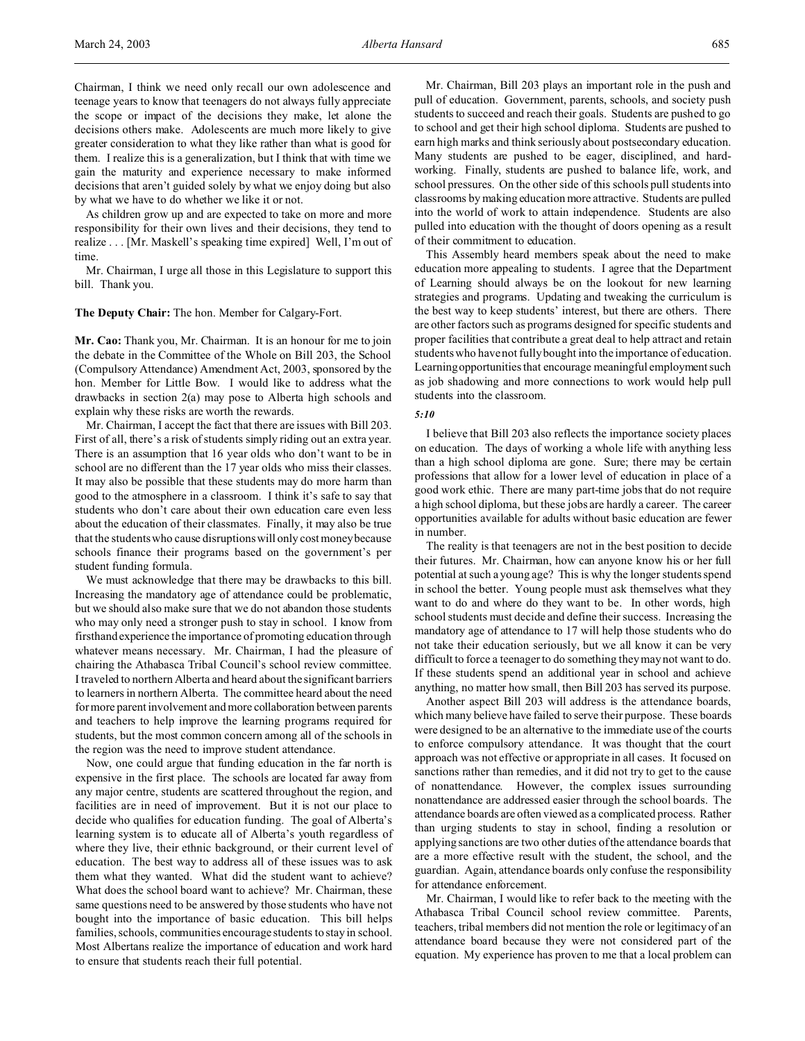Chairman, I think we need only recall our own adolescence and teenage years to know that teenagers do not always fully appreciate the scope or impact of the decisions they make, let alone the decisions others make. Adolescents are much more likely to give greater consideration to what they like rather than what is good for them. I realize this is a generalization, but I think that with time we gain the maturity and experience necessary to make informed decisions that aren't guided solely by what we enjoy doing but also by what we have to do whether we like it or not.

As children grow up and are expected to take on more and more responsibility for their own lives and their decisions, they tend to realize . . . [Mr. Maskell's speaking time expired] Well, I'm out of time.

Mr. Chairman, I urge all those in this Legislature to support this bill. Thank you.

**The Deputy Chair:** The hon. Member for Calgary-Fort.

**Mr. Cao:** Thank you, Mr. Chairman. It is an honour for me to join the debate in the Committee of the Whole on Bill 203, the School (Compulsory Attendance) Amendment Act, 2003, sponsored by the hon. Member for Little Bow. I would like to address what the drawbacks in section 2(a) may pose to Alberta high schools and explain why these risks are worth the rewards.

Mr. Chairman, I accept the fact that there are issues with Bill 203. First of all, there's a risk of students simply riding out an extra year. There is an assumption that 16 year olds who don't want to be in school are no different than the 17 year olds who miss their classes. It may also be possible that these students may do more harm than good to the atmosphere in a classroom. I think it's safe to say that students who don't care about their own education care even less about the education of their classmates. Finally, it may also be true that the students who cause disruptions will only cost money because schools finance their programs based on the government's per student funding formula.

We must acknowledge that there may be drawbacks to this bill. Increasing the mandatory age of attendance could be problematic, but we should also make sure that we do not abandon those students who may only need a stronger push to stay in school. I know from firsthand experience the importance of promoting education through whatever means necessary. Mr. Chairman, I had the pleasure of chairing the Athabasca Tribal Council's school review committee. I traveled to northern Alberta and heard about the significant barriers to learners in northern Alberta. The committee heard about the need for more parent involvement and more collaboration between parents and teachers to help improve the learning programs required for students, but the most common concern among all of the schools in the region was the need to improve student attendance.

Now, one could argue that funding education in the far north is expensive in the first place. The schools are located far away from any major centre, students are scattered throughout the region, and facilities are in need of improvement. But it is not our place to decide who qualifies for education funding. The goal of Alberta's learning system is to educate all of Alberta's youth regardless of where they live, their ethnic background, or their current level of education. The best way to address all of these issues was to ask them what they wanted. What did the student want to achieve? What does the school board want to achieve? Mr. Chairman, these same questions need to be answered by those students who have not bought into the importance of basic education. This bill helps families, schools, communities encourage students to stay in school. Most Albertans realize the importance of education and work hard to ensure that students reach their full potential.

Mr. Chairman, Bill 203 plays an important role in the push and pull of education. Government, parents, schools, and society push students to succeed and reach their goals. Students are pushed to go to school and get their high school diploma. Students are pushed to earn high marks and think seriously about postsecondary education. Many students are pushed to be eager, disciplined, and hard-working. Finally, students are pushed to balance life, work, and school pressures. On the other side of this schools pull students into classrooms by making education more attractive. Students are pulled into the world of work to attain independence. Students are also pulled into education with the thought of doors opening as a result of their commitment to education.

This Assembly heard members speak about the need to make education more appealing to students. I agree that the Department of Learning should always be on the lookout for new learning strategies and programs. Updating and tweaking the curriculum is the best way to keep students' interest, but there are others. There are other factors such as programs designed for specific students and proper facilities that contribute a great deal to help attract and retain students who have not fully bought into the importance of education. Learning opportunities that encourage meaningful employment such as job shadowing and more connections to work would help pull students into the classroom.

*5:10*

I believe that Bill 203 also reflects the importance society places on education. The days of working a whole life with anything less than a high school diploma are gone. Sure; there may be certain professions that allow for a lower level of education in place of a good work ethic. There are many part-time jobs that do not require a high school diploma, but these jobs are hardly a career. The career opportunities available for adults without basic education are fewer in number.

The reality is that teenagers are not in the best position to decide their futures. Mr. Chairman, how can anyone know his or her full potential at such a young age? This is why the longer students spend in school the better. Young people must ask themselves what they want to do and where do they want to be. In other words, high school students must decide and define their success. Increasing the mandatory age of attendance to 17 will help those students who do not take their education seriously, but we all know it can be very difficult to force a teenager to do something they may not want to do. If these students spend an additional year in school and achieve anything, no matter how small, then Bill 203 has served its purpose.

Another aspect Bill 203 will address is the attendance boards, which many believe have failed to serve their purpose. These boards were designed to be an alternative to the immediate use of the courts to enforce compulsory attendance. It was thought that the court approach was not effective or appropriate in all cases. It focused on sanctions rather than remedies, and it did not try to get to the cause of nonattendance. However, the complex issues surrounding nonattendance are addressed easier through the school boards. The attendance boards are often viewed as a complicated process. Rather than urging students to stay in school, finding a resolution or applying sanctions are two other duties of the attendance boards that are a more effective result with the student, the school, and the guardian. Again, attendance boards only confuse the responsibility for attendance enforcement.

Mr. Chairman, I would like to refer back to the meeting with the Athabasca Tribal Council school review committee. Parents, teachers, tribal members did not mention the role or legitimacy of an attendance board because they were not considered part of the equation. My experience has proven to me that a local problem can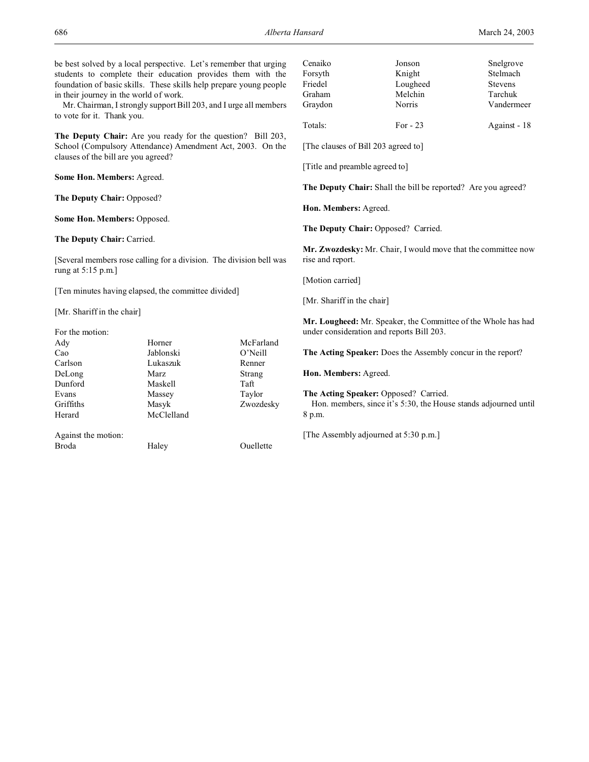be best solved by a local perspective. Let's remember that urging students to complete their education provides them with the foundation of basic skills. These skills help prepare young people in their journey in the world of work.

Mr. Chairman, I strongly support Bill 203, and I urge all members to vote for it. Thank you.

**The Deputy Chair:** Are you ready for the question? Bill 203, School (Compulsory Attendance) Amendment Act, 2003. On the clauses of the bill are you agreed?

**Some Hon. Members:** Agreed.

**The Deputy Chair:** Opposed?

**Some Hon. Members:** Opposed.

**The Deputy Chair:** Carried.

[Several members rose calling for a division. The division bell was rung at 5:15 p.m.]

[Ten minutes having elapsed, the committee divided]

[Mr. Shariff in the chair]

For the motion:

| | | |
|---|---|---|
| Ady | Horner | McFarland |
| Cao | Jablonski | O'Neill |
| Carlson | Lukaszuk | Renner |
| DeLong | Marz | Strang |
| Dunford | Maskell | Taft |
| Evans | Massey | Taylor |
| Griffiths | Masyk | Zwozdesky |
| Herard | McClelland | |

Against the motion:

| | | |
|---|---|---|
| Broda | Haley | Ouellette |
| Cenaiko | Jonson | Snelgrove |
| Forsyth | Knight | Stelmach |
| Friedel | Lougheed | Stevens |
| Graham | Melchin | Tarchuk |
| Graydon | Norris | Vandermeer |

| | | |
|---|---|---|
| Totals: | For - 23 | Against - 18 |

[The clauses of Bill 203 agreed to]

[Title and preamble agreed to]

**The Deputy Chair:** Shall the bill be reported? Are you agreed?

**Hon. Members:** Agreed.

**The Deputy Chair:** Opposed? Carried.

**Mr. Zwozdesky:** Mr. Chair, I would move that the committee now rise and report.

[Motion carried]

[Mr. Shariff in the chair]

**Mr. Lougheed:** Mr. Speaker, the Committee of the Whole has had under consideration and reports Bill 203.

**The Acting Speaker:** Does the Assembly concur in the report?

**Hon. Members:** Agreed.

**The Acting Speaker:** Opposed? Carried.

Hon. members, since it's 5:30, the House stands adjourned until 8 p.m.

[The Assembly adjourned at 5:30 p.m.]